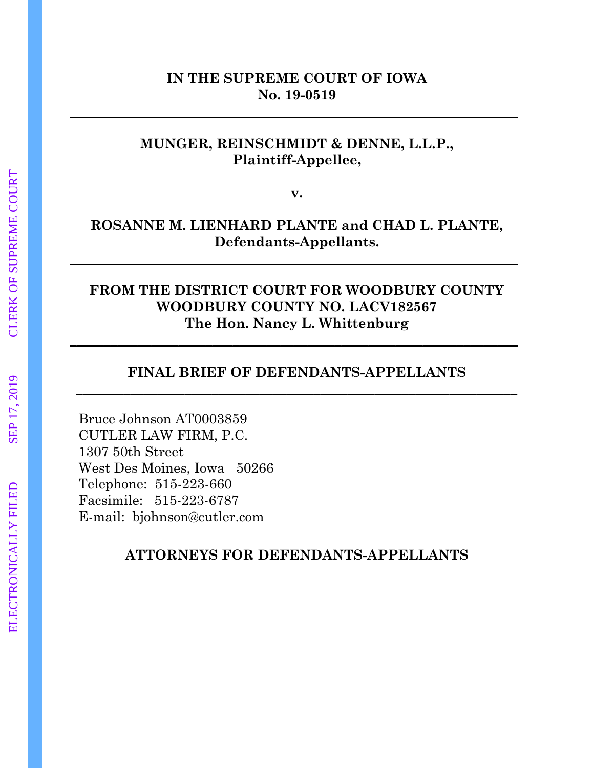**IN THE SUPREME COURT OF IOWA**
**No. 19-0519**

---

**MUNGER, REINSCHMIDT & DENNE, L.L.P.,**
**Plaintiff-Appellee,**

**v.**

**ROSANNE M. LIENHARD PLANTE and CHAD L. PLANTE,**
**Defendants-Appellants.**

---

**FROM THE DISTRICT COURT FOR WOODBURY COUNTY**
**WOODBURY COUNTY NO. LACV182567**
**The Hon. Nancy L. Whittenburg**

---

**FINAL BRIEF OF DEFENDANTS-APPELLANTS**

---

Bruce Johnson AT0003859
CUTLER LAW FIRM, P.C.
1307 50th Street
West Des Moines, Iowa 50266
Telephone: 515-223-660
Facsimile: 515-223-6787
E-mail: bjohnson@cutler.com

**ATTORNEYS FOR DEFENDANTS-APPELLANTS**

ELECTRONICALLY FILED SEP 17, 2019 CLERK OF SUPREME COURT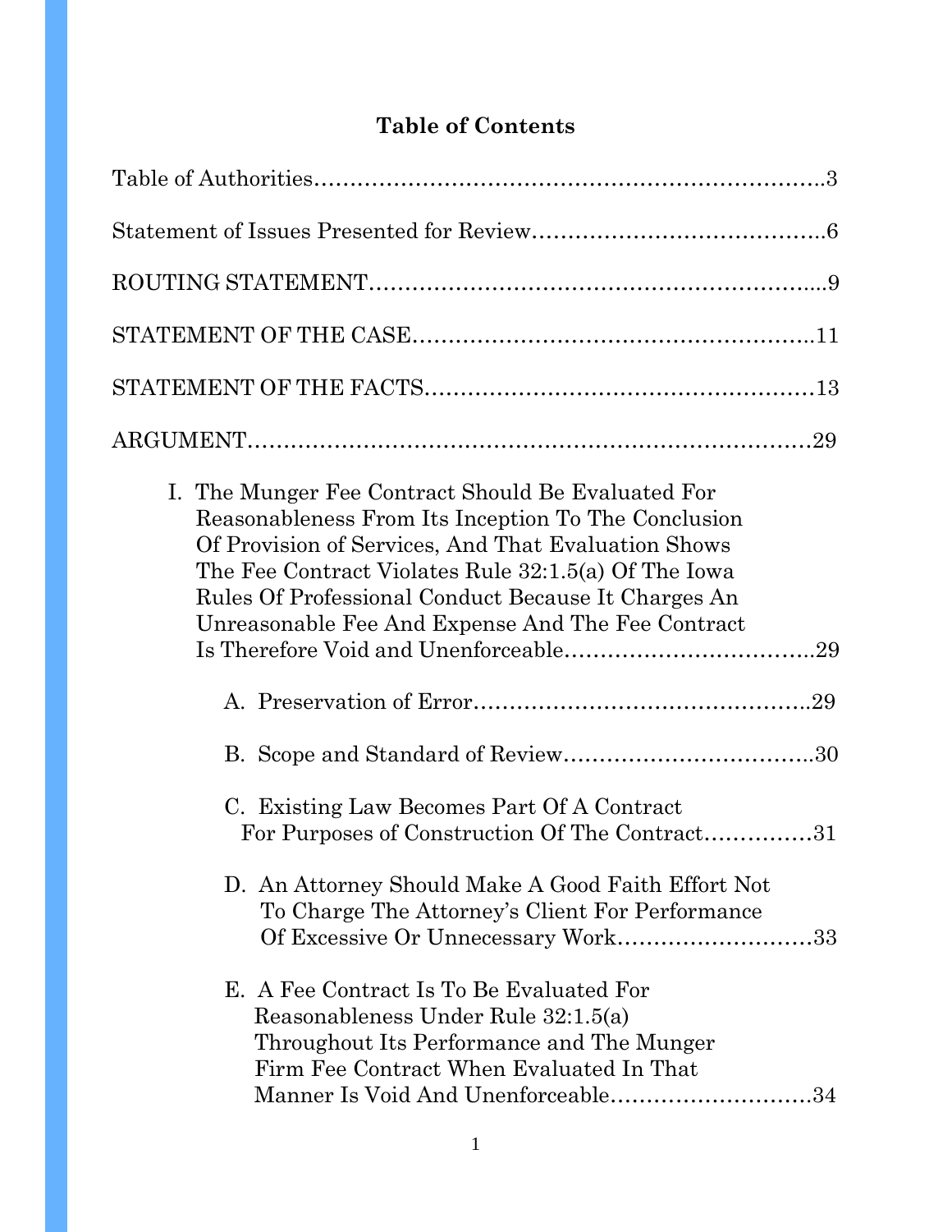# Table of Contents

Table of Authorities……………………………………………………………..3

Statement of Issues Presented for Review………………………………….6

ROUTING STATEMENT………………………………………………………....9

STATEMENT OF THE CASE………………………………………………..11

STATEMENT OF THE FACTS………………………………………………13

ARGUMENT…………………………………………………………………29

I. The Munger Fee Contract Should Be Evaluated For Reasonableness From Its Inception To The Conclusion Of Provision of Services, And That Evaluation Shows The Fee Contract Violates Rule 32:1.5(a) Of The Iowa Rules Of Professional Conduct Because It Charges An Unreasonable Fee And Expense And The Fee Contract Is Therefore Void and Unenforceable……………………………..29

   A. Preservation of Error………………………………………..29

   B. Scope and Standard of Review……………………………..30

   C. Existing Law Becomes Part Of A Contract For Purposes of Construction Of The Contract……………31

   D. An Attorney Should Make A Good Faith Effort Not To Charge The Attorney's Client For Performance Of Excessive Or Unnecessary Work………………………33

   E. A Fee Contract Is To Be Evaluated For Reasonableness Under Rule 32:1.5(a) Throughout Its Performance and The Munger Firm Fee Contract When Evaluated In That Manner Is Void And Unenforceable………………………34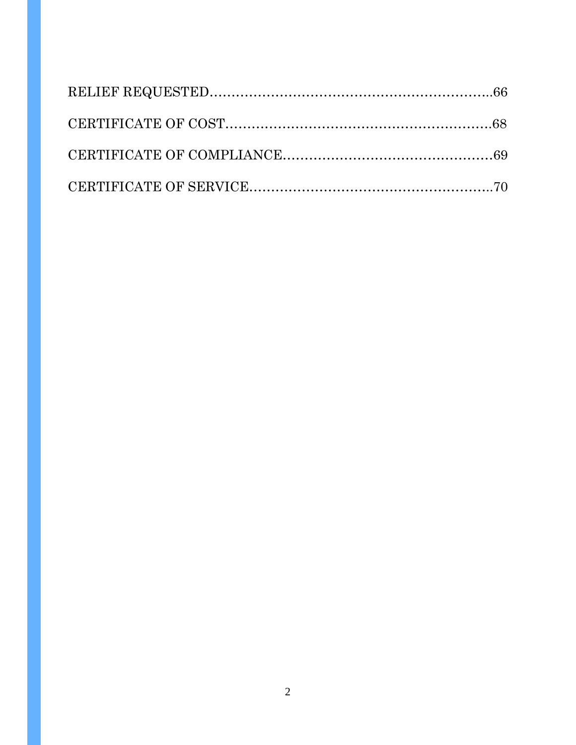RELIEF REQUESTED……………………………………………………….66

CERTIFICATE OF COST…………………………………………………..68

CERTIFICATE OF COMPLIANCE……………………………………….69

CERTIFICATE OF SERVICE……………………………………………..70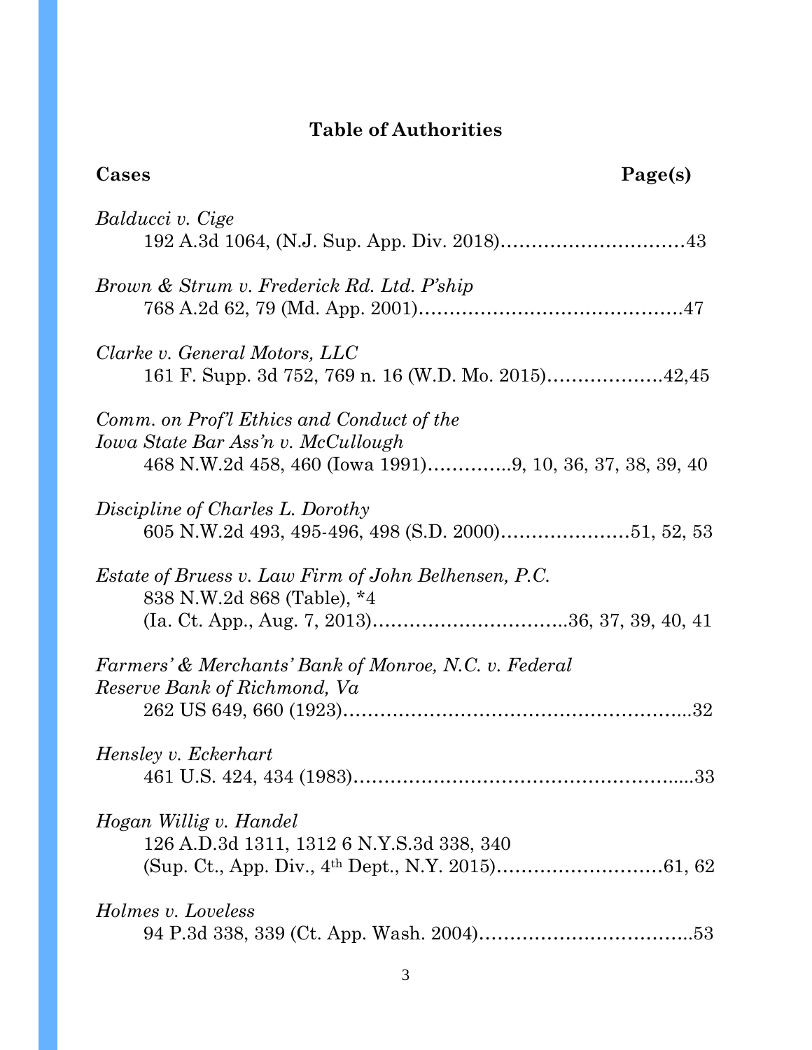## Table of Authorities

**Cases** **Page(s)**

*Balducci v. Cige*
192 A.3d 1064, (N.J. Sup. App. Div. 2018)…………………………43

*Brown & Strum v. Frederick Rd. Ltd. P'ship*
768 A.2d 62, 79 (Md. App. 2001)………………………………………47

*Clarke v. General Motors, LLC*
161 F. Supp. 3d 752, 769 n. 16 (W.D. Mo. 2015)……………….42,45

*Comm. on Prof'l Ethics and Conduct of the Iowa State Bar Ass'n v. McCullough*
468 N.W.2d 458, 460 (Iowa 1991)…………..9, 10, 36, 37, 38, 39, 40

*Discipline of Charles L. Dorothy*
605 N.W.2d 493, 495-496, 498 (S.D. 2000)…………………51, 52, 53

*Estate of Bruess v. Law Firm of John Belhensen, P.C.*
838 N.W.2d 868 (Table), *4
(Ia. Ct. App., Aug. 7, 2013)…………………………..36, 37, 39, 40, 41

*Farmers' & Merchants' Bank of Monroe, N.C. v. Federal Reserve Bank of Richmond, Va*
262 US 649, 660 (1923)…………………………………………………..32

*Hensley v. Eckerhart*
461 U.S. 424, 434 (1983)………………………………………………....33

*Hogan Willig v. Handel*
126 A.D.3d 1311, 1312 6 N.Y.S.3d 338, 340
(Sup. Ct., App. Div., 4th Dept., N.Y. 2015)………………………61, 62

*Holmes v. Loveless*
94 P.3d 338, 339 (Ct. App. Wash. 2004)……………………………..53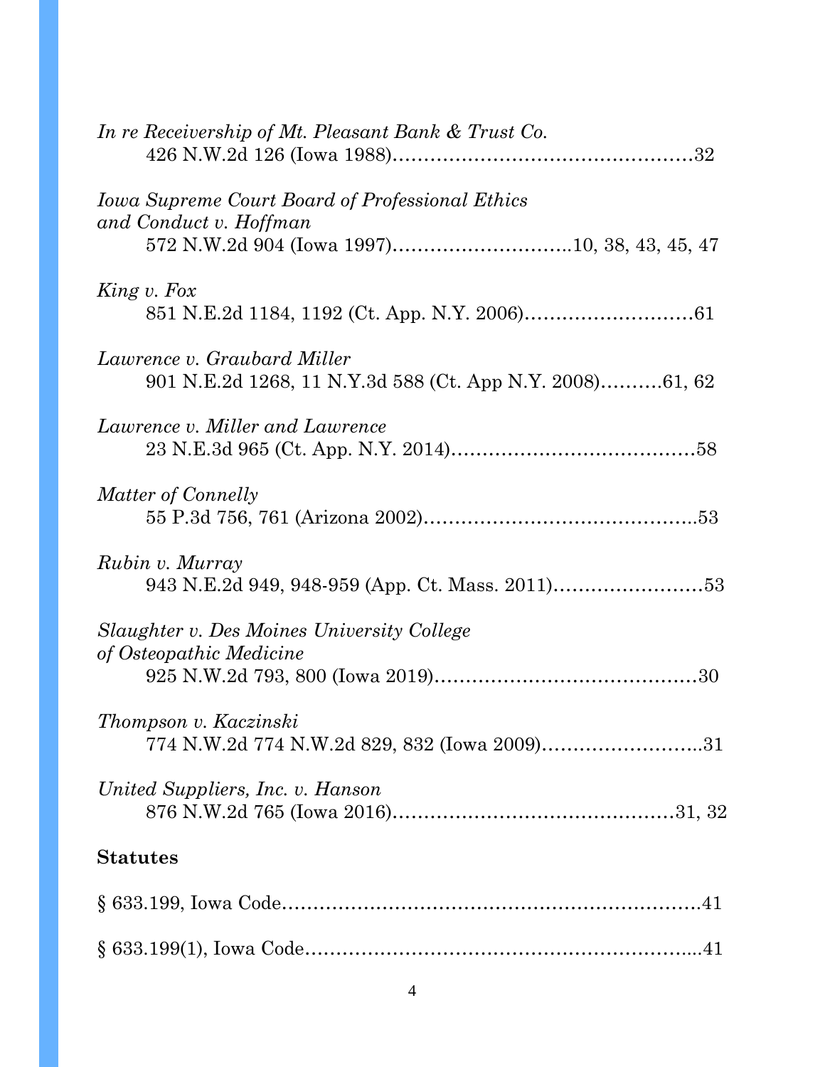*In re Receivership of Mt. Pleasant Bank & Trust Co.*
426 N.W.2d 126 (Iowa 1988)……………………………………………32

*Iowa Supreme Court Board of Professional Ethics and Conduct v. Hoffman*
572 N.W.2d 904 (Iowa 1997)………………………..10, 38, 43, 45, 47

*King v. Fox*
851 N.E.2d 1184, 1192 (Ct. App. N.Y. 2006)………………………61

*Lawrence v. Graubard Miller*
901 N.E.2d 1268, 11 N.Y.3d 588 (Ct. App N.Y. 2008)……….61, 62

*Lawrence v. Miller and Lawrence*
23 N.E.3d 965 (Ct. App. N.Y. 2014)…………………………………58

*Matter of Connelly*
55 P.3d 756, 761 (Arizona 2002)………………………………………53

*Rubin v. Murray*
943 N.E.2d 949, 948-959 (App. Ct. Mass. 2011)……………………53

*Slaughter v. Des Moines University College of Osteopathic Medicine*
925 N.W.2d 793, 800 (Iowa 2019)……………………………………30

*Thompson v. Kaczinski*
774 N.W.2d 774 N.W.2d 829, 832 (Iowa 2009)……………………..31

*United Suppliers, Inc. v. Hanson*
876 N.W.2d 765 (Iowa 2016)…………………………………………31, 32

**Statutes**

§ 633.199, Iowa Code…………………………………………………….41

§ 633.199(1), Iowa Code………………………………………………...41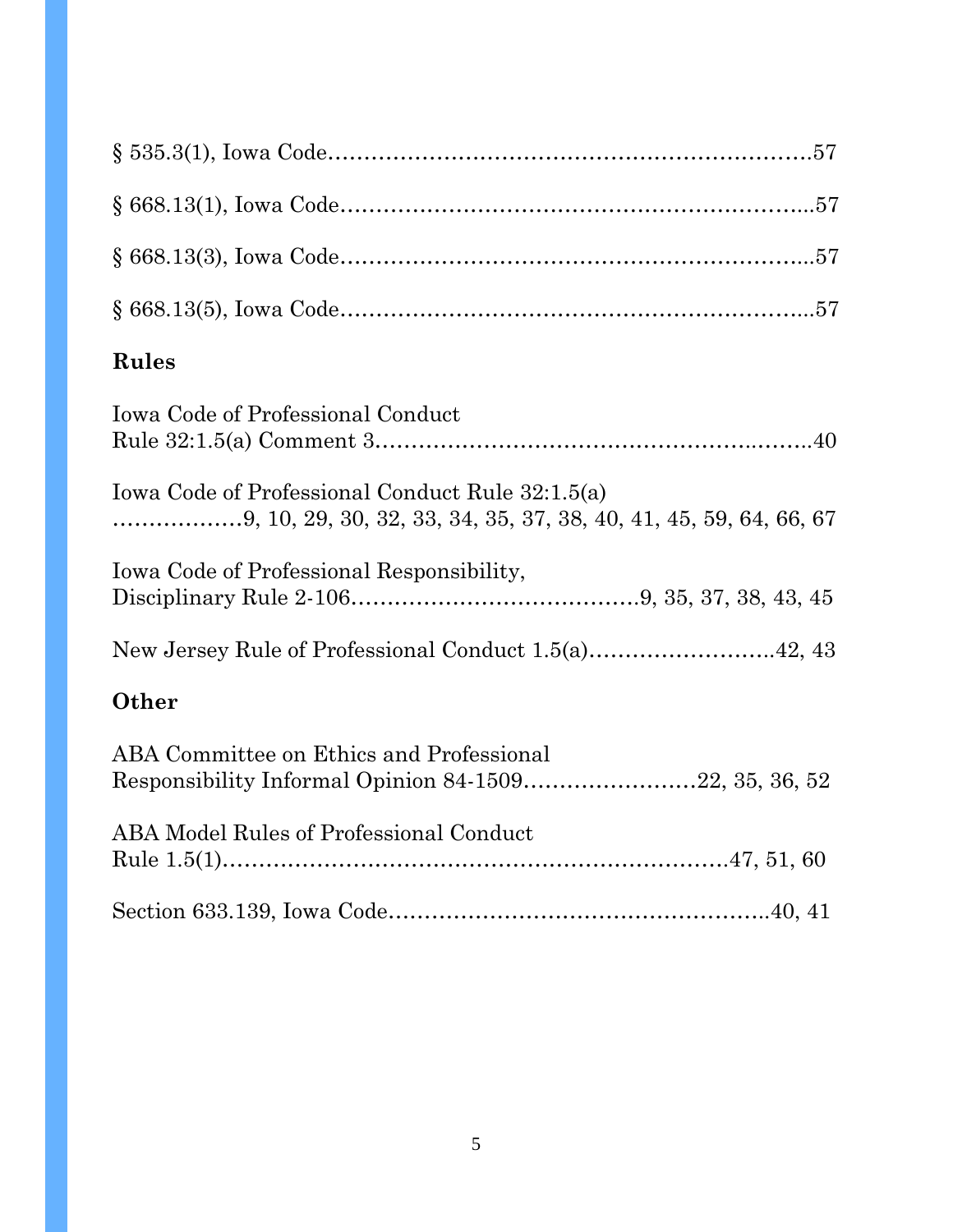§ 535.3(1), Iowa Code……………………………………………………….57

§ 668.13(1), Iowa Code……………………………………………………...57

§ 668.13(3), Iowa Code……………………………………………………...57

§ 668.13(5), Iowa Code……………………………………………………...57

## Rules

Iowa Code of Professional Conduct
Rule 32:1.5(a) Comment 3……………………………………………..……..40

Iowa Code of Professional Conduct Rule 32:1.5(a)
………………9, 10, 29, 30, 32, 33, 34, 35, 37, 38, 40, 41, 45, 59, 64, 66, 67

Iowa Code of Professional Responsibility,
Disciplinary Rule 2-106…………………………………9, 35, 37, 38, 43, 45

New Jersey Rule of Professional Conduct 1.5(a)……………………..42, 43

## Other

ABA Committee on Ethics and Professional
Responsibility Informal Opinion 84-1509……………………22, 35, 36, 52

ABA Model Rules of Professional Conduct
Rule 1.5(1)…………………………………………………………….47, 51, 60

Section 633.139, Iowa Code……………………………………………..40, 41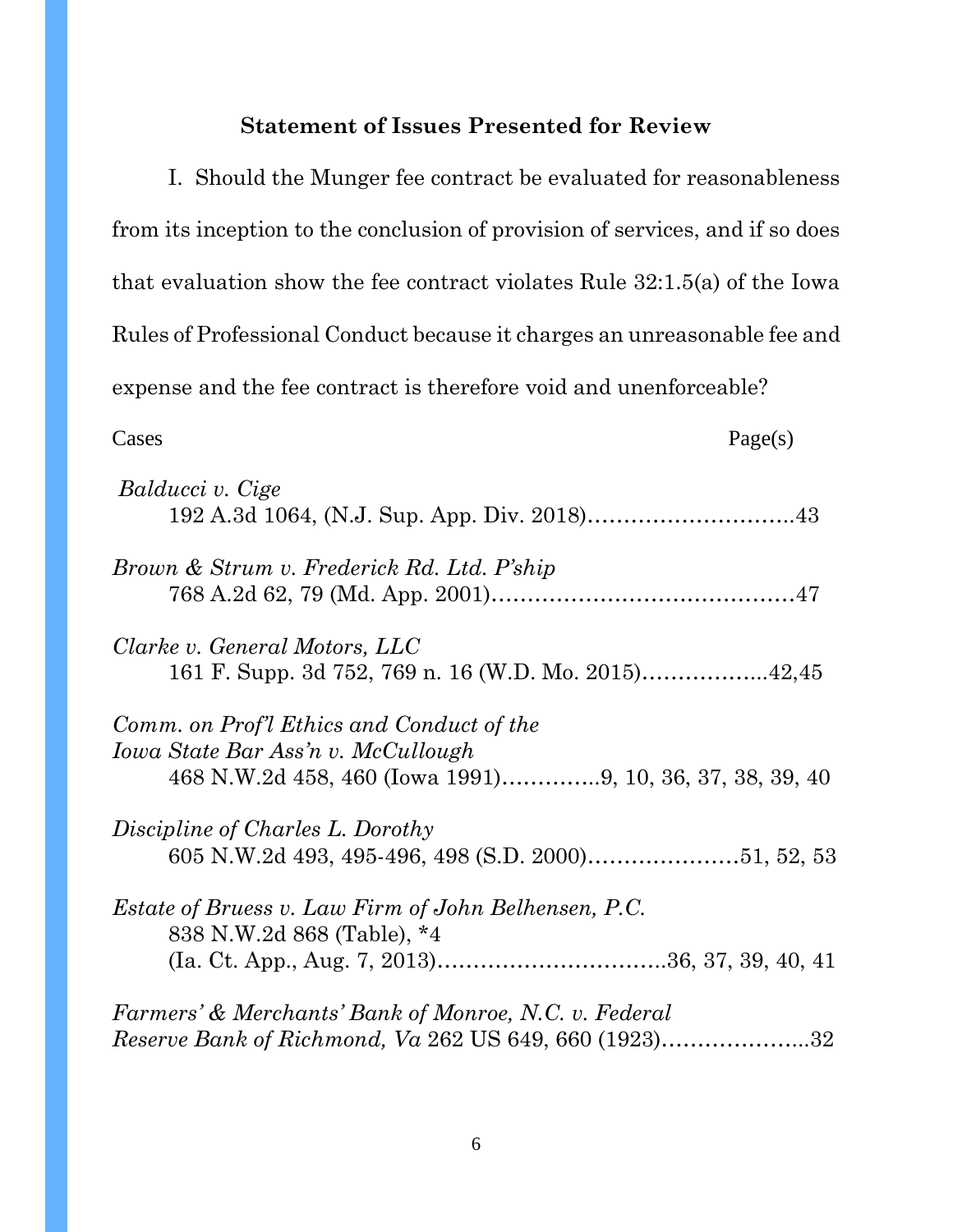## Statement of Issues Presented for Review

I. Should the Munger fee contract be evaluated for reasonableness from its inception to the conclusion of provision of services, and if so does that evaluation show the fee contract violates Rule 32:1.5(a) of the Iowa Rules of Professional Conduct because it charges an unreasonable fee and expense and the fee contract is therefore void and unenforceable?

| Cases | Page(s) |
|---|---|
| *Balducci v. Cige* 192 A.3d 1064, (N.J. Sup. App. Div. 2018) | 43 |
| *Brown & Strum v. Frederick Rd. Ltd. P'ship* 768 A.2d 62, 79 (Md. App. 2001) | 47 |
| *Clarke v. General Motors, LLC* 161 F. Supp. 3d 752, 769 n. 16 (W.D. Mo. 2015) | 42,45 |
| *Comm. on Prof'l Ethics and Conduct of the Iowa State Bar Ass'n v. McCullough* 468 N.W.2d 458, 460 (Iowa 1991) | 9, 10, 36, 37, 38, 39, 40 |
| *Discipline of Charles L. Dorothy* 605 N.W.2d 493, 495-496, 498 (S.D. 2000) | 51, 52, 53 |
| *Estate of Bruess v. Law Firm of John Belhensen, P.C.* 838 N.W.2d 868 (Table), *4 (Ia. Ct. App., Aug. 7, 2013) | 36, 37, 39, 40, 41 |
| *Farmers' & Merchants' Bank of Monroe, N.C. v. Federal Reserve Bank of Richmond, Va* 262 US 649, 660 (1923) | 32 |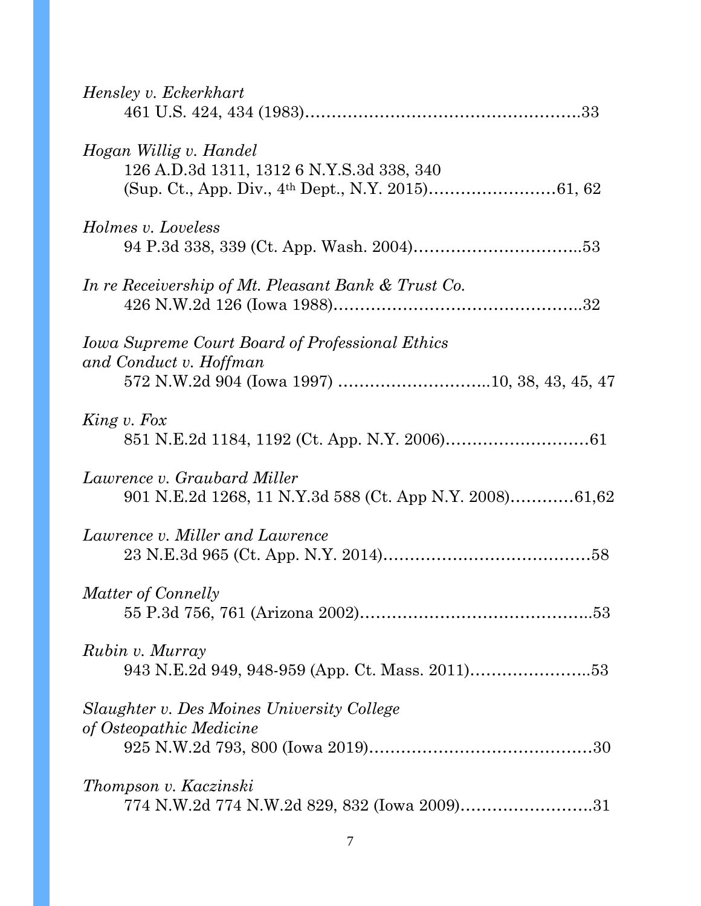*Hensley v. Eckerkhart*
461 U.S. 424, 434 (1983)……………………………………………33

*Hogan Willig v. Handel*
126 A.D.3d 1311, 1312 6 N.Y.S.3d 338, 340
(Sup. Ct., App. Div., 4th Dept., N.Y. 2015)……………………61, 62

*Holmes v. Loveless*
94 P.3d 338, 339 (Ct. App. Wash. 2004)…………………………..53

*In re Receivership of Mt. Pleasant Bank & Trust Co.*
426 N.W.2d 126 (Iowa 1988)…………………………………………..32

*Iowa Supreme Court Board of Professional Ethics and Conduct v. Hoffman*
572 N.W.2d 904 (Iowa 1997) ………………………..10, 38, 43, 45, 47

*King v. Fox*
851 N.E.2d 1184, 1192 (Ct. App. N.Y. 2006)………………………61

*Lawrence v. Graubard Miller*
901 N.E.2d 1268, 11 N.Y.3d 588 (Ct. App N.Y. 2008)…………61,62

*Lawrence v. Miller and Lawrence*
23 N.E.3d 965 (Ct. App. N.Y. 2014)…………………………………58

*Matter of Connelly*
55 P.3d 756, 761 (Arizona 2002)……………………………………..53

*Rubin v. Murray*
943 N.E.2d 949, 948-959 (App. Ct. Mass. 2011)…………………..53

*Slaughter v. Des Moines University College of Osteopathic Medicine*
925 N.W.2d 793, 800 (Iowa 2019)……………………………………30

*Thompson v. Kaczinski*
774 N.W.2d 774 N.W.2d 829, 832 (Iowa 2009)…………………….31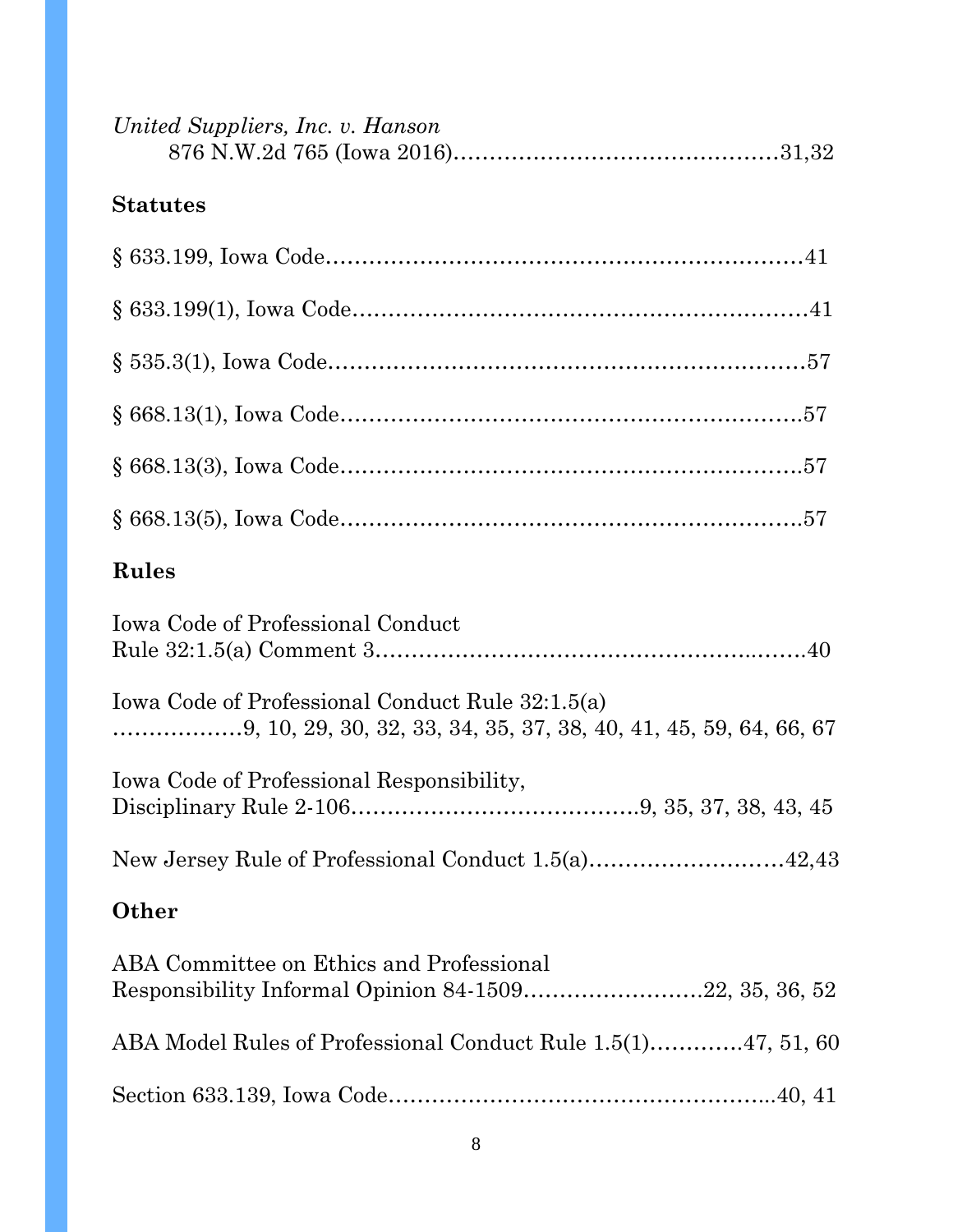*United Suppliers, Inc. v. Hanson*
876 N.W.2d 765 (Iowa 2016)……………………………………31,32

## Statutes

§ 633.199, Iowa Code…………………………………………………………41

§ 633.199(1), Iowa Code……………………………………………………41

§ 535.3(1), Iowa Code…………………………………………………………57

§ 668.13(1), Iowa Code………………………………………………………57

§ 668.13(3), Iowa Code………………………………………………………57

§ 668.13(5), Iowa Code………………………………………………………57

## Rules

Iowa Code of Professional Conduct
Rule 32:1.5(a) Comment 3…………………………………………………40

Iowa Code of Professional Conduct Rule 32:1.5(a)
………………9, 10, 29, 30, 32, 33, 34, 35, 37, 38, 40, 41, 45, 59, 64, 66, 67

Iowa Code of Professional Responsibility,
Disciplinary Rule 2-106…………………………………9, 35, 37, 38, 43, 45

New Jersey Rule of Professional Conduct 1.5(a)………………………42,43

## Other

ABA Committee on Ethics and Professional
Responsibility Informal Opinion 84-1509……………………22, 35, 36, 52

ABA Model Rules of Professional Conduct Rule 1.5(1)…………47, 51, 60

Section 633.139, Iowa Code…………………………………………..40, 41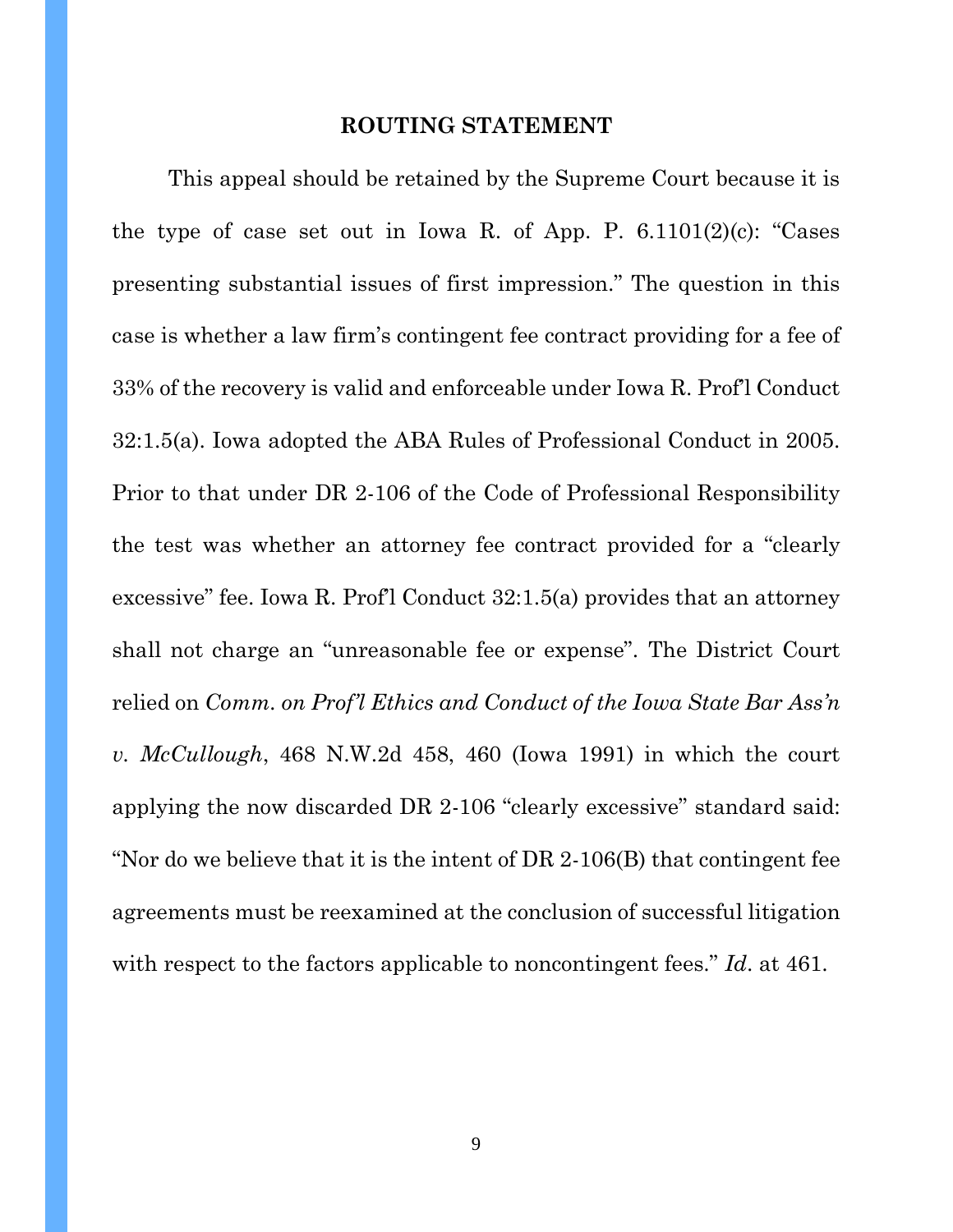## ROUTING STATEMENT

This appeal should be retained by the Supreme Court because it is the type of case set out in Iowa R. of App. P. 6.1101(2)(c): "Cases presenting substantial issues of first impression." The question in this case is whether a law firm's contingent fee contract providing for a fee of 33% of the recovery is valid and enforceable under Iowa R. Prof'l Conduct 32:1.5(a). Iowa adopted the ABA Rules of Professional Conduct in 2005. Prior to that under DR 2-106 of the Code of Professional Responsibility the test was whether an attorney fee contract provided for a "clearly excessive" fee. Iowa R. Prof'l Conduct 32:1.5(a) provides that an attorney shall not charge an "unreasonable fee or expense". The District Court relied on *Comm. on Prof'l Ethics and Conduct of the Iowa State Bar Ass'n v. McCullough*, 468 N.W.2d 458, 460 (Iowa 1991) in which the court applying the now discarded DR 2-106 "clearly excessive" standard said: "Nor do we believe that it is the intent of DR 2-106(B) that contingent fee agreements must be reexamined at the conclusion of successful litigation with respect to the factors applicable to noncontingent fees." *Id*. at 461.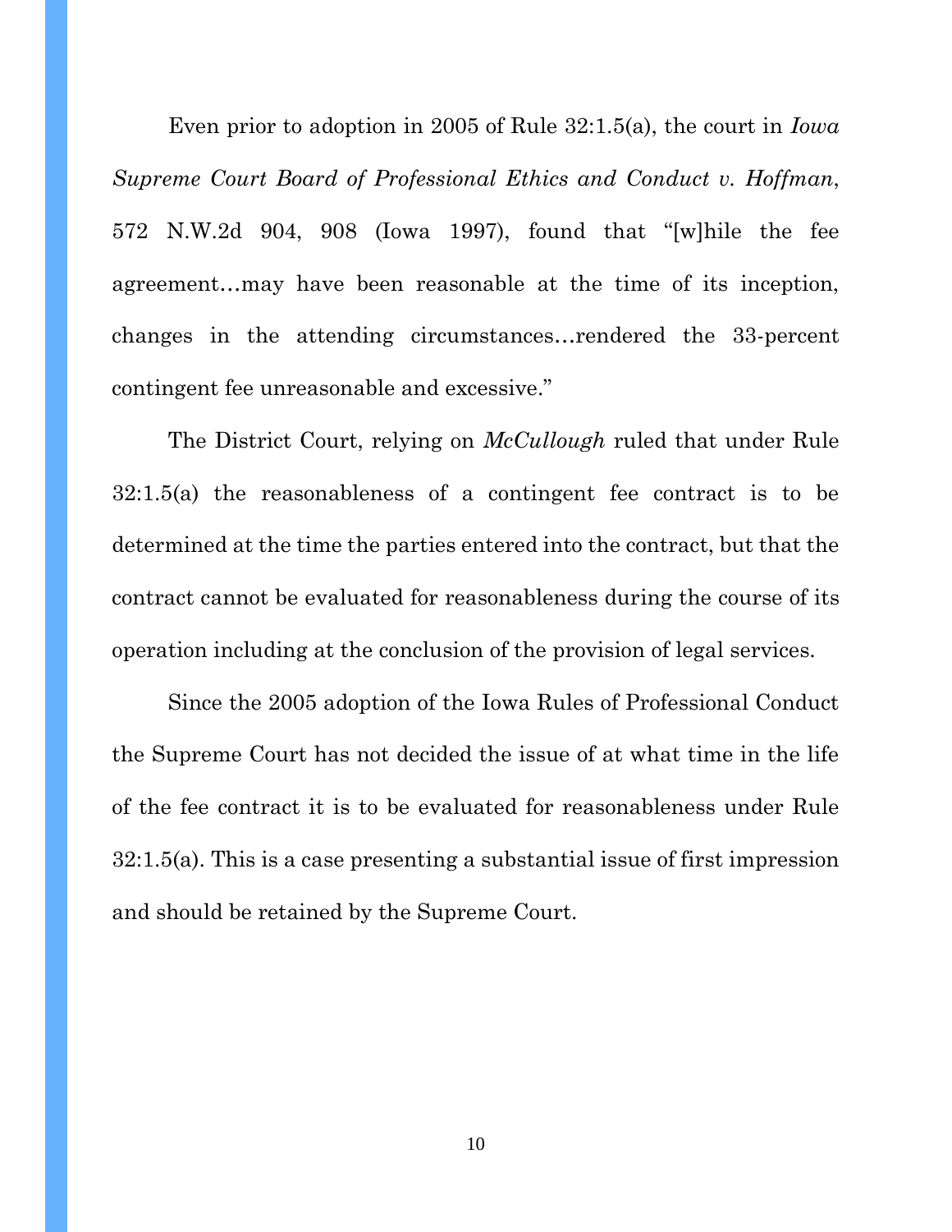Even prior to adoption in 2005 of Rule 32:1.5(a), the court in *Iowa Supreme Court Board of Professional Ethics and Conduct v. Hoffman*, 572 N.W.2d 904, 908 (Iowa 1997), found that "[w]hile the fee agreement…may have been reasonable at the time of its inception, changes in the attending circumstances…rendered the 33-percent contingent fee unreasonable and excessive."

The District Court, relying on *McCullough* ruled that under Rule 32:1.5(a) the reasonableness of a contingent fee contract is to be determined at the time the parties entered into the contract, but that the contract cannot be evaluated for reasonableness during the course of its operation including at the conclusion of the provision of legal services.

Since the 2005 adoption of the Iowa Rules of Professional Conduct the Supreme Court has not decided the issue of at what time in the life of the fee contract it is to be evaluated for reasonableness under Rule 32:1.5(a). This is a case presenting a substantial issue of first impression and should be retained by the Supreme Court.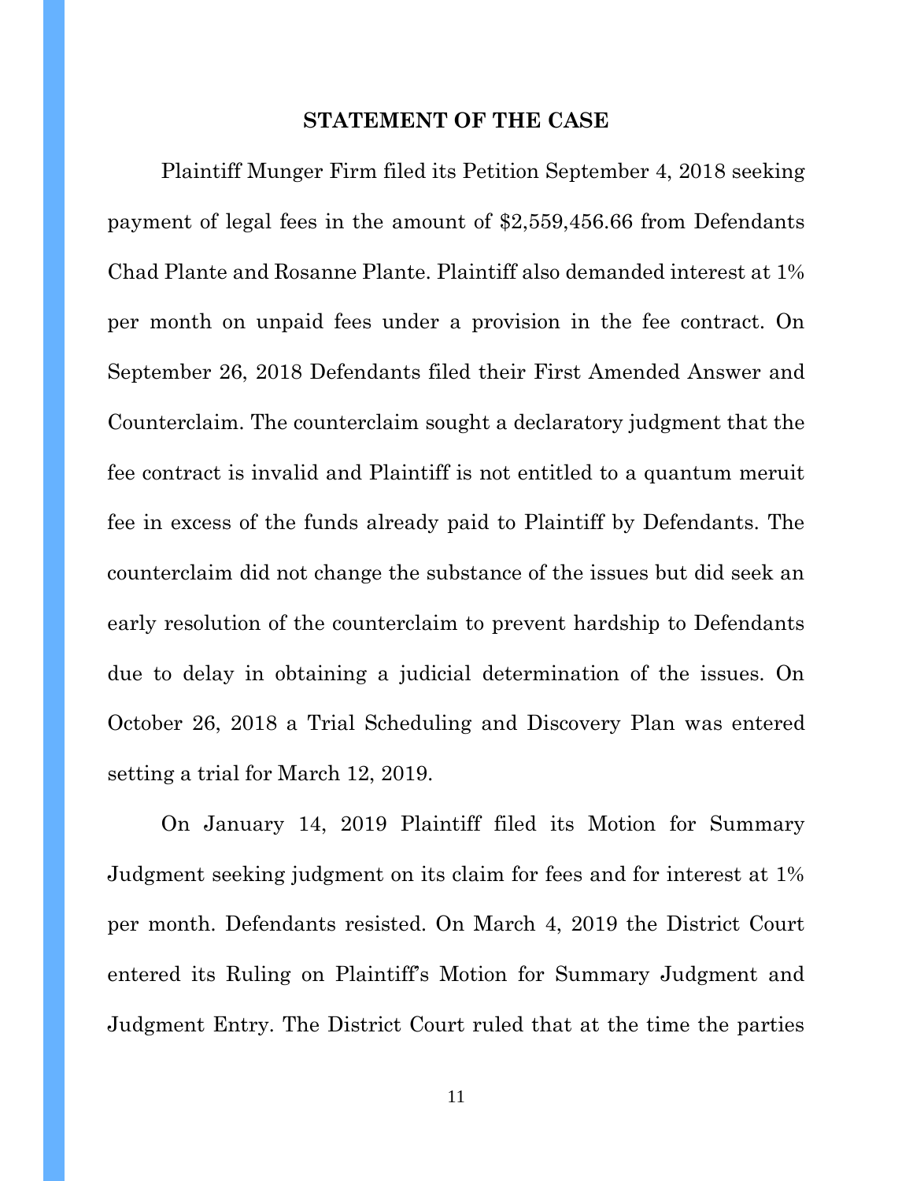## STATEMENT OF THE CASE

Plaintiff Munger Firm filed its Petition September 4, 2018 seeking payment of legal fees in the amount of $2,559,456.66 from Defendants Chad Plante and Rosanne Plante. Plaintiff also demanded interest at 1% per month on unpaid fees under a provision in the fee contract. On September 26, 2018 Defendants filed their First Amended Answer and Counterclaim. The counterclaim sought a declaratory judgment that the fee contract is invalid and Plaintiff is not entitled to a quantum meruit fee in excess of the funds already paid to Plaintiff by Defendants. The counterclaim did not change the substance of the issues but did seek an early resolution of the counterclaim to prevent hardship to Defendants due to delay in obtaining a judicial determination of the issues. On October 26, 2018 a Trial Scheduling and Discovery Plan was entered setting a trial for March 12, 2019.

On January 14, 2019 Plaintiff filed its Motion for Summary Judgment seeking judgment on its claim for fees and for interest at 1% per month. Defendants resisted. On March 4, 2019 the District Court entered its Ruling on Plaintiff's Motion for Summary Judgment and Judgment Entry. The District Court ruled that at the time the parties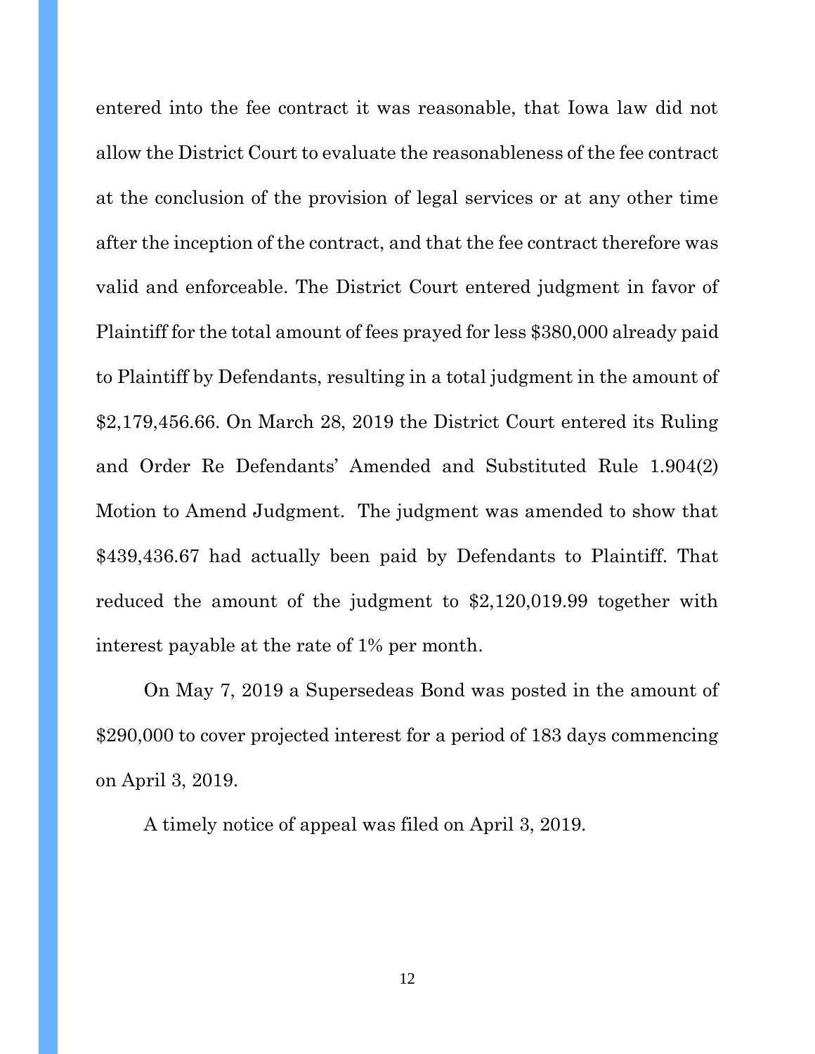entered into the fee contract it was reasonable, that Iowa law did not allow the District Court to evaluate the reasonableness of the fee contract at the conclusion of the provision of legal services or at any other time after the inception of the contract, and that the fee contract therefore was valid and enforceable. The District Court entered judgment in favor of Plaintiff for the total amount of fees prayed for less $380,000 already paid to Plaintiff by Defendants, resulting in a total judgment in the amount of $2,179,456.66. On March 28, 2019 the District Court entered its Ruling and Order Re Defendants' Amended and Substituted Rule 1.904(2) Motion to Amend Judgment. The judgment was amended to show that $439,436.67 had actually been paid by Defendants to Plaintiff. That reduced the amount of the judgment to $2,120,019.99 together with interest payable at the rate of 1% per month.

On May 7, 2019 a Supersedeas Bond was posted in the amount of $290,000 to cover projected interest for a period of 183 days commencing on April 3, 2019.

A timely notice of appeal was filed on April 3, 2019.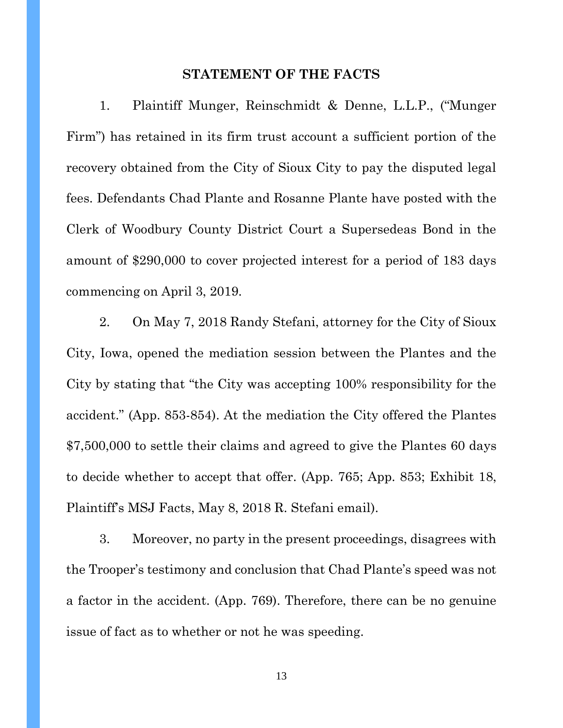## STATEMENT OF THE FACTS

1. Plaintiff Munger, Reinschmidt & Denne, L.L.P., ("Munger Firm") has retained in its firm trust account a sufficient portion of the recovery obtained from the City of Sioux City to pay the disputed legal fees. Defendants Chad Plante and Rosanne Plante have posted with the Clerk of Woodbury County District Court a Supersedeas Bond in the amount of $290,000 to cover projected interest for a period of 183 days commencing on April 3, 2019.

2. On May 7, 2018 Randy Stefani, attorney for the City of Sioux City, Iowa, opened the mediation session between the Plantes and the City by stating that "the City was accepting 100% responsibility for the accident." (App. 853-854). At the mediation the City offered the Plantes $7,500,000 to settle their claims and agreed to give the Plantes 60 days to decide whether to accept that offer. (App. 765; App. 853; Exhibit 18, Plaintiff's MSJ Facts, May 8, 2018 R. Stefani email).

3. Moreover, no party in the present proceedings, disagrees with the Trooper's testimony and conclusion that Chad Plante's speed was not a factor in the accident. (App. 769). Therefore, there can be no genuine issue of fact as to whether or not he was speeding.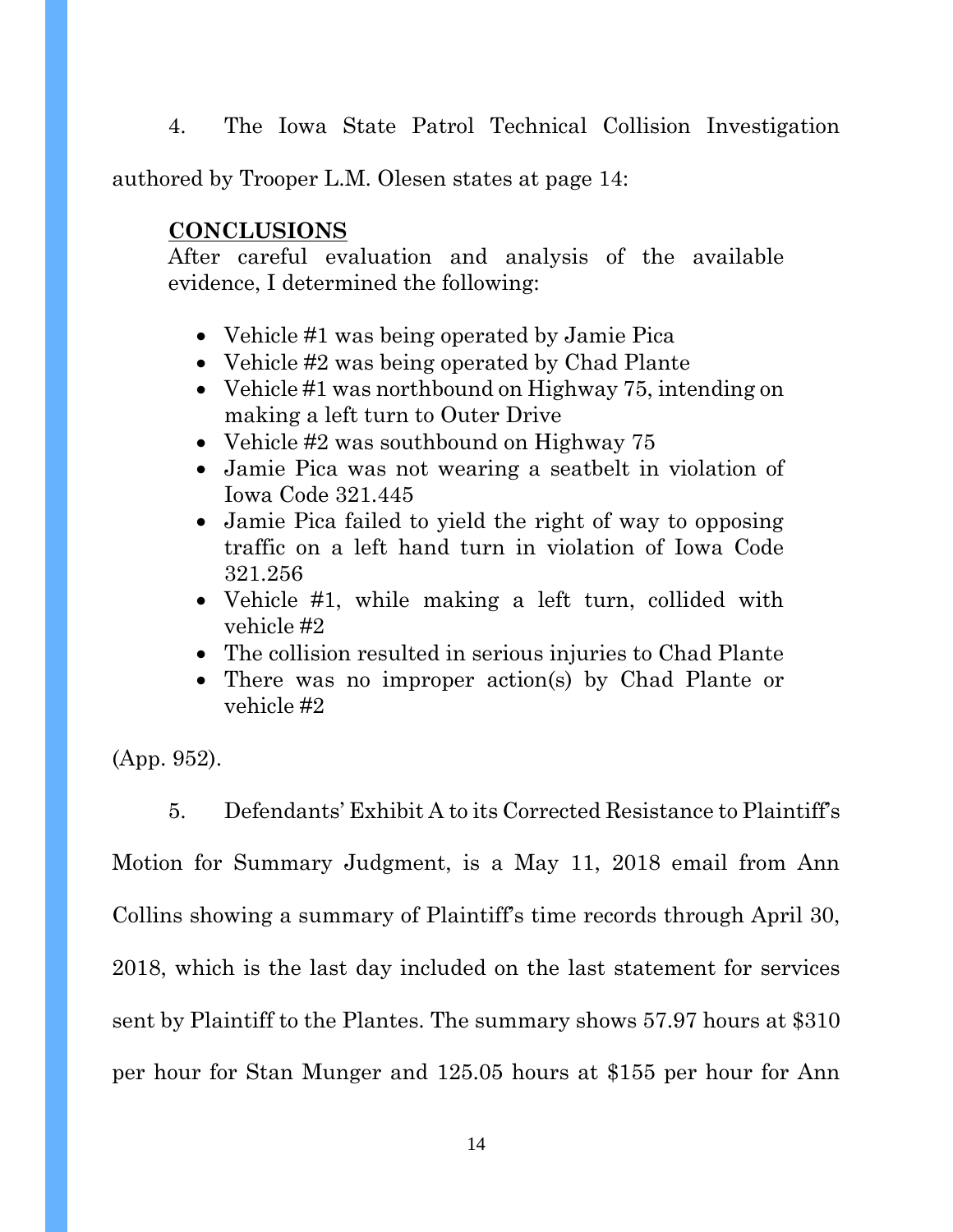4. The Iowa State Patrol Technical Collision Investigation authored by Trooper L.M. Olesen states at page 14:

> **<u>CONCLUSIONS</u>**
> After careful evaluation and analysis of the available evidence, I determined the following:
>
> - Vehicle #1 was being operated by Jamie Pica
> - Vehicle #2 was being operated by Chad Plante
> - Vehicle #1 was northbound on Highway 75, intending on making a left turn to Outer Drive
> - Vehicle #2 was southbound on Highway 75
> - Jamie Pica was not wearing a seatbelt in violation of Iowa Code 321.445
> - Jamie Pica failed to yield the right of way to opposing traffic on a left hand turn in violation of Iowa Code 321.256
> - Vehicle #1, while making a left turn, collided with vehicle #2
> - The collision resulted in serious injuries to Chad Plante
> - There was no improper action(s) by Chad Plante or vehicle #2

(App. 952).

5. Defendants' Exhibit A to its Corrected Resistance to Plaintiff's Motion for Summary Judgment, is a May 11, 2018 email from Ann Collins showing a summary of Plaintiff's time records through April 30, 2018, which is the last day included on the last statement for services sent by Plaintiff to the Plantes. The summary shows 57.97 hours at $310 per hour for Stan Munger and 125.05 hours at $155 per hour for Ann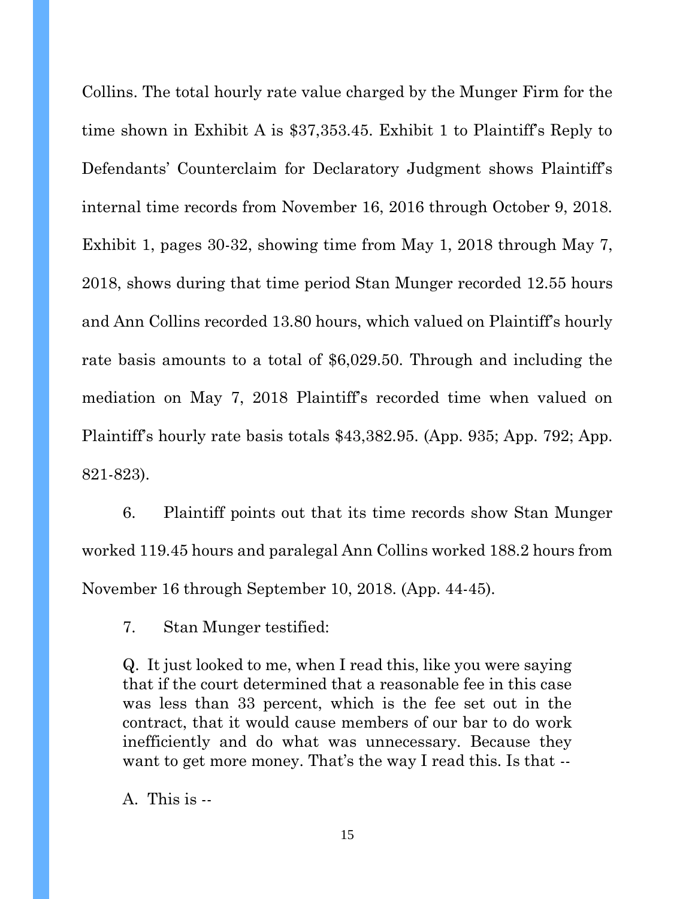Collins. The total hourly rate value charged by the Munger Firm for the time shown in Exhibit A is $37,353.45. Exhibit 1 to Plaintiff's Reply to Defendants' Counterclaim for Declaratory Judgment shows Plaintiff's internal time records from November 16, 2016 through October 9, 2018. Exhibit 1, pages 30-32, showing time from May 1, 2018 through May 7, 2018, shows during that time period Stan Munger recorded 12.55 hours and Ann Collins recorded 13.80 hours, which valued on Plaintiff's hourly rate basis amounts to a total of $6,029.50. Through and including the mediation on May 7, 2018 Plaintiff's recorded time when valued on Plaintiff's hourly rate basis totals $43,382.95. (App. 935; App. 792; App. 821-823).

6. Plaintiff points out that its time records show Stan Munger worked 119.45 hours and paralegal Ann Collins worked 188.2 hours from November 16 through September 10, 2018. (App. 44-45).

7. Stan Munger testified:

> Q. It just looked to me, when I read this, like you were saying that if the court determined that a reasonable fee in this case was less than 33 percent, which is the fee set out in the contract, that it would cause members of our bar to do work inefficiently and do what was unnecessary. Because they want to get more money. That's the way I read this. Is that --
>
> A. This is --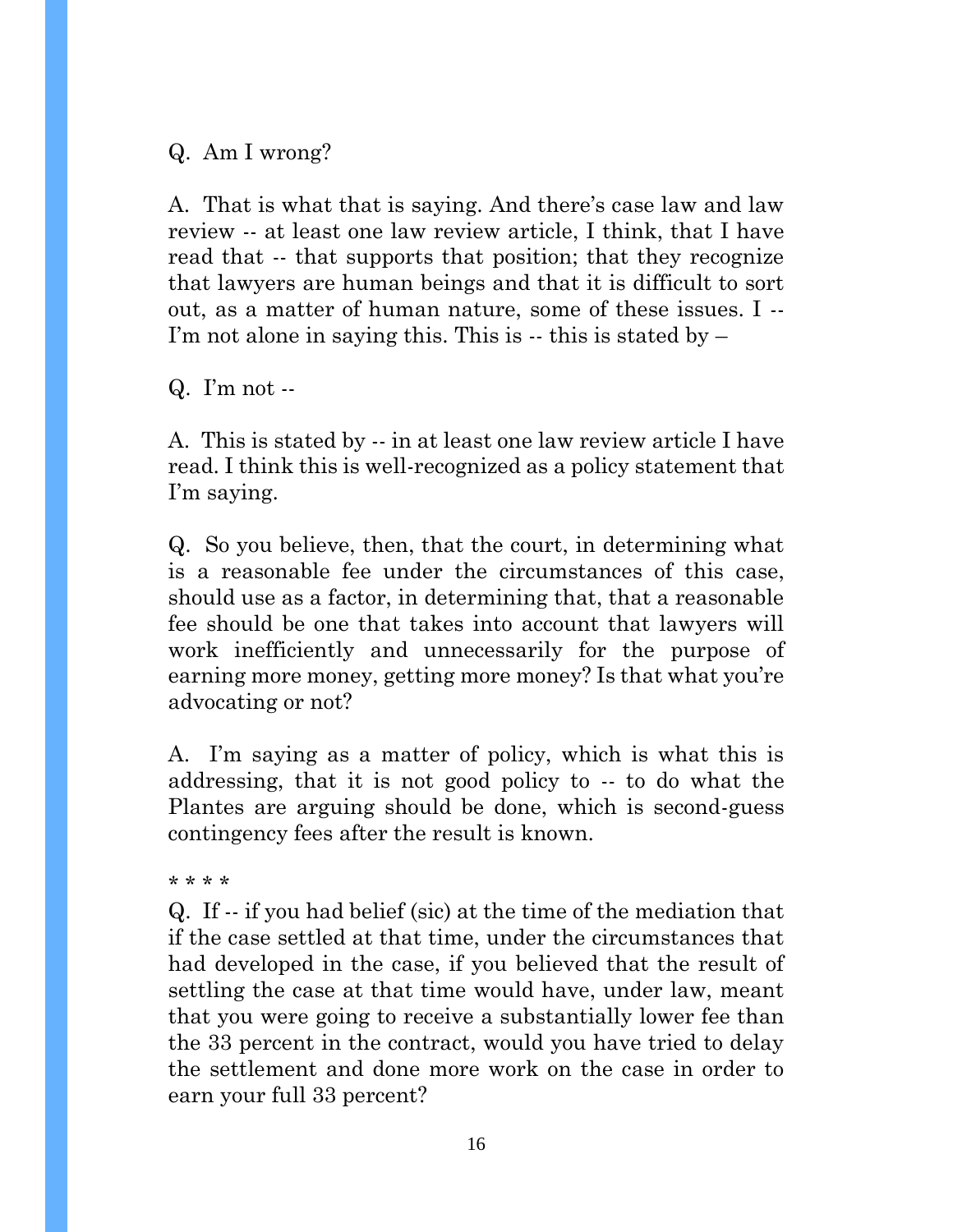Q. Am I wrong?

A. That is what that is saying. And there's case law and law review -- at least one law review article, I think, that I have read that -- that supports that position; that they recognize that lawyers are human beings and that it is difficult to sort out, as a matter of human nature, some of these issues. I -- I'm not alone in saying this. This is -- this is stated by –

Q. I'm not --

A. This is stated by -- in at least one law review article I have read. I think this is well-recognized as a policy statement that I'm saying.

Q. So you believe, then, that the court, in determining what is a reasonable fee under the circumstances of this case, should use as a factor, in determining that, that a reasonable fee should be one that takes into account that lawyers will work inefficiently and unnecessarily for the purpose of earning more money, getting more money? Is that what you're advocating or not?

A. I'm saying as a matter of policy, which is what this is addressing, that it is not good policy to -- to do what the Plantes are arguing should be done, which is second-guess contingency fees after the result is known.

* * * *

Q. If -- if you had belief (sic) at the time of the mediation that if the case settled at that time, under the circumstances that had developed in the case, if you believed that the result of settling the case at that time would have, under law, meant that you were going to receive a substantially lower fee than the 33 percent in the contract, would you have tried to delay the settlement and done more work on the case in order to earn your full 33 percent?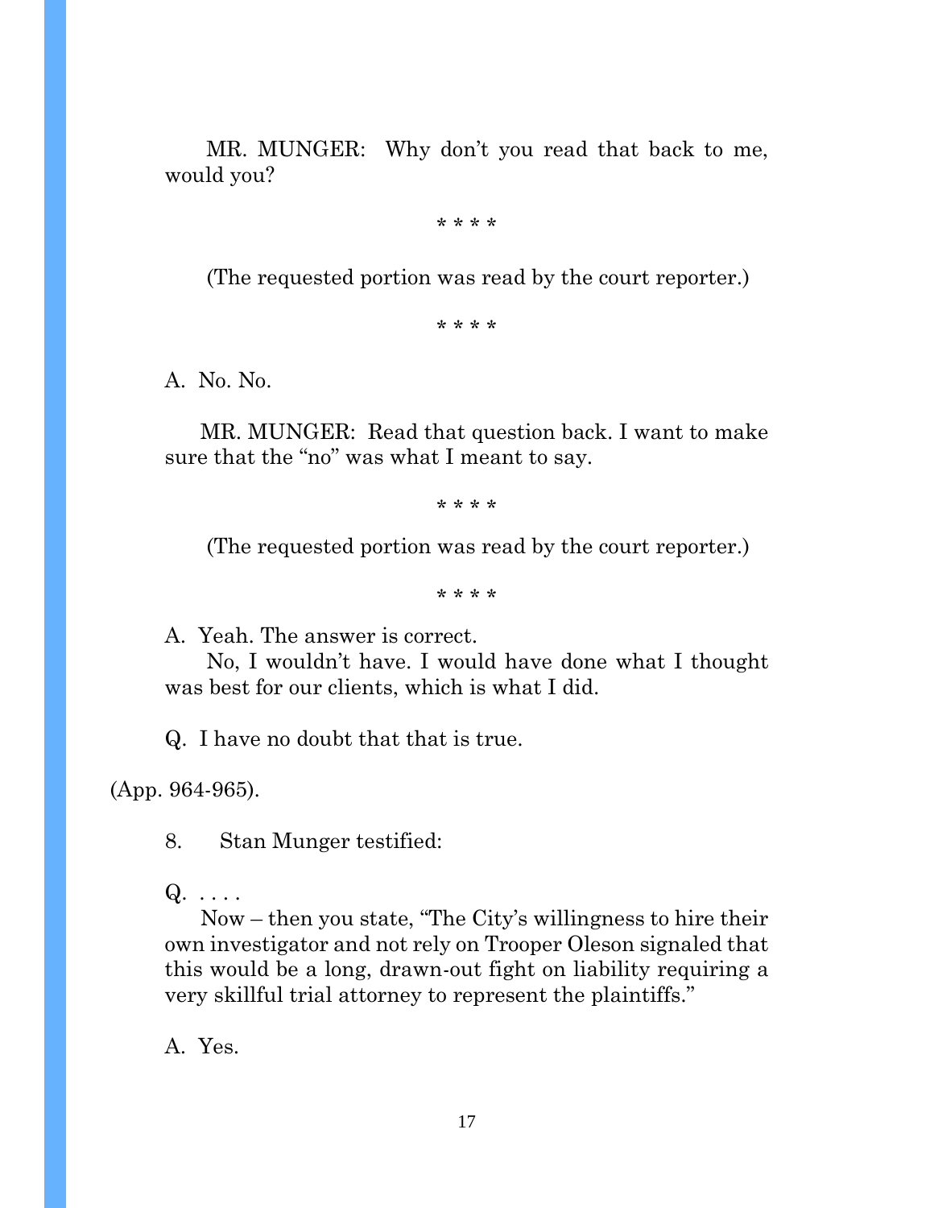MR. MUNGER: Why don't you read that back to me, would you?

\* \* \* \*

(The requested portion was read by the court reporter.)

\* \* \* \*

A. No. No.

MR. MUNGER: Read that question back. I want to make sure that the "no" was what I meant to say.

\* \* \* \*

(The requested portion was read by the court reporter.)

\* \* \* \*

A. Yeah. The answer is correct.

No, I wouldn't have. I would have done what I thought was best for our clients, which is what I did.

Q. I have no doubt that that is true.

(App. 964-965).

8. Stan Munger testified:

Q. . . . .

Now – then you state, "The City's willingness to hire their own investigator and not rely on Trooper Oleson signaled that this would be a long, drawn-out fight on liability requiring a very skillful trial attorney to represent the plaintiffs."

A. Yes.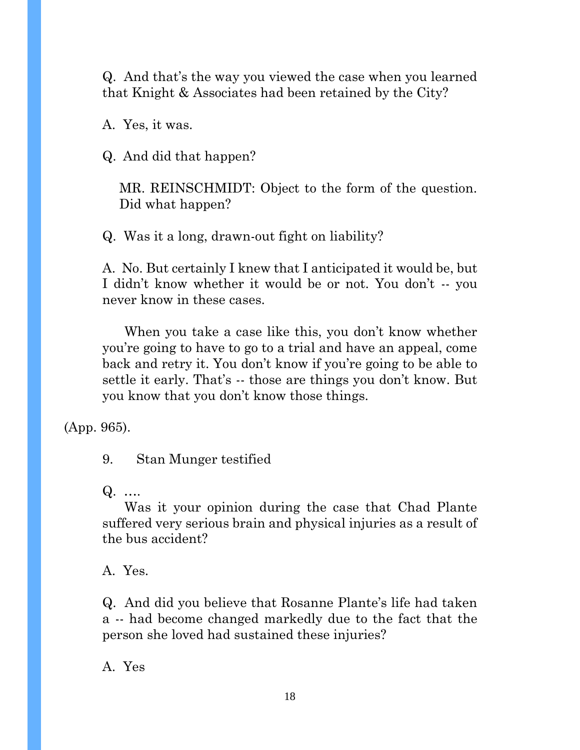Q. And that's the way you viewed the case when you learned that Knight & Associates had been retained by the City?

A. Yes, it was.

Q. And did that happen?

> MR. REINSCHMIDT: Object to the form of the question. Did what happen?

Q. Was it a long, drawn-out fight on liability?

A. No. But certainly I knew that I anticipated it would be, but I didn't know whether it would be or not. You don't -- you never know in these cases.

When you take a case like this, you don't know whether you're going to have to go to a trial and have an appeal, come back and retry it. You don't know if you're going to be able to settle it early. That's -- those are things you don't know. But you know that you don't know those things.

(App. 965).

9. Stan Munger testified

Q. ….

Was it your opinion during the case that Chad Plante suffered very serious brain and physical injuries as a result of the bus accident?

A. Yes.

Q. And did you believe that Rosanne Plante's life had taken a -- had become changed markedly due to the fact that the person she loved had sustained these injuries?

A. Yes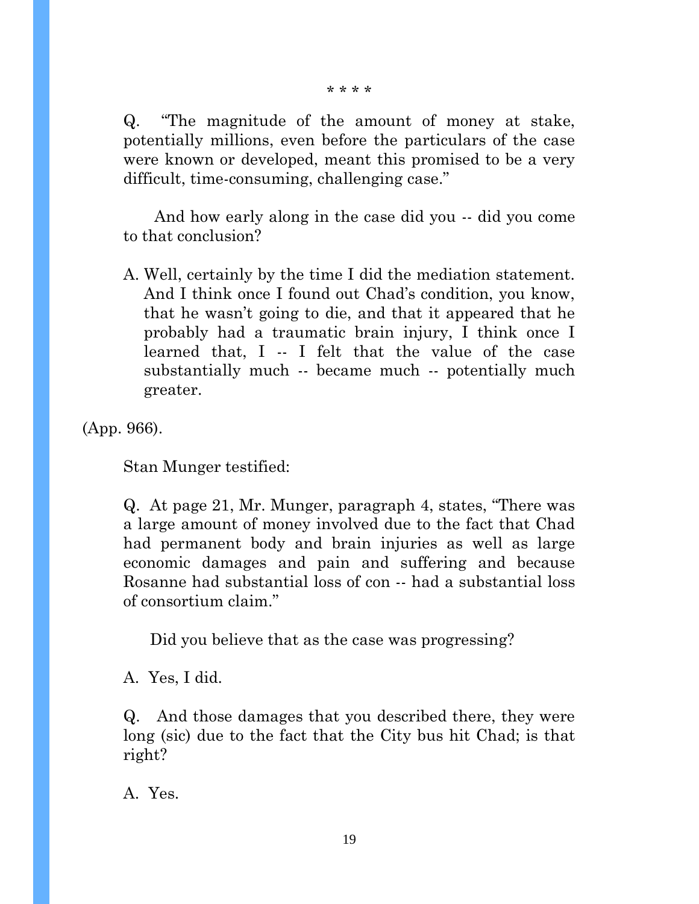\* \* \* \*

> Q. "The magnitude of the amount of money at stake, potentially millions, even before the particulars of the case were known or developed, meant this promised to be a very difficult, time-consuming, challenging case."
>
> And how early along in the case did you -- did you come to that conclusion?
>
> A. Well, certainly by the time I did the mediation statement. And I think once I found out Chad's condition, you know, that he wasn't going to die, and that it appeared that he probably had a traumatic brain injury, I think once I learned that, I -- I felt that the value of the case substantially much -- became much -- potentially much greater.

(App. 966).

Stan Munger testified:

> Q. At page 21, Mr. Munger, paragraph 4, states, "There was a large amount of money involved due to the fact that Chad had permanent body and brain injuries as well as large economic damages and pain and suffering and because Rosanne had substantial loss of con -- had a substantial loss of consortium claim."
>
> Did you believe that as the case was progressing?
>
> A. Yes, I did.
>
> Q. And those damages that you described there, they were long (sic) due to the fact that the City bus hit Chad; is that right?
>
> A. Yes.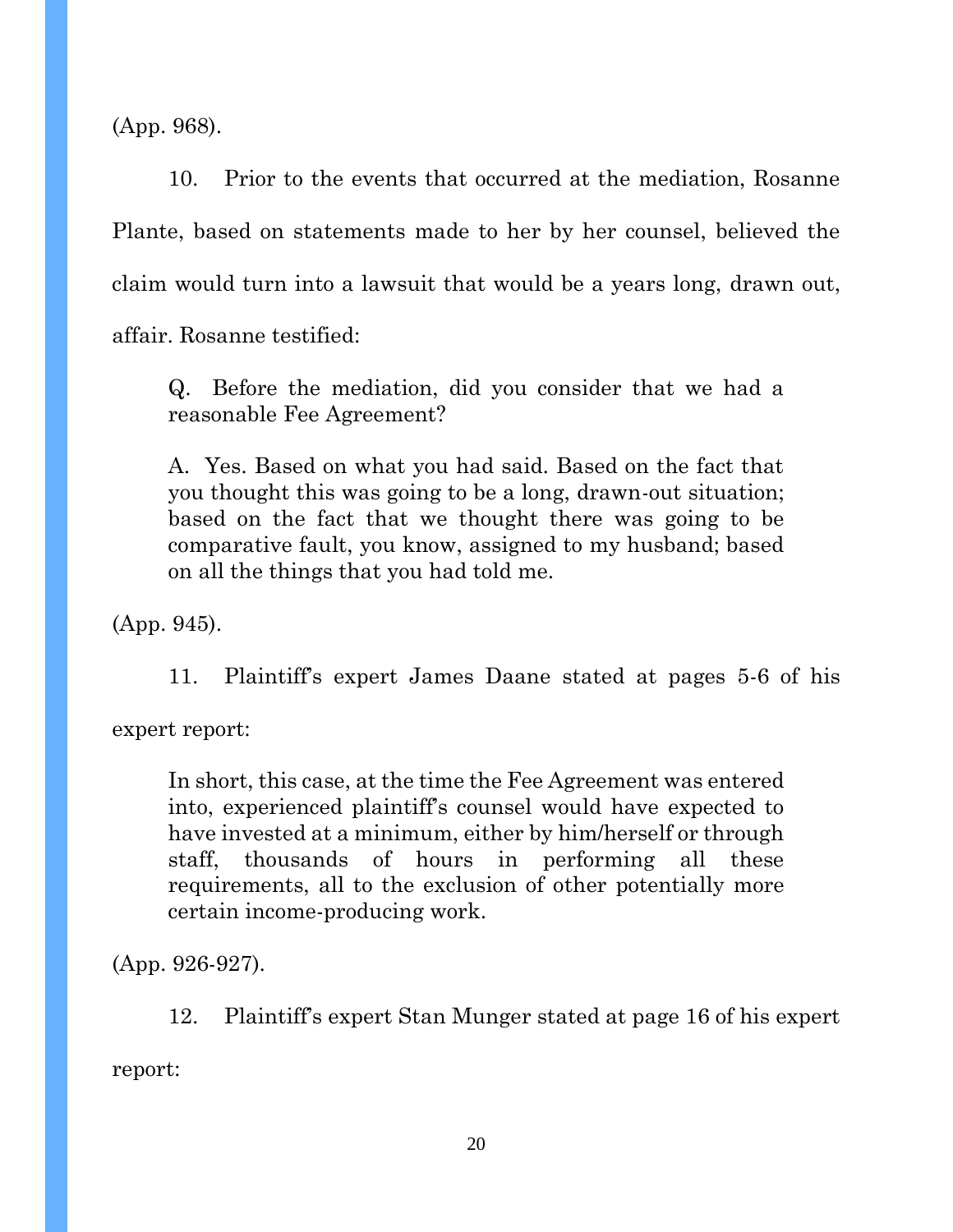(App. 968).

10. Prior to the events that occurred at the mediation, Rosanne Plante, based on statements made to her by her counsel, believed the claim would turn into a lawsuit that would be a years long, drawn out, affair. Rosanne testified:

> Q. Before the mediation, did you consider that we had a reasonable Fee Agreement?
>
> A. Yes. Based on what you had said. Based on the fact that you thought this was going to be a long, drawn-out situation; based on the fact that we thought there was going to be comparative fault, you know, assigned to my husband; based on all the things that you had told me.

(App. 945).

11. Plaintiff's expert James Daane stated at pages 5-6 of his expert report:

> In short, this case, at the time the Fee Agreement was entered into, experienced plaintiff's counsel would have expected to have invested at a minimum, either by him/herself or through staff, thousands of hours in performing all these requirements, all to the exclusion of other potentially more certain income-producing work.

(App. 926-927).

12. Plaintiff's expert Stan Munger stated at page 16 of his expert report: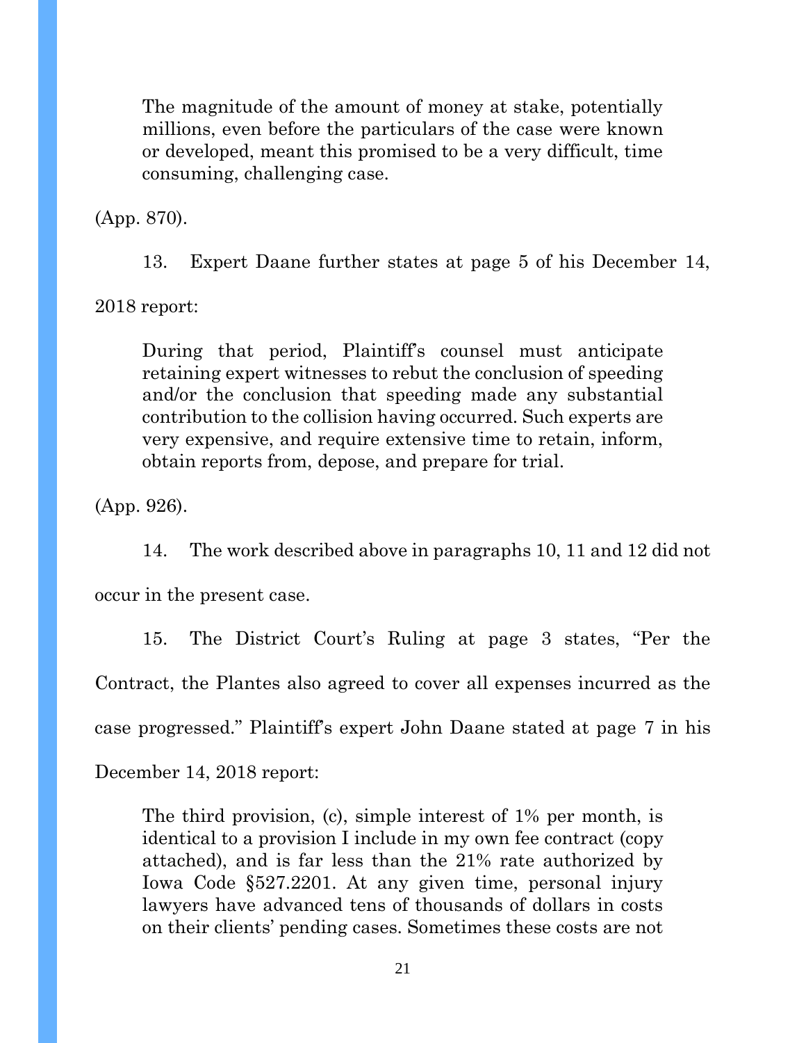> The magnitude of the amount of money at stake, potentially millions, even before the particulars of the case were known or developed, meant this promised to be a very difficult, time consuming, challenging case.

(App. 870).

13. Expert Daane further states at page 5 of his December 14, 2018 report:

> During that period, Plaintiff's counsel must anticipate retaining expert witnesses to rebut the conclusion of speeding and/or the conclusion that speeding made any substantial contribution to the collision having occurred. Such experts are very expensive, and require extensive time to retain, inform, obtain reports from, depose, and prepare for trial.

(App. 926).

14. The work described above in paragraphs 10, 11 and 12 did not occur in the present case.

15. The District Court's Ruling at page 3 states, "Per the Contract, the Plantes also agreed to cover all expenses incurred as the case progressed." Plaintiff's expert John Daane stated at page 7 in his December 14, 2018 report:

> The third provision, (c), simple interest of 1% per month, is identical to a provision I include in my own fee contract (copy attached), and is far less than the 21% rate authorized by Iowa Code §527.2201. At any given time, personal injury lawyers have advanced tens of thousands of dollars in costs on their clients' pending cases. Sometimes these costs are not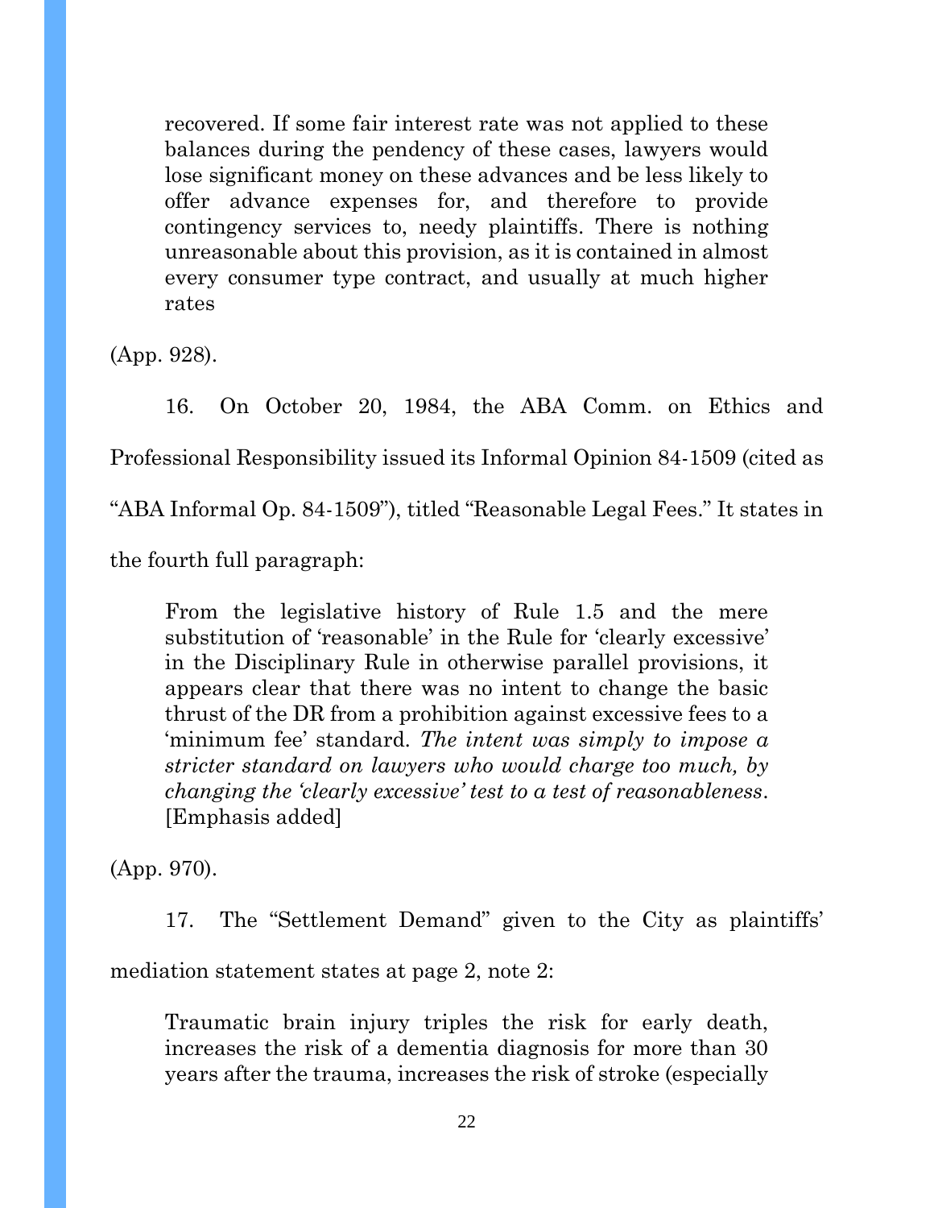> recovered. If some fair interest rate was not applied to these balances during the pendency of these cases, lawyers would lose significant money on these advances and be less likely to offer advance expenses for, and therefore to provide contingency services to, needy plaintiffs. There is nothing unreasonable about this provision, as it is contained in almost every consumer type contract, and usually at much higher rates

(App. 928).

16. On October 20, 1984, the ABA Comm. on Ethics and Professional Responsibility issued its Informal Opinion 84-1509 (cited as "ABA Informal Op. 84-1509"), titled "Reasonable Legal Fees." It states in the fourth full paragraph:

> From the legislative history of Rule 1.5 and the mere substitution of 'reasonable' in the Rule for 'clearly excessive' in the Disciplinary Rule in otherwise parallel provisions, it appears clear that there was no intent to change the basic thrust of the DR from a prohibition against excessive fees to a 'minimum fee' standard. *The intent was simply to impose a stricter standard on lawyers who would charge too much, by changing the 'clearly excessive' test to a test of reasonableness*. [Emphasis added]

(App. 970).

17. The "Settlement Demand" given to the City as plaintiffs' mediation statement states at page 2, note 2:

> Traumatic brain injury triples the risk for early death, increases the risk of a dementia diagnosis for more than 30 years after the trauma, increases the risk of stroke (especially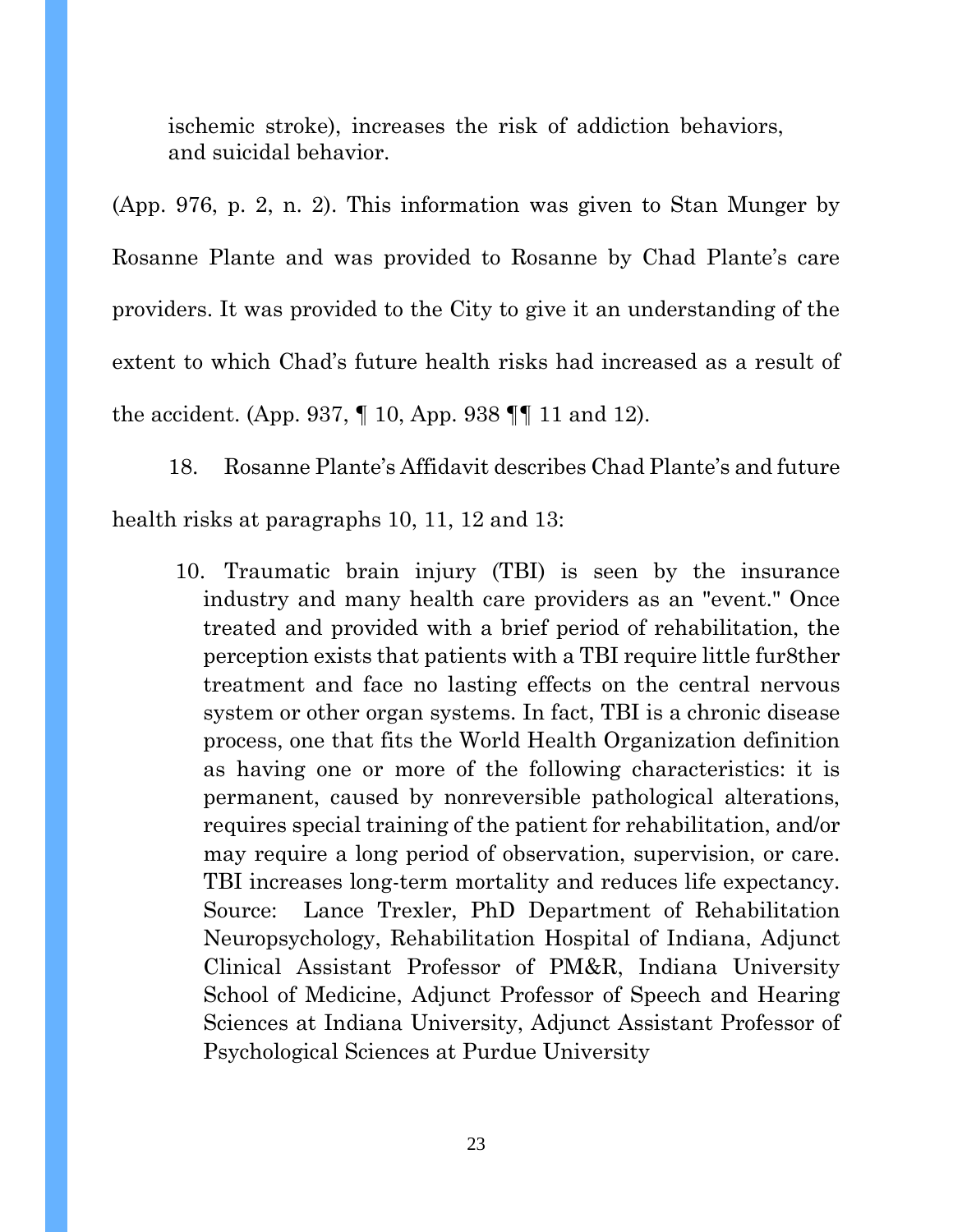> ischemic stroke), increases the risk of addiction behaviors, and suicidal behavior.

(App. 976, p. 2, n. 2). This information was given to Stan Munger by Rosanne Plante and was provided to Rosanne by Chad Plante's care providers. It was provided to the City to give it an understanding of the extent to which Chad's future health risks had increased as a result of the accident. (App. 937, ¶ 10, App. 938 ¶¶ 11 and 12).

18. Rosanne Plante's Affidavit describes Chad Plante's and future health risks at paragraphs 10, 11, 12 and 13:

> 10. Traumatic brain injury (TBI) is seen by the insurance industry and many health care providers as an "event." Once treated and provided with a brief period of rehabilitation, the perception exists that patients with a TBI require little fur8ther treatment and face no lasting effects on the central nervous system or other organ systems. In fact, TBI is a chronic disease process, one that fits the World Health Organization definition as having one or more of the following characteristics: it is permanent, caused by nonreversible pathological alterations, requires special training of the patient for rehabilitation, and/or may require a long period of observation, supervision, or care. TBI increases long-term mortality and reduces life expectancy. Source: Lance Trexler, PhD Department of Rehabilitation Neuropsychology, Rehabilitation Hospital of Indiana, Adjunct Clinical Assistant Professor of PM&R, Indiana University School of Medicine, Adjunct Professor of Speech and Hearing Sciences at Indiana University, Adjunct Assistant Professor of Psychological Sciences at Purdue University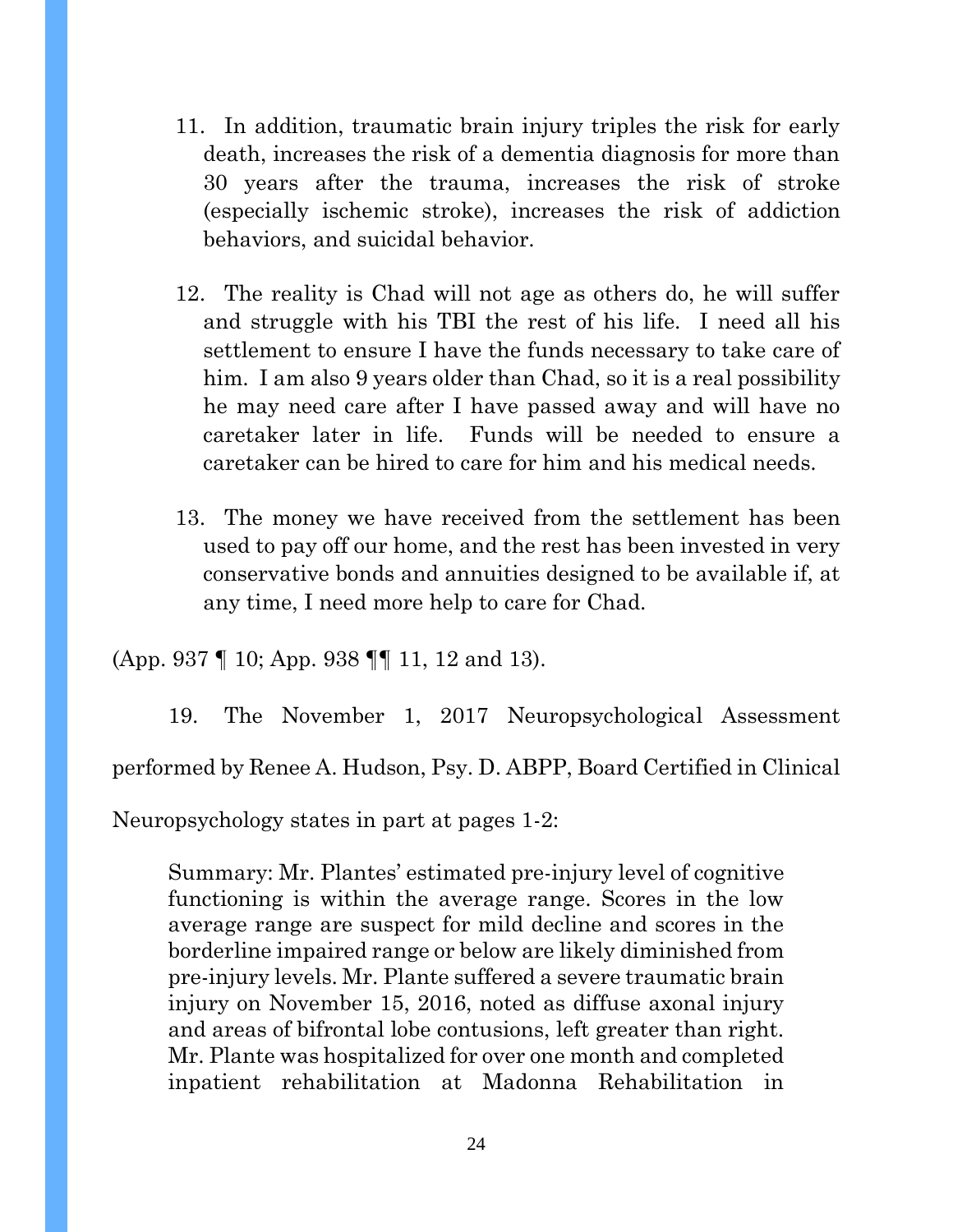> 11. In addition, traumatic brain injury triples the risk for early death, increases the risk of a dementia diagnosis for more than 30 years after the trauma, increases the risk of stroke (especially ischemic stroke), increases the risk of addiction behaviors, and suicidal behavior.
>
> 12. The reality is Chad will not age as others do, he will suffer and struggle with his TBI the rest of his life. I need all his settlement to ensure I have the funds necessary to take care of him. I am also 9 years older than Chad, so it is a real possibility he may need care after I have passed away and will have no caretaker later in life. Funds will be needed to ensure a caretaker can be hired to care for him and his medical needs.
>
> 13. The money we have received from the settlement has been used to pay off our home, and the rest has been invested in very conservative bonds and annuities designed to be available if, at any time, I need more help to care for Chad.

(App. 937 ¶ 10; App. 938 ¶¶ 11, 12 and 13).

19. The November 1, 2017 Neuropsychological Assessment performed by Renee A. Hudson, Psy. D. ABPP, Board Certified in Clinical Neuropsychology states in part at pages 1-2:

> Summary: Mr. Plantes' estimated pre-injury level of cognitive functioning is within the average range. Scores in the low average range are suspect for mild decline and scores in the borderline impaired range or below are likely diminished from pre-injury levels. Mr. Plante suffered a severe traumatic brain injury on November 15, 2016, noted as diffuse axonal injury and areas of bifrontal lobe contusions, left greater than right. Mr. Plante was hospitalized for over one month and completed inpatient rehabilitation at Madonna Rehabilitation in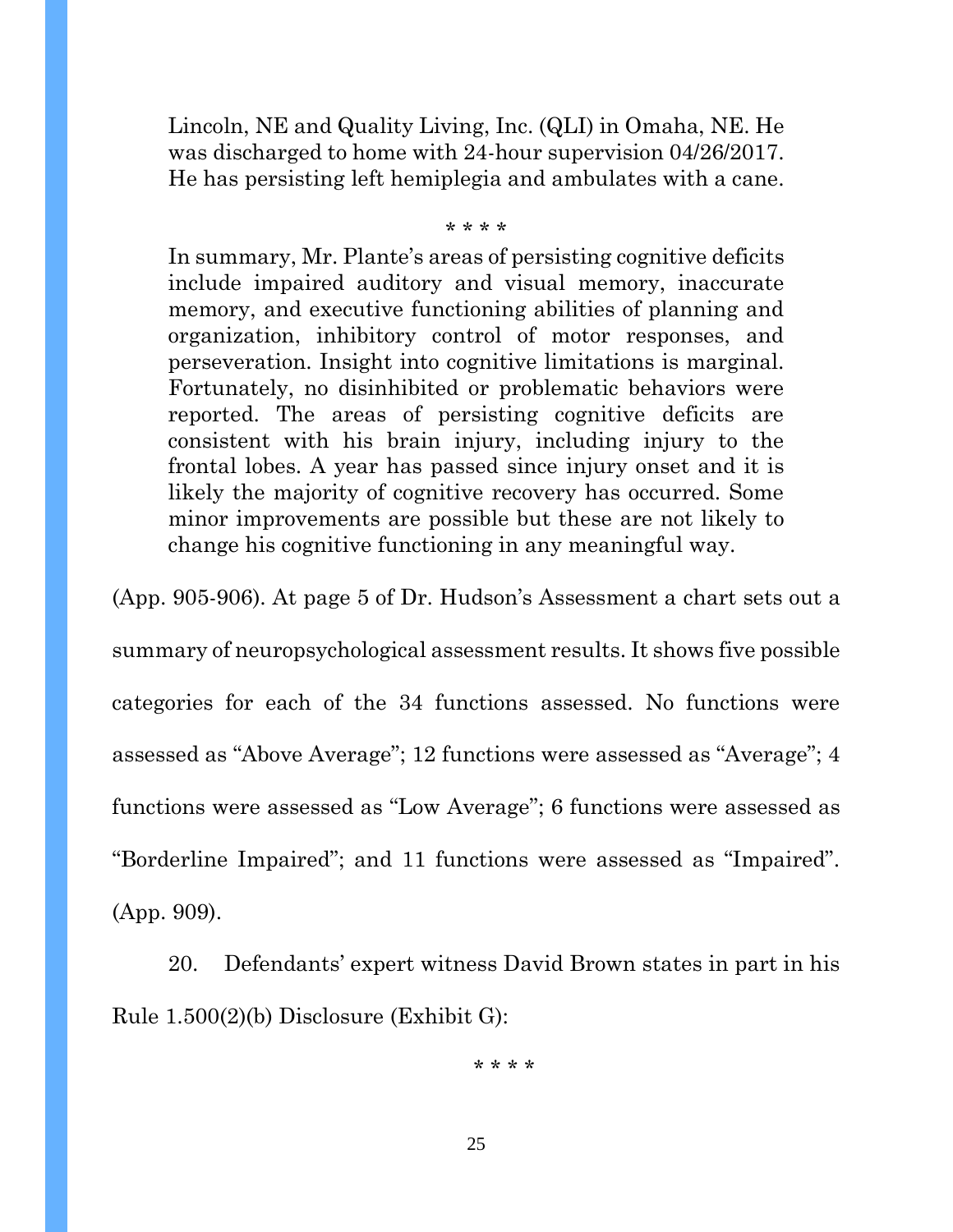> Lincoln, NE and Quality Living, Inc. (QLI) in Omaha, NE. He was discharged to home with 24-hour supervision 04/26/2017. He has persisting left hemiplegia and ambulates with a cane.
>
> \* \* \* \*
>
> In summary, Mr. Plante's areas of persisting cognitive deficits include impaired auditory and visual memory, inaccurate memory, and executive functioning abilities of planning and organization, inhibitory control of motor responses, and perseveration. Insight into cognitive limitations is marginal. Fortunately, no disinhibited or problematic behaviors were reported. The areas of persisting cognitive deficits are consistent with his brain injury, including injury to the frontal lobes. A year has passed since injury onset and it is likely the majority of cognitive recovery has occurred. Some minor improvements are possible but these are not likely to change his cognitive functioning in any meaningful way.

(App. 905-906). At page 5 of Dr. Hudson's Assessment a chart sets out a summary of neuropsychological assessment results. It shows five possible categories for each of the 34 functions assessed. No functions were assessed as "Above Average"; 12 functions were assessed as "Average"; 4 functions were assessed as "Low Average"; 6 functions were assessed as "Borderline Impaired"; and 11 functions were assessed as "Impaired". (App. 909).

20. Defendants' expert witness David Brown states in part in his Rule 1.500(2)(b) Disclosure (Exhibit G):

\* \* \* \*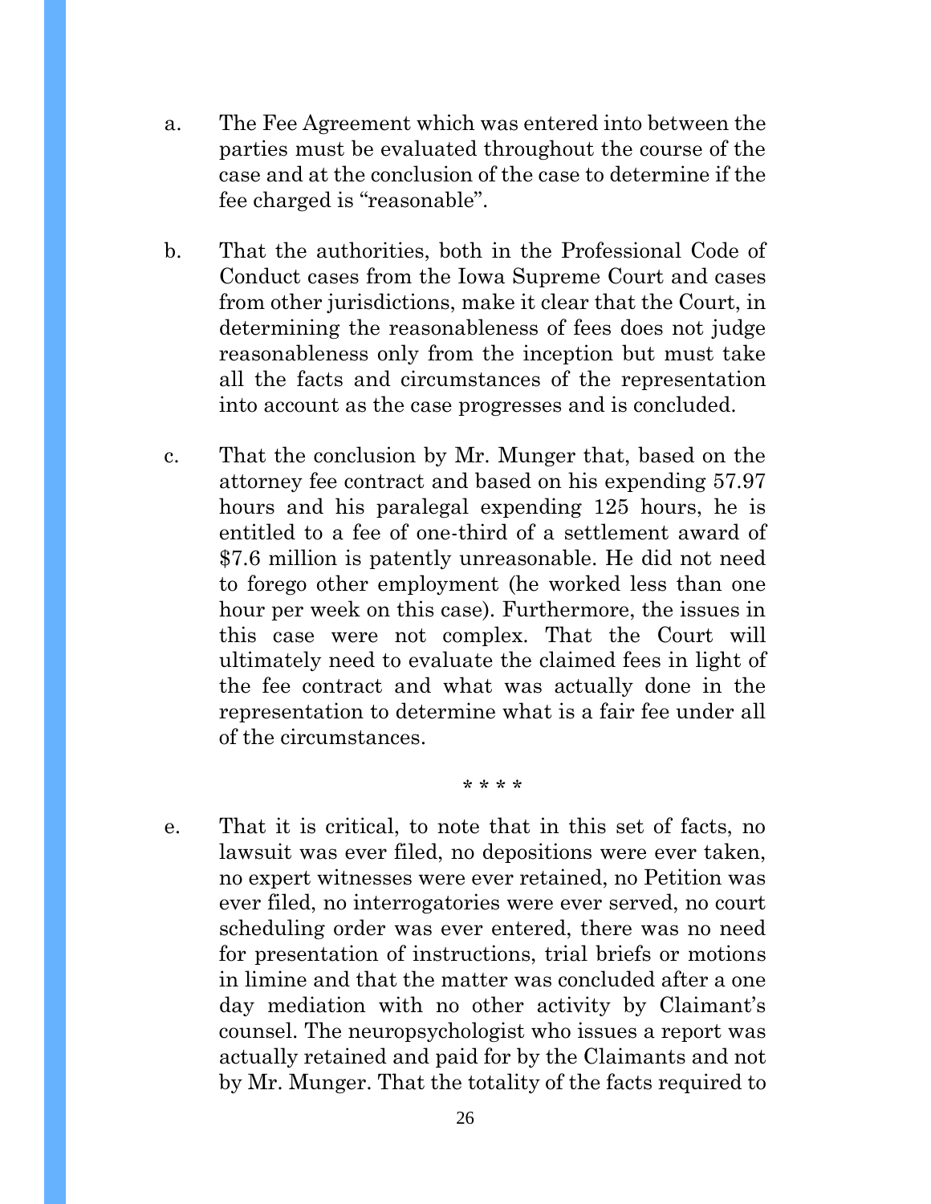a. The Fee Agreement which was entered into between the parties must be evaluated throughout the course of the case and at the conclusion of the case to determine if the fee charged is "reasonable".

b. That the authorities, both in the Professional Code of Conduct cases from the Iowa Supreme Court and cases from other jurisdictions, make it clear that the Court, in determining the reasonableness of fees does not judge reasonableness only from the inception but must take all the facts and circumstances of the representation into account as the case progresses and is concluded.

c. That the conclusion by Mr. Munger that, based on the attorney fee contract and based on his expending 57.97 hours and his paralegal expending 125 hours, he is entitled to a fee of one-third of a settlement award of $7.6 million is patently unreasonable. He did not need to forego other employment (he worked less than one hour per week on this case). Furthermore, the issues in this case were not complex. That the Court will ultimately need to evaluate the claimed fees in light of the fee contract and what was actually done in the representation to determine what is a fair fee under all of the circumstances.

\* \* \* \*

e. That it is critical, to note that in this set of facts, no lawsuit was ever filed, no depositions were ever taken, no expert witnesses were ever retained, no Petition was ever filed, no interrogatories were ever served, no court scheduling order was ever entered, there was no need for presentation of instructions, trial briefs or motions in limine and that the matter was concluded after a one day mediation with no other activity by Claimant's counsel. The neuropsychologist who issues a report was actually retained and paid for by the Claimants and not by Mr. Munger. That the totality of the facts required to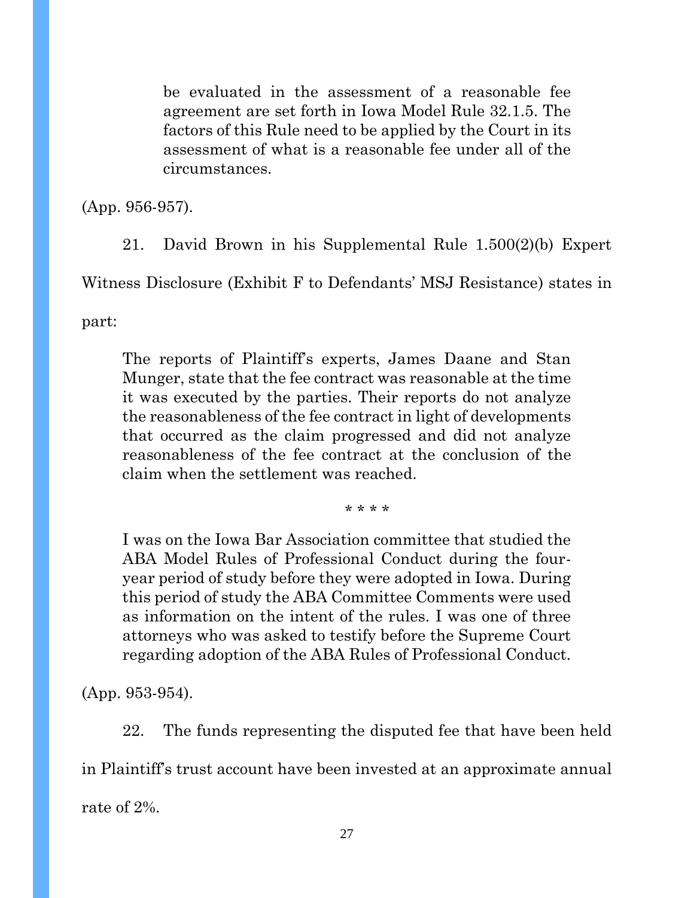> be evaluated in the assessment of a reasonable fee agreement are set forth in Iowa Model Rule 32.1.5. The factors of this Rule need to be applied by the Court in its assessment of what is a reasonable fee under all of the circumstances.

(App. 956-957).

21. David Brown in his Supplemental Rule 1.500(2)(b) Expert Witness Disclosure (Exhibit F to Defendants' MSJ Resistance) states in part:

> The reports of Plaintiff's experts, James Daane and Stan Munger, state that the fee contract was reasonable at the time it was executed by the parties. Their reports do not analyze the reasonableness of the fee contract in light of developments that occurred as the claim progressed and did not analyze reasonableness of the fee contract at the conclusion of the claim when the settlement was reached.
>
> \* \* \* \*
>
> I was on the Iowa Bar Association committee that studied the ABA Model Rules of Professional Conduct during the four-year period of study before they were adopted in Iowa. During this period of study the ABA Committee Comments were used as information on the intent of the rules. I was one of three attorneys who was asked to testify before the Supreme Court regarding adoption of the ABA Rules of Professional Conduct.

(App. 953-954).

22. The funds representing the disputed fee that have been held in Plaintiff's trust account have been invested at an approximate annual rate of 2%.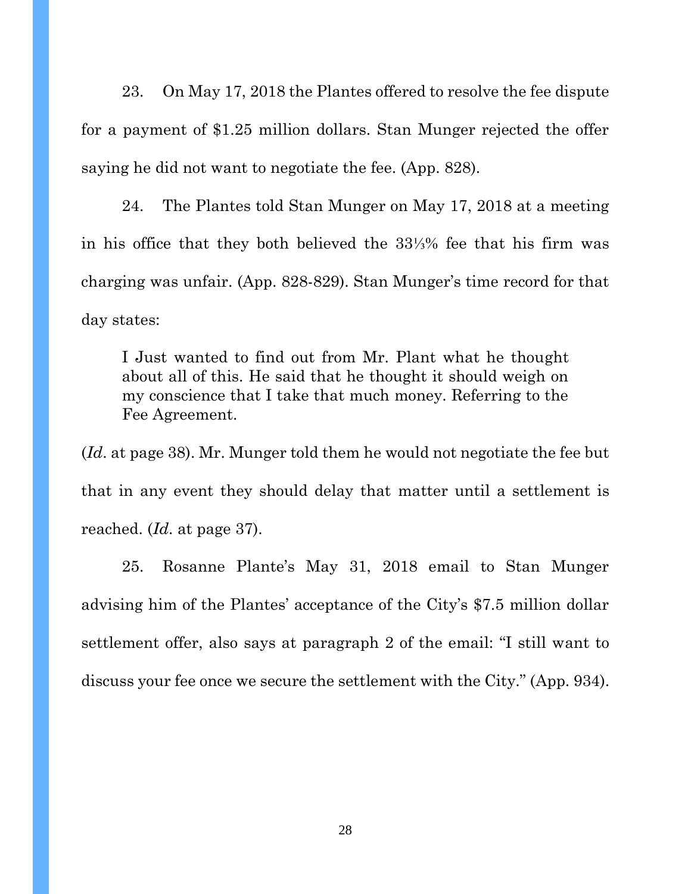23. On May 17, 2018 the Plantes offered to resolve the fee dispute for a payment of $1.25 million dollars. Stan Munger rejected the offer saying he did not want to negotiate the fee. (App. 828).

24. The Plantes told Stan Munger on May 17, 2018 at a meeting in his office that they both believed the 33⅓% fee that his firm was charging was unfair. (App. 828-829). Stan Munger's time record for that day states:

> I Just wanted to find out from Mr. Plant what he thought about all of this. He said that he thought it should weigh on my conscience that I take that much money. Referring to the Fee Agreement.

(*Id*. at page 38). Mr. Munger told them he would not negotiate the fee but that in any event they should delay that matter until a settlement is reached. (*Id*. at page 37).

25. Rosanne Plante's May 31, 2018 email to Stan Munger advising him of the Plantes' acceptance of the City's $7.5 million dollar settlement offer, also says at paragraph 2 of the email: "I still want to discuss your fee once we secure the settlement with the City." (App. 934).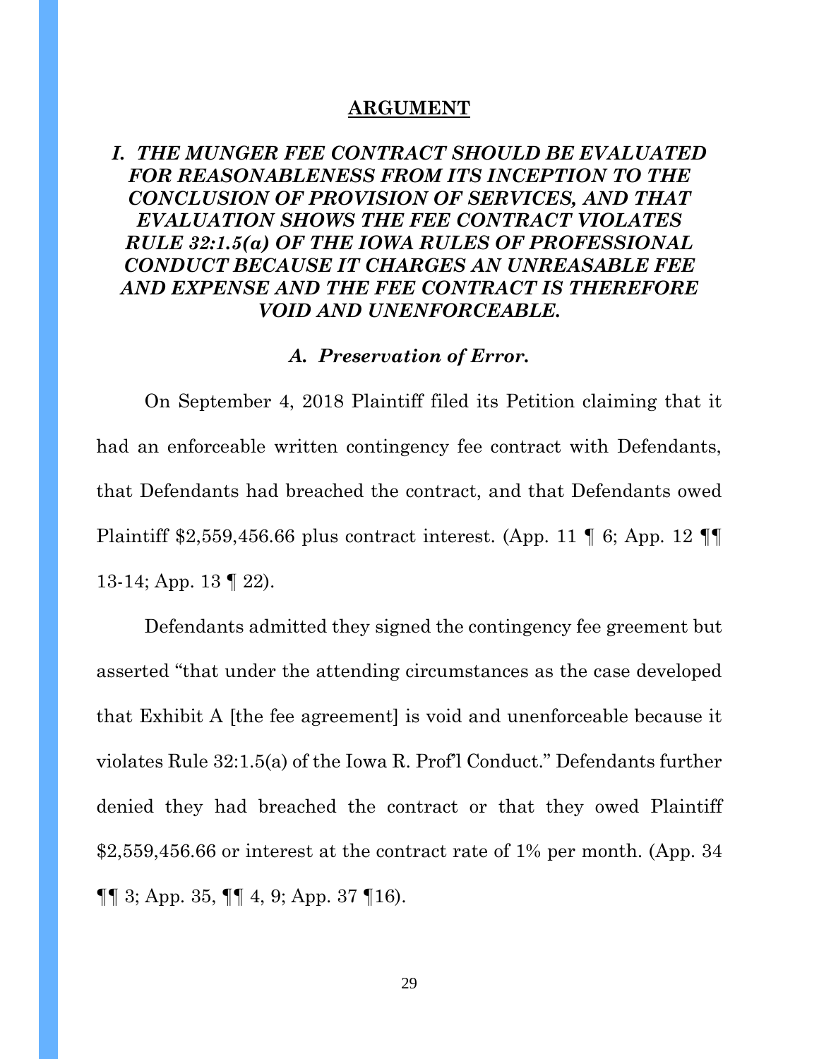## ARGUMENT

### *I. THE MUNGER FEE CONTRACT SHOULD BE EVALUATED FOR REASONABLENESS FROM ITS INCEPTION TO THE CONCLUSION OF PROVISION OF SERVICES, AND THAT EVALUATION SHOWS THE FEE CONTRACT VIOLATES RULE 32:1.5(a) OF THE IOWA RULES OF PROFESSIONAL CONDUCT BECAUSE IT CHARGES AN UNREASABLE FEE AND EXPENSE AND THE FEE CONTRACT IS THEREFORE VOID AND UNENFORCEABLE.*

#### *A. Preservation of Error.*

On September 4, 2018 Plaintiff filed its Petition claiming that it had an enforceable written contingency fee contract with Defendants, that Defendants had breached the contract, and that Defendants owed Plaintiff $2,559,456.66 plus contract interest. (App. 11 ¶ 6; App. 12 ¶¶ 13-14; App. 13 ¶ 22).

Defendants admitted they signed the contingency fee greement but asserted "that under the attending circumstances as the case developed that Exhibit A [the fee agreement] is void and unenforceable because it violates Rule 32:1.5(a) of the Iowa R. Prof'l Conduct." Defendants further denied they had breached the contract or that they owed Plaintiff $2,559,456.66 or interest at the contract rate of 1% per month. (App. 34 ¶¶ 3; App. 35, ¶¶ 4, 9; App. 37 ¶16).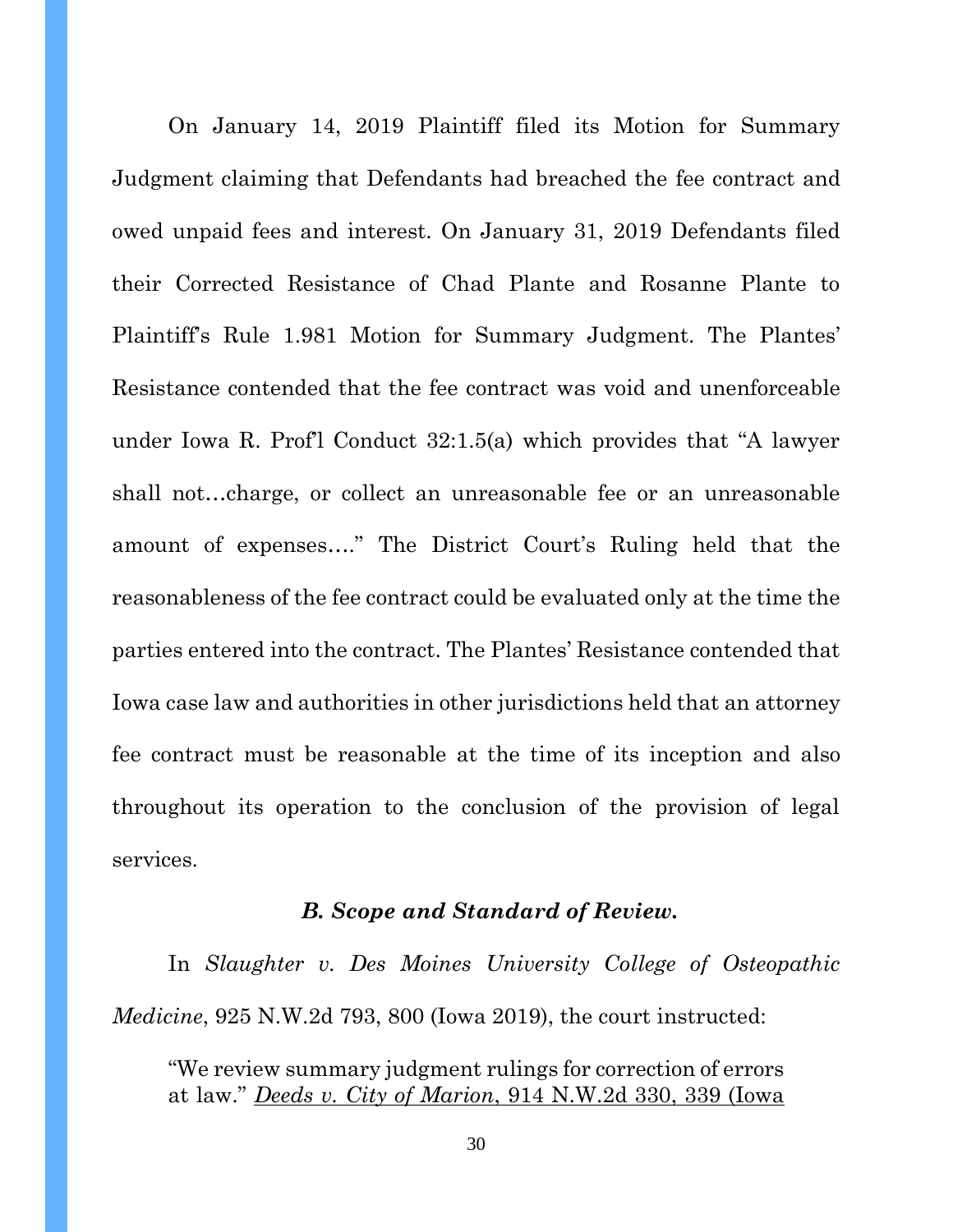On January 14, 2019 Plaintiff filed its Motion for Summary Judgment claiming that Defendants had breached the fee contract and owed unpaid fees and interest. On January 31, 2019 Defendants filed their Corrected Resistance of Chad Plante and Rosanne Plante to Plaintiff's Rule 1.981 Motion for Summary Judgment. The Plantes' Resistance contended that the fee contract was void and unenforceable under Iowa R. Prof'l Conduct 32:1.5(a) which provides that "A lawyer shall not…charge, or collect an unreasonable fee or an unreasonable amount of expenses…." The District Court's Ruling held that the reasonableness of the fee contract could be evaluated only at the time the parties entered into the contract. The Plantes' Resistance contended that Iowa case law and authorities in other jurisdictions held that an attorney fee contract must be reasonable at the time of its inception and also throughout its operation to the conclusion of the provision of legal services.

### *B. Scope and Standard of Review.*

In *Slaughter v. Des Moines University College of Osteopathic Medicine*, 925 N.W.2d 793, 800 (Iowa 2019), the court instructed:

> "We review summary judgment rulings for correction of errors at law." *Deeds v. City of Marion*, 914 N.W.2d 330, 339 (Iowa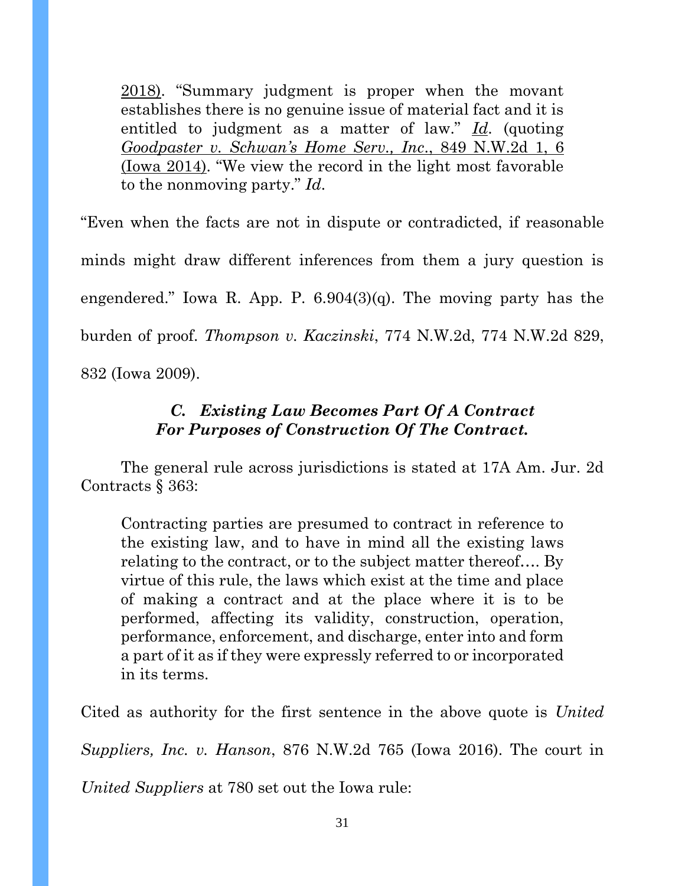2018). "Summary judgment is proper when the movant establishes there is no genuine issue of material fact and it is entitled to judgment as a matter of law." *Id*. (quoting *Goodpaster v. Schwan's Home Serv., Inc*., 849 N.W.2d 1, 6 (Iowa 2014). "We view the record in the light most favorable to the nonmoving party." *Id*.

"Even when the facts are not in dispute or contradicted, if reasonable minds might draw different inferences from them a jury question is engendered." Iowa R. App. P. 6.904(3)(q). The moving party has the burden of proof. *Thompson v. Kaczinski*, 774 N.W.2d, 774 N.W.2d 829, 832 (Iowa 2009).

### *C. Existing Law Becomes Part Of A Contract For Purposes of Construction Of The Contract.*

The general rule across jurisdictions is stated at 17A Am. Jur. 2d Contracts § 363:

> Contracting parties are presumed to contract in reference to the existing law, and to have in mind all the existing laws relating to the contract, or to the subject matter thereof…. By virtue of this rule, the laws which exist at the time and place of making a contract and at the place where it is to be performed, affecting its validity, construction, operation, performance, enforcement, and discharge, enter into and form a part of it as if they were expressly referred to or incorporated in its terms.

Cited as authority for the first sentence in the above quote is *United Suppliers, Inc. v. Hanson*, 876 N.W.2d 765 (Iowa 2016). The court in *United Suppliers* at 780 set out the Iowa rule: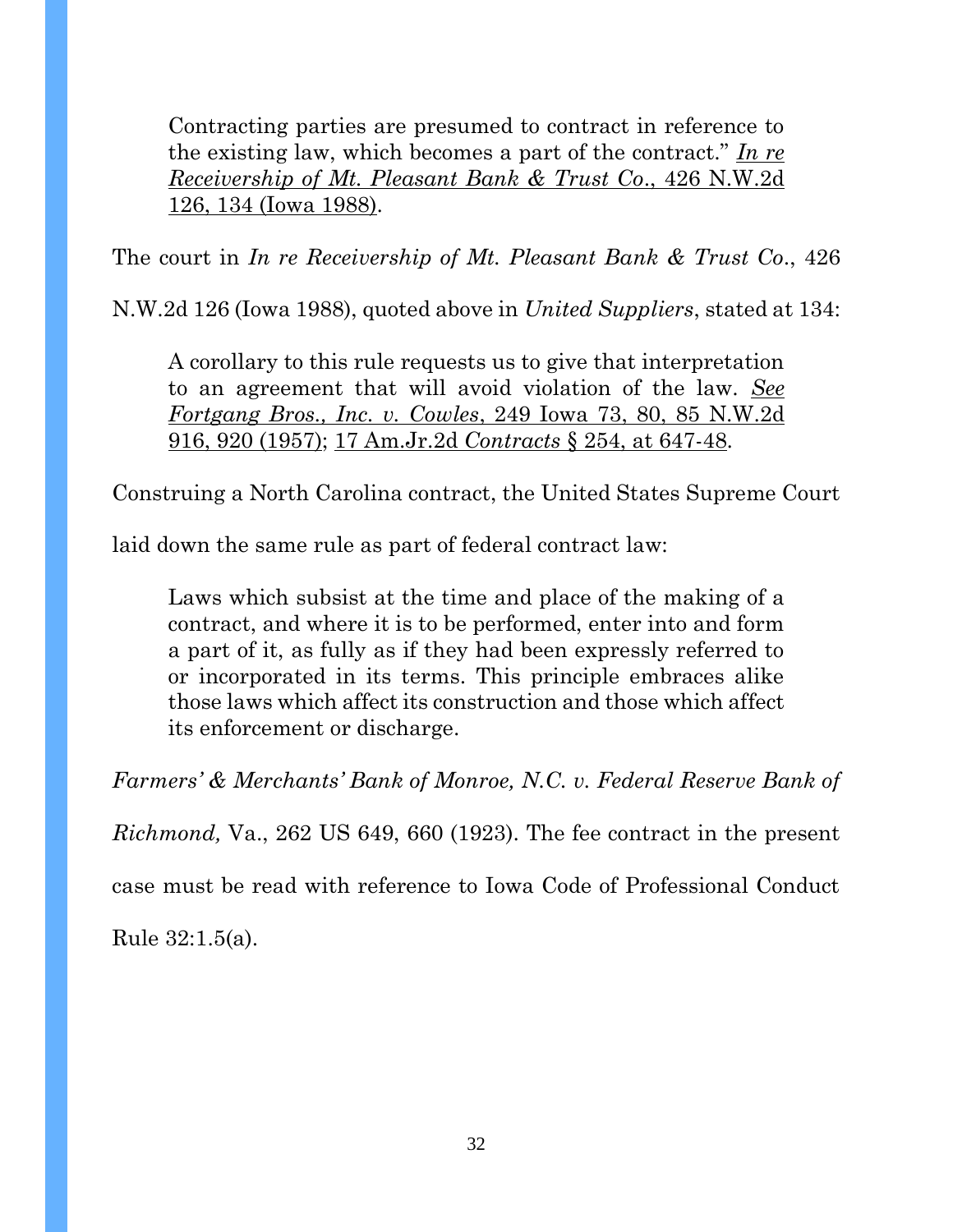> Contracting parties are presumed to contract in reference to the existing law, which becomes a part of the contract." *In re Receivership of Mt. Pleasant Bank & Trust Co.*, 426 N.W.2d 126, 134 (Iowa 1988).

The court in *In re Receivership of Mt. Pleasant Bank & Trust Co.*, 426 N.W.2d 126 (Iowa 1988), quoted above in *United Suppliers*, stated at 134:

> A corollary to this rule requests us to give that interpretation to an agreement that will avoid violation of the law. *See Fortgang Bros., Inc. v. Cowles*, 249 Iowa 73, 80, 85 N.W.2d 916, 920 (1957); 17 Am.Jr.2d *Contracts* § 254, at 647-48.

Construing a North Carolina contract, the United States Supreme Court laid down the same rule as part of federal contract law:

> Laws which subsist at the time and place of the making of a contract, and where it is to be performed, enter into and form a part of it, as fully as if they had been expressly referred to or incorporated in its terms. This principle embraces alike those laws which affect its construction and those which affect its enforcement or discharge.

*Farmers' & Merchants' Bank of Monroe, N.C. v. Federal Reserve Bank of Richmond,* Va., 262 US 649, 660 (1923). The fee contract in the present case must be read with reference to Iowa Code of Professional Conduct Rule 32:1.5(a).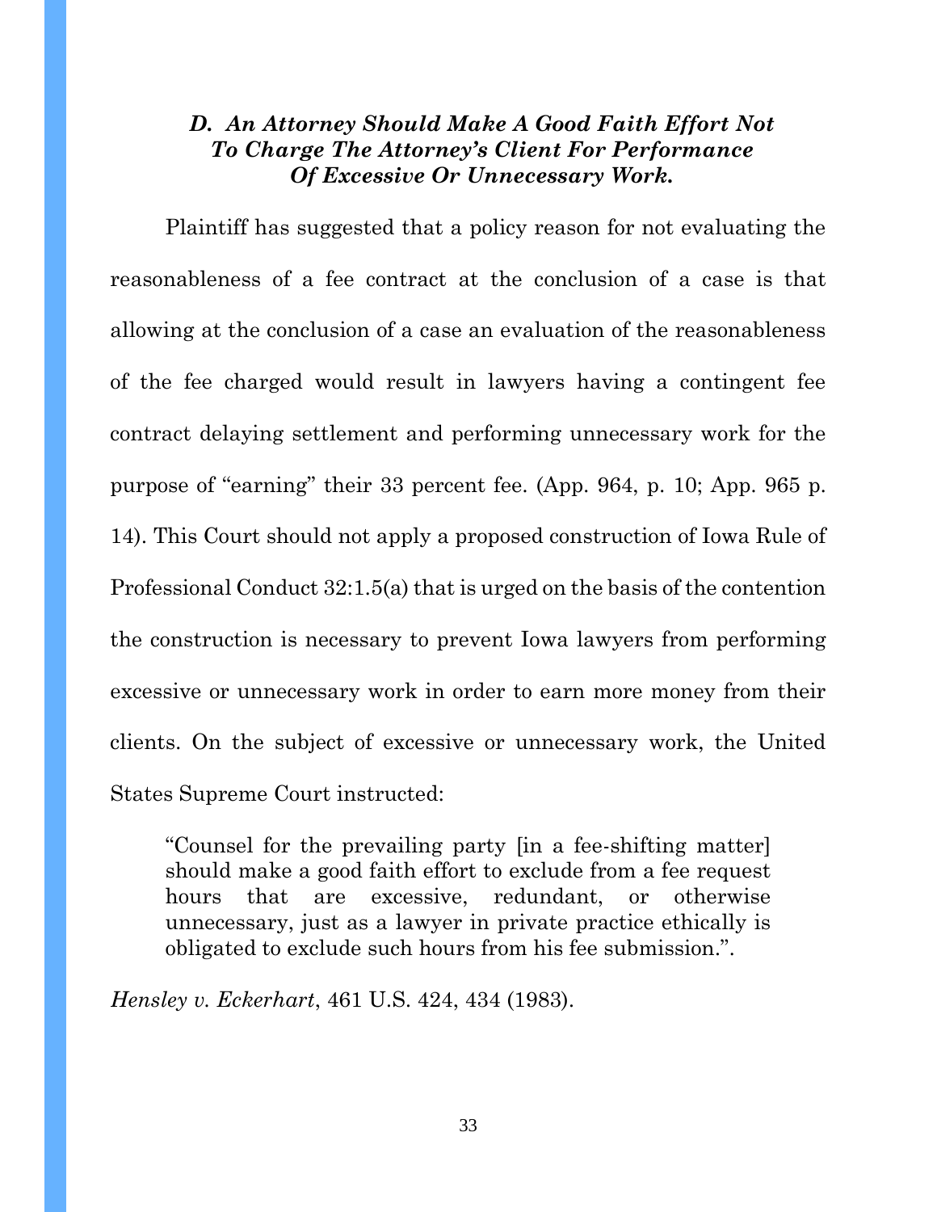### *D. An Attorney Should Make A Good Faith Effort Not To Charge The Attorney's Client For Performance Of Excessive Or Unnecessary Work.*

Plaintiff has suggested that a policy reason for not evaluating the reasonableness of a fee contract at the conclusion of a case is that allowing at the conclusion of a case an evaluation of the reasonableness of the fee charged would result in lawyers having a contingent fee contract delaying settlement and performing unnecessary work for the purpose of "earning" their 33 percent fee. (App. 964, p. 10; App. 965 p. 14). This Court should not apply a proposed construction of Iowa Rule of Professional Conduct 32:1.5(a) that is urged on the basis of the contention the construction is necessary to prevent Iowa lawyers from performing excessive or unnecessary work in order to earn more money from their clients. On the subject of excessive or unnecessary work, the United States Supreme Court instructed:

> "Counsel for the prevailing party [in a fee-shifting matter] should make a good faith effort to exclude from a fee request hours that are excessive, redundant, or otherwise unnecessary, just as a lawyer in private practice ethically is obligated to exclude such hours from his fee submission.".

*Hensley v. Eckerhart*, 461 U.S. 424, 434 (1983).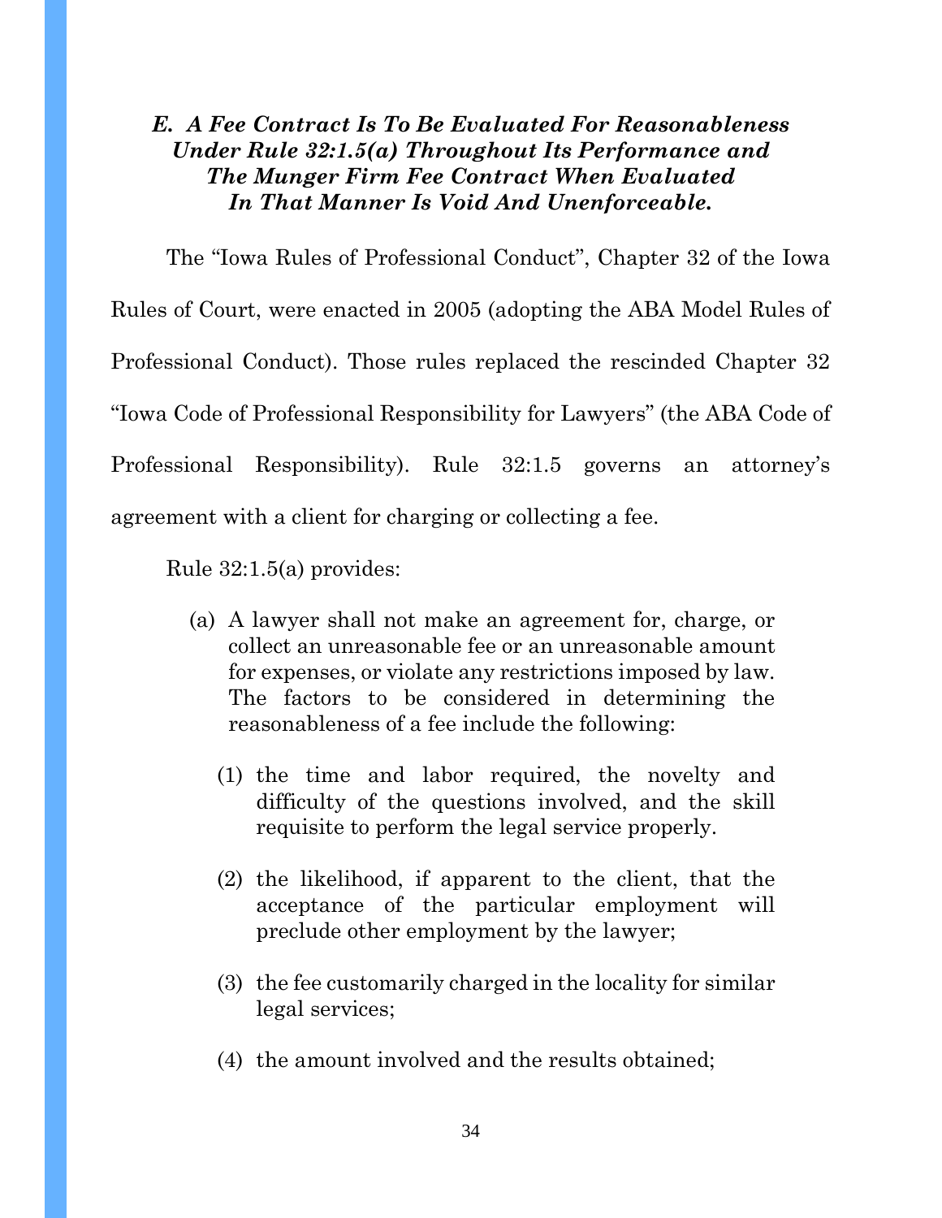### *E. A Fee Contract Is To Be Evaluated For Reasonableness Under Rule 32:1.5(a) Throughout Its Performance and The Munger Firm Fee Contract When Evaluated In That Manner Is Void And Unenforceable.*

The "Iowa Rules of Professional Conduct", Chapter 32 of the Iowa Rules of Court, were enacted in 2005 (adopting the ABA Model Rules of Professional Conduct). Those rules replaced the rescinded Chapter 32 "Iowa Code of Professional Responsibility for Lawyers" (the ABA Code of Professional Responsibility). Rule 32:1.5 governs an attorney's agreement with a client for charging or collecting a fee.

Rule 32:1.5(a) provides:

> (a) A lawyer shall not make an agreement for, charge, or collect an unreasonable fee or an unreasonable amount for expenses, or violate any restrictions imposed by law. The factors to be considered in determining the reasonableness of a fee include the following:
>
> (1) the time and labor required, the novelty and difficulty of the questions involved, and the skill requisite to perform the legal service properly.
>
> (2) the likelihood, if apparent to the client, that the acceptance of the particular employment will preclude other employment by the lawyer;
>
> (3) the fee customarily charged in the locality for similar legal services;
>
> (4) the amount involved and the results obtained;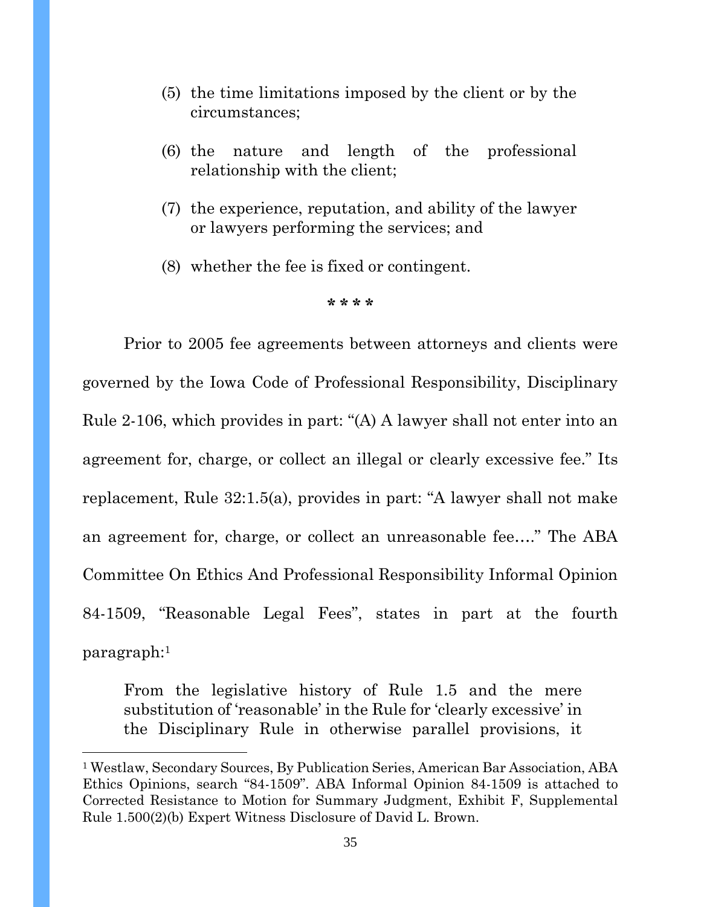(5) the time limitations imposed by the client or by the circumstances;

(6) the nature and length of the professional relationship with the client;

(7) the experience, reputation, and ability of the lawyer or lawyers performing the services; and

(8) whether the fee is fixed or contingent.

**\* \* \* \***

Prior to 2005 fee agreements between attorneys and clients were governed by the Iowa Code of Professional Responsibility, Disciplinary Rule 2-106, which provides in part: "(A) A lawyer shall not enter into an agreement for, charge, or collect an illegal or clearly excessive fee." Its replacement, Rule 32:1.5(a), provides in part: "A lawyer shall not make an agreement for, charge, or collect an unreasonable fee…." The ABA Committee On Ethics And Professional Responsibility Informal Opinion 84-1509, "Reasonable Legal Fees", states in part at the fourth paragraph:[1]

> From the legislative history of Rule 1.5 and the mere substitution of 'reasonable' in the Rule for 'clearly excessive' in the Disciplinary Rule in otherwise parallel provisions, it

---

[1] Westlaw, Secondary Sources, By Publication Series, American Bar Association, ABA Ethics Opinions, search "84-1509". ABA Informal Opinion 84-1509 is attached to Corrected Resistance to Motion for Summary Judgment, Exhibit F, Supplemental Rule 1.500(2)(b) Expert Witness Disclosure of David L. Brown.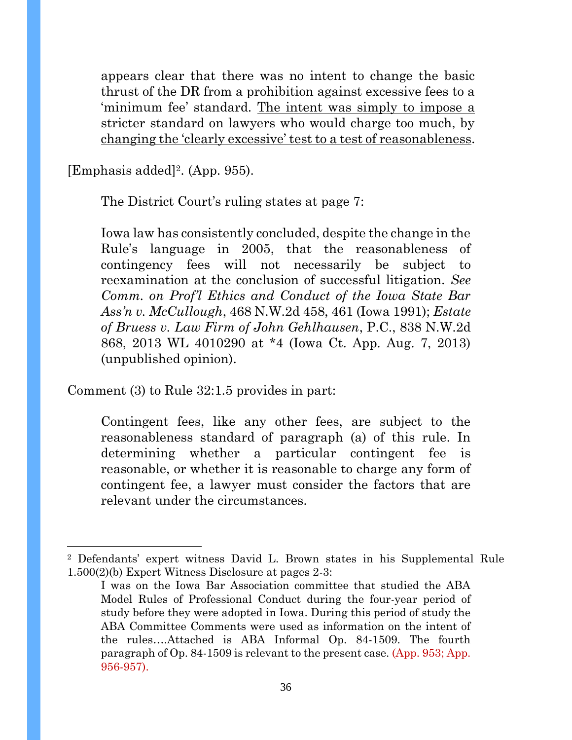> appears clear that there was no intent to change the basic thrust of the DR from a prohibition against excessive fees to a 'minimum fee' standard. <u>The intent was simply to impose a stricter standard on lawyers who would charge too much, by changing the 'clearly excessive' test to a test of reasonableness</u>.

[Emphasis added][2]. (App. 955).

The District Court's ruling states at page 7:

> Iowa law has consistently concluded, despite the change in the Rule's language in 2005, that the reasonableness of contingency fees will not necessarily be subject to reexamination at the conclusion of successful litigation. *See Comm. on Prof'l Ethics and Conduct of the Iowa State Bar Ass'n v. McCullough*, 468 N.W.2d 458, 461 (Iowa 1991); *Estate of Bruess v. Law Firm of John Gehlhausen*, P.C., 838 N.W.2d 868, 2013 WL 4010290 at *4 (Iowa Ct. App. Aug. 7, 2013) (unpublished opinion).

Comment (3) to Rule 32:1.5 provides in part:

> Contingent fees, like any other fees, are subject to the reasonableness standard of paragraph (a) of this rule. In determining whether a particular contingent fee is reasonable, or whether it is reasonable to charge any form of contingent fee, a lawyer must consider the factors that are relevant under the circumstances.

---

[2] Defendants' expert witness David L. Brown states in his Supplemental Rule 1.500(2)(b) Expert Witness Disclosure at pages 2-3:

> I was on the Iowa Bar Association committee that studied the ABA Model Rules of Professional Conduct during the four-year period of study before they were adopted in Iowa. During this period of study the ABA Committee Comments were used as information on the intent of the rules….Attached is ABA Informal Op. 84-1509. The fourth paragraph of Op. 84-1509 is relevant to the present case. (App. 953; App. 956-957).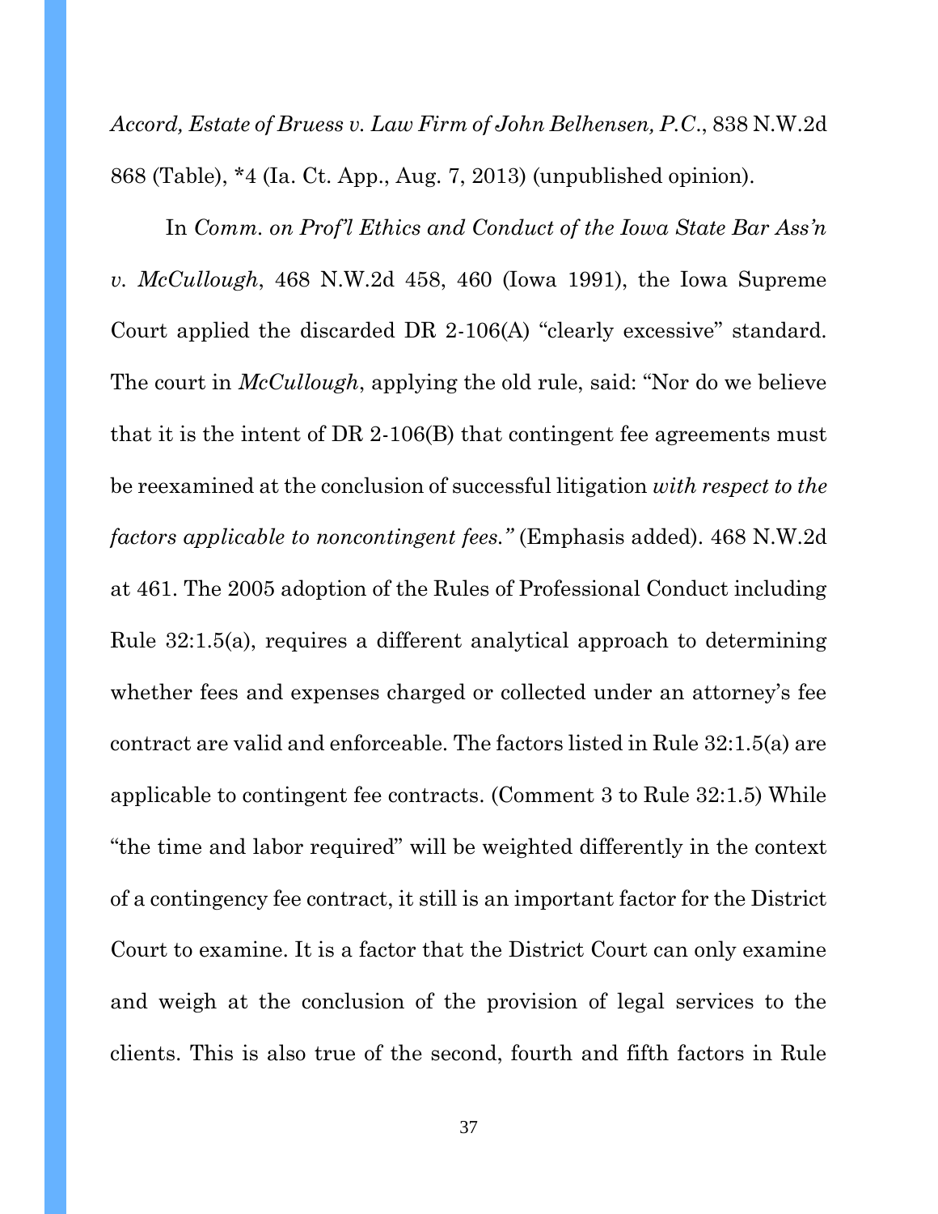*Accord, Estate of Bruess v. Law Firm of John Belhensen, P.C.*, 838 N.W.2d 868 (Table), *4 (Ia. Ct. App., Aug. 7, 2013) (unpublished opinion).

In *Comm. on Prof'l Ethics and Conduct of the Iowa State Bar Ass'n v. McCullough*, 468 N.W.2d 458, 460 (Iowa 1991), the Iowa Supreme Court applied the discarded DR 2-106(A) "clearly excessive" standard. The court in *McCullough*, applying the old rule, said: "Nor do we believe that it is the intent of DR 2-106(B) that contingent fee agreements must be reexamined at the conclusion of successful litigation *with respect to the factors applicable to noncontingent fees."* (Emphasis added). 468 N.W.2d at 461. The 2005 adoption of the Rules of Professional Conduct including Rule 32:1.5(a), requires a different analytical approach to determining whether fees and expenses charged or collected under an attorney's fee contract are valid and enforceable. The factors listed in Rule 32:1.5(a) are applicable to contingent fee contracts. (Comment 3 to Rule 32:1.5) While "the time and labor required" will be weighted differently in the context of a contingency fee contract, it still is an important factor for the District Court to examine. It is a factor that the District Court can only examine and weigh at the conclusion of the provision of legal services to the clients. This is also true of the second, fourth and fifth factors in Rule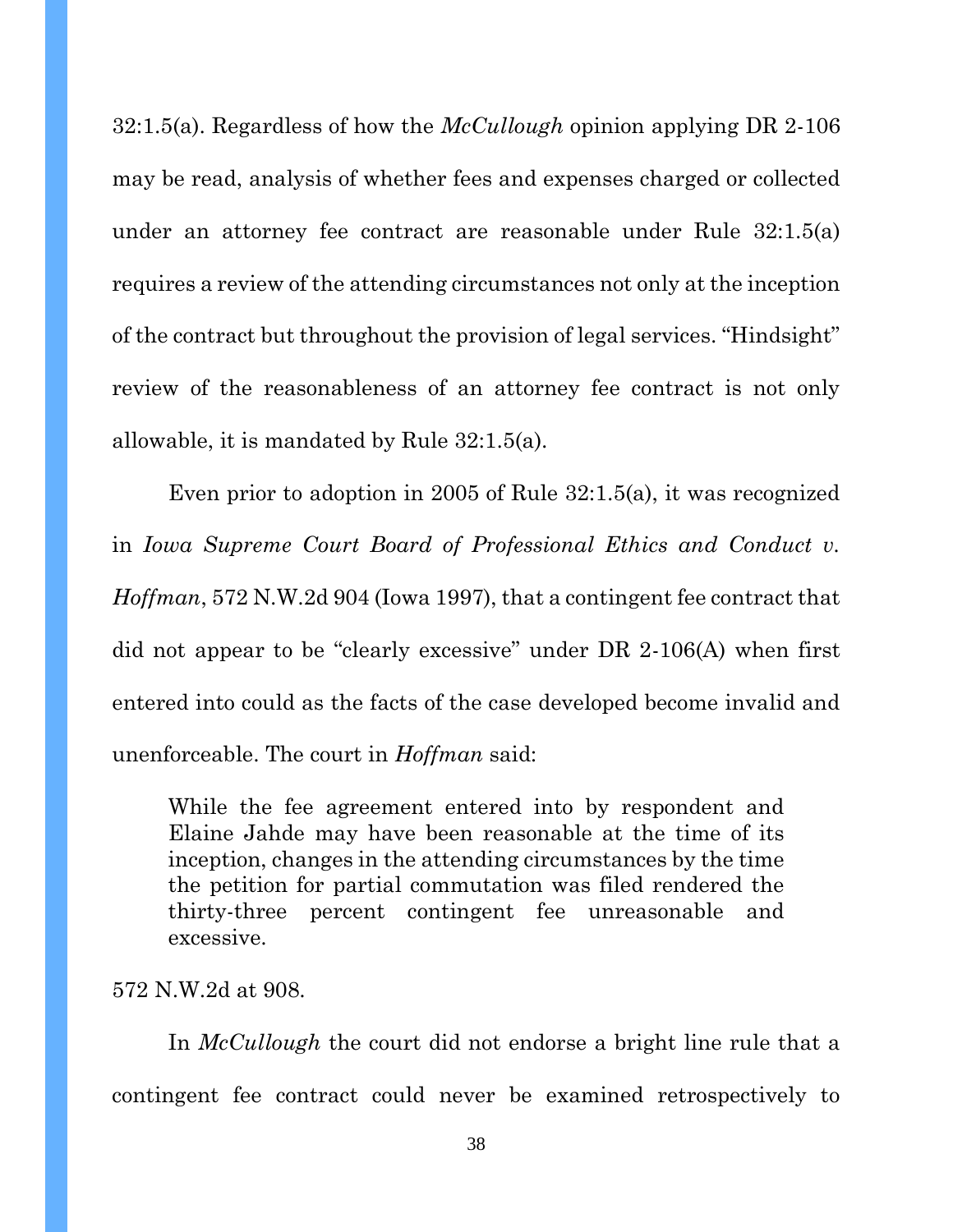32:1.5(a). Regardless of how the *McCullough* opinion applying DR 2-106 may be read, analysis of whether fees and expenses charged or collected under an attorney fee contract are reasonable under Rule 32:1.5(a) requires a review of the attending circumstances not only at the inception of the contract but throughout the provision of legal services. "Hindsight" review of the reasonableness of an attorney fee contract is not only allowable, it is mandated by Rule 32:1.5(a).

Even prior to adoption in 2005 of Rule 32:1.5(a), it was recognized in *Iowa Supreme Court Board of Professional Ethics and Conduct v. Hoffman*, 572 N.W.2d 904 (Iowa 1997), that a contingent fee contract that did not appear to be "clearly excessive" under DR 2-106(A) when first entered into could as the facts of the case developed become invalid and unenforceable. The court in *Hoffman* said:

> While the fee agreement entered into by respondent and Elaine Jahde may have been reasonable at the time of its inception, changes in the attending circumstances by the time the petition for partial commutation was filed rendered the thirty-three percent contingent fee unreasonable and excessive.

572 N.W.2d at 908.

In *McCullough* the court did not endorse a bright line rule that a contingent fee contract could never be examined retrospectively to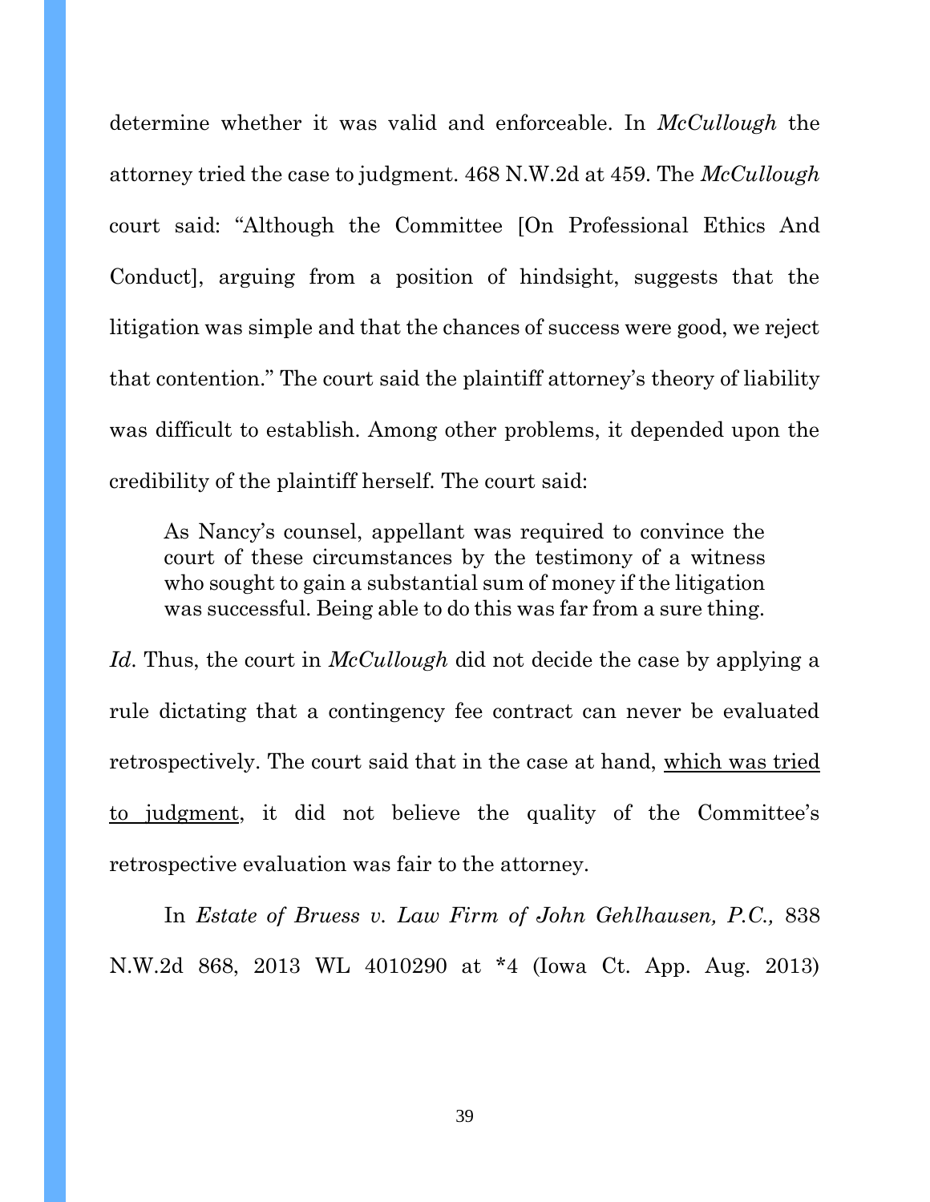determine whether it was valid and enforceable. In *McCullough* the attorney tried the case to judgment. 468 N.W.2d at 459. The *McCullough* court said: "Although the Committee [On Professional Ethics And Conduct], arguing from a position of hindsight, suggests that the litigation was simple and that the chances of success were good, we reject that contention." The court said the plaintiff attorney's theory of liability was difficult to establish. Among other problems, it depended upon the credibility of the plaintiff herself. The court said:

> As Nancy's counsel, appellant was required to convince the court of these circumstances by the testimony of a witness who sought to gain a substantial sum of money if the litigation was successful. Being able to do this was far from a sure thing.

*Id*. Thus, the court in *McCullough* did not decide the case by applying a rule dictating that a contingency fee contract can never be evaluated retrospectively. The court said that in the case at hand, <u>which was tried to judgment</u>, it did not believe the quality of the Committee's retrospective evaluation was fair to the attorney.

In *Estate of Bruess v. Law Firm of John Gehlhausen, P.C.,* 838 N.W.2d 868, 2013 WL 4010290 at *4 (Iowa Ct. App. Aug. 2013)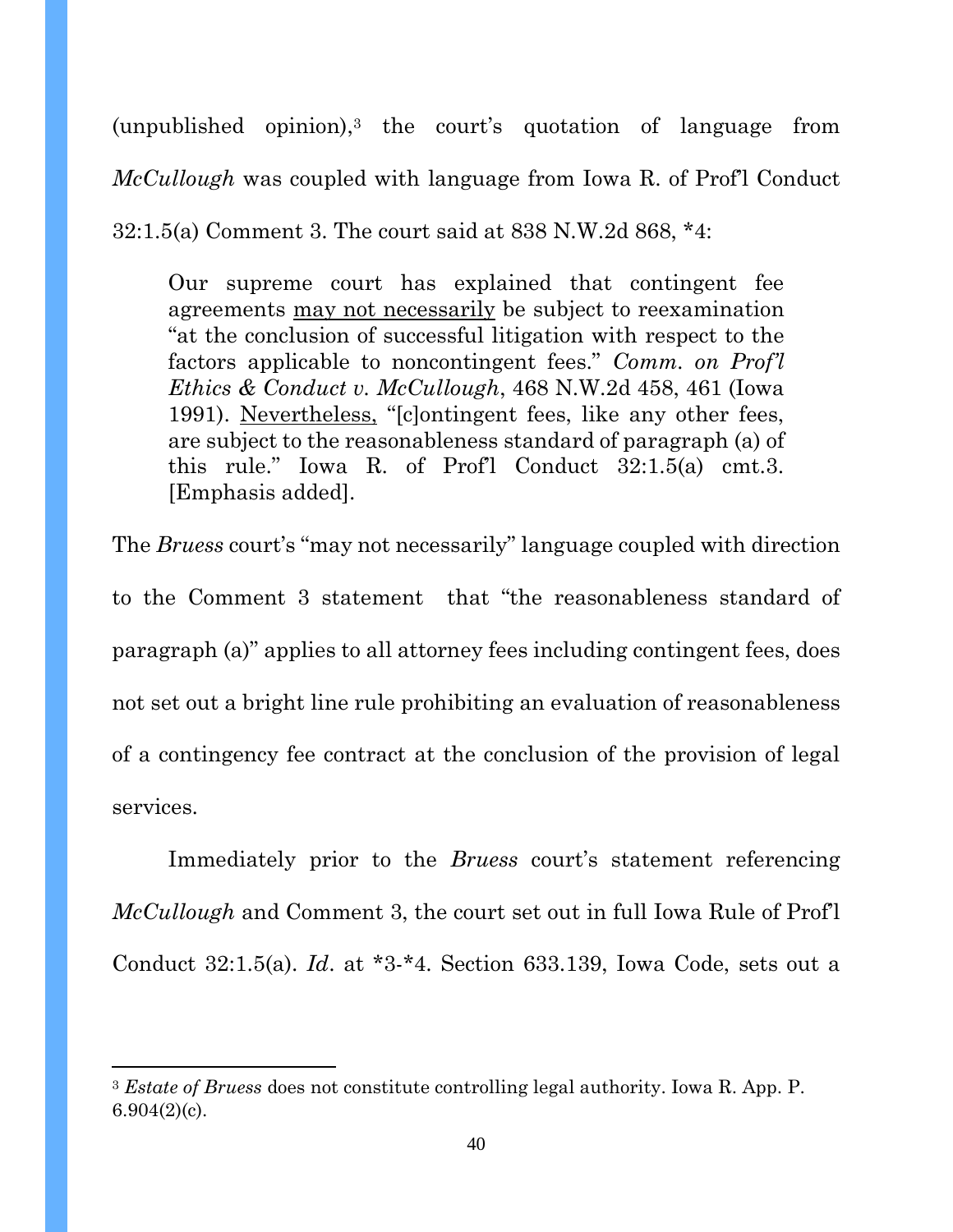(unpublished opinion),[3] the court's quotation of language from *McCullough* was coupled with language from Iowa R. of Prof'l Conduct 32:1.5(a) Comment 3. The court said at 838 N.W.2d 868, *4:

> Our supreme court has explained that contingent fee agreements <u>may not necessarily</u> be subject to reexamination "at the conclusion of successful litigation with respect to the factors applicable to noncontingent fees." *Comm. on Prof'l Ethics & Conduct v. McCullough*, 468 N.W.2d 458, 461 (Iowa 1991). <u>Nevertheless,</u> "[c]ontingent fees, like any other fees, are subject to the reasonableness standard of paragraph (a) of this rule." Iowa R. of Prof'l Conduct 32:1.5(a) cmt.3. [Emphasis added].

The *Bruess* court's "may not necessarily" language coupled with direction to the Comment 3 statement that "the reasonableness standard of paragraph (a)" applies to all attorney fees including contingent fees, does not set out a bright line rule prohibiting an evaluation of reasonableness of a contingency fee contract at the conclusion of the provision of legal services.

Immediately prior to the *Bruess* court's statement referencing *McCullough* and Comment 3, the court set out in full Iowa Rule of Prof'l Conduct 32:1.5(a). *Id*. at *3-*4. Section 633.139, Iowa Code, sets out a

---

[3] *Estate of Bruess* does not constitute controlling legal authority. Iowa R. App. P. 6.904(2)(c).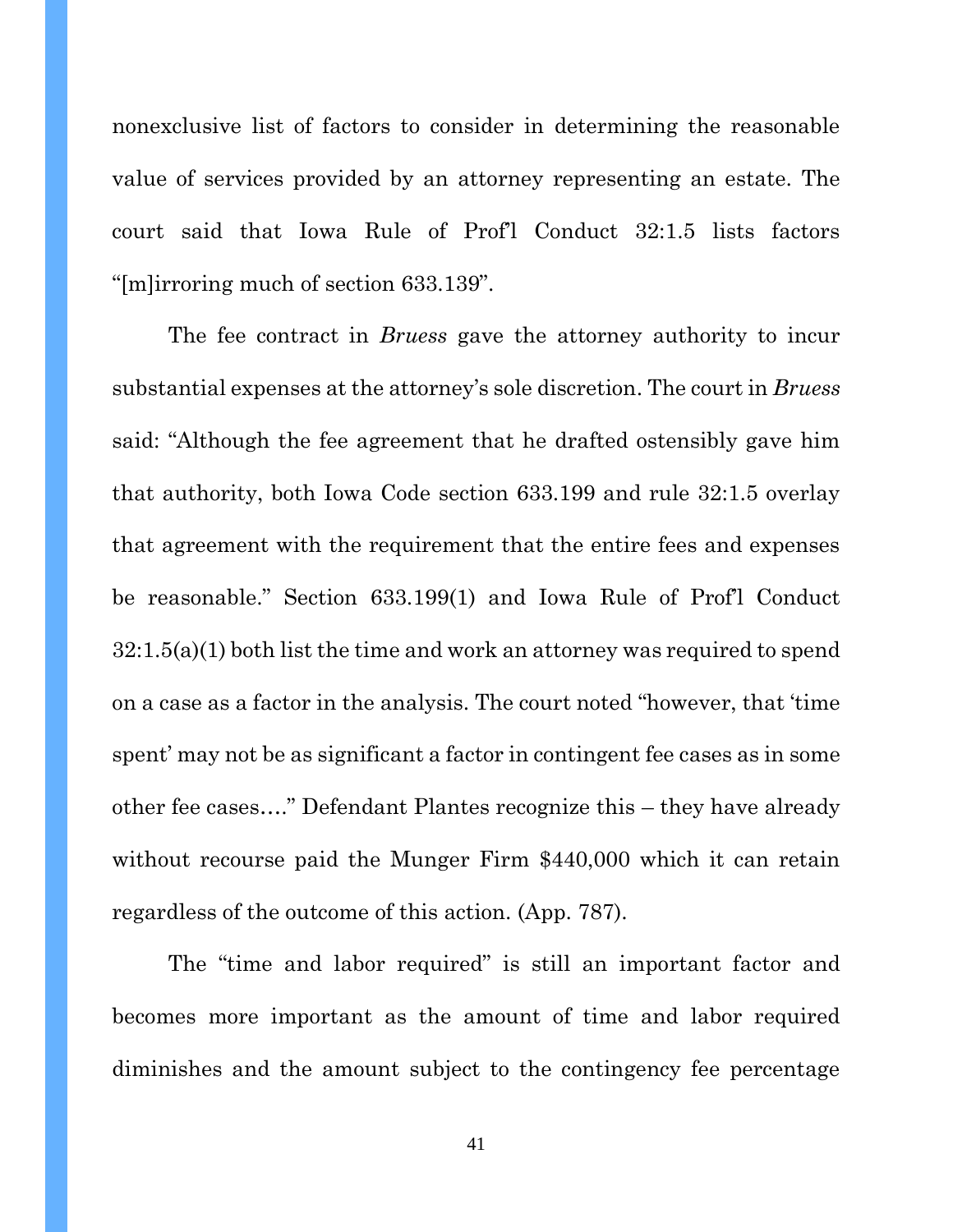nonexclusive list of factors to consider in determining the reasonable value of services provided by an attorney representing an estate. The court said that Iowa Rule of Prof'l Conduct 32:1.5 lists factors "[m]irroring much of section 633.139".

The fee contract in *Bruess* gave the attorney authority to incur substantial expenses at the attorney's sole discretion. The court in *Bruess* said: "Although the fee agreement that he drafted ostensibly gave him that authority, both Iowa Code section 633.199 and rule 32:1.5 overlay that agreement with the requirement that the entire fees and expenses be reasonable." Section 633.199(1) and Iowa Rule of Prof'l Conduct 32:1.5(a)(1) both list the time and work an attorney was required to spend on a case as a factor in the analysis. The court noted "however, that 'time spent' may not be as significant a factor in contingent fee cases as in some other fee cases…." Defendant Plantes recognize this – they have already without recourse paid the Munger Firm $440,000 which it can retain regardless of the outcome of this action. (App. 787).

The "time and labor required" is still an important factor and becomes more important as the amount of time and labor required diminishes and the amount subject to the contingency fee percentage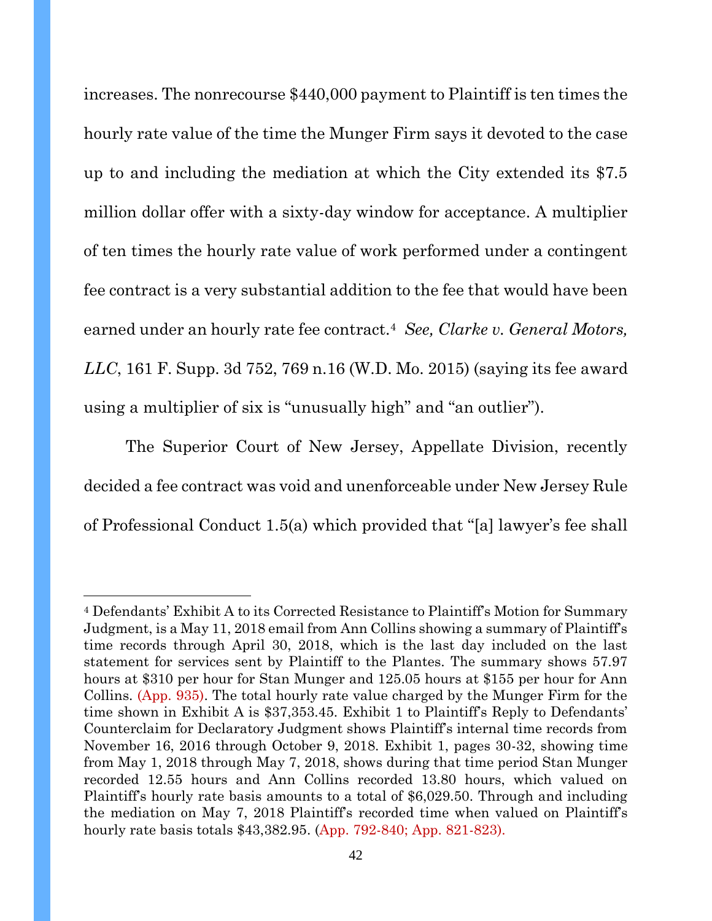increases. The nonrecourse $440,000 payment to Plaintiff is ten times the hourly rate value of the time the Munger Firm says it devoted to the case up to and including the mediation at which the City extended its $7.5 million dollar offer with a sixty-day window for acceptance. A multiplier of ten times the hourly rate value of work performed under a contingent fee contract is a very substantial addition to the fee that would have been earned under an hourly rate fee contract.[4] *See, Clarke v. General Motors, LLC*, 161 F. Supp. 3d 752, 769 n.16 (W.D. Mo. 2015) (saying its fee award using a multiplier of six is "unusually high" and "an outlier").

The Superior Court of New Jersey, Appellate Division, recently decided a fee contract was void and unenforceable under New Jersey Rule of Professional Conduct 1.5(a) which provided that "[a] lawyer's fee shall

---

[4] Defendants' Exhibit A to its Corrected Resistance to Plaintiff's Motion for Summary Judgment, is a May 11, 2018 email from Ann Collins showing a summary of Plaintiff's time records through April 30, 2018, which is the last day included on the last statement for services sent by Plaintiff to the Plantes. The summary shows 57.97 hours at $310 per hour for Stan Munger and 125.05 hours at $155 per hour for Ann Collins. (App. 935). The total hourly rate value charged by the Munger Firm for the time shown in Exhibit A is $37,353.45. Exhibit 1 to Plaintiff's Reply to Defendants' Counterclaim for Declaratory Judgment shows Plaintiff's internal time records from November 16, 2016 through October 9, 2018. Exhibit 1, pages 30-32, showing time from May 1, 2018 through May 7, 2018, shows during that time period Stan Munger recorded 12.55 hours and Ann Collins recorded 13.80 hours, which valued on Plaintiff's hourly rate basis amounts to a total of $6,029.50. Through and including the mediation on May 7, 2018 Plaintiff's recorded time when valued on Plaintiff's hourly rate basis totals $43,382.95. (App. 792-840; App. 821-823).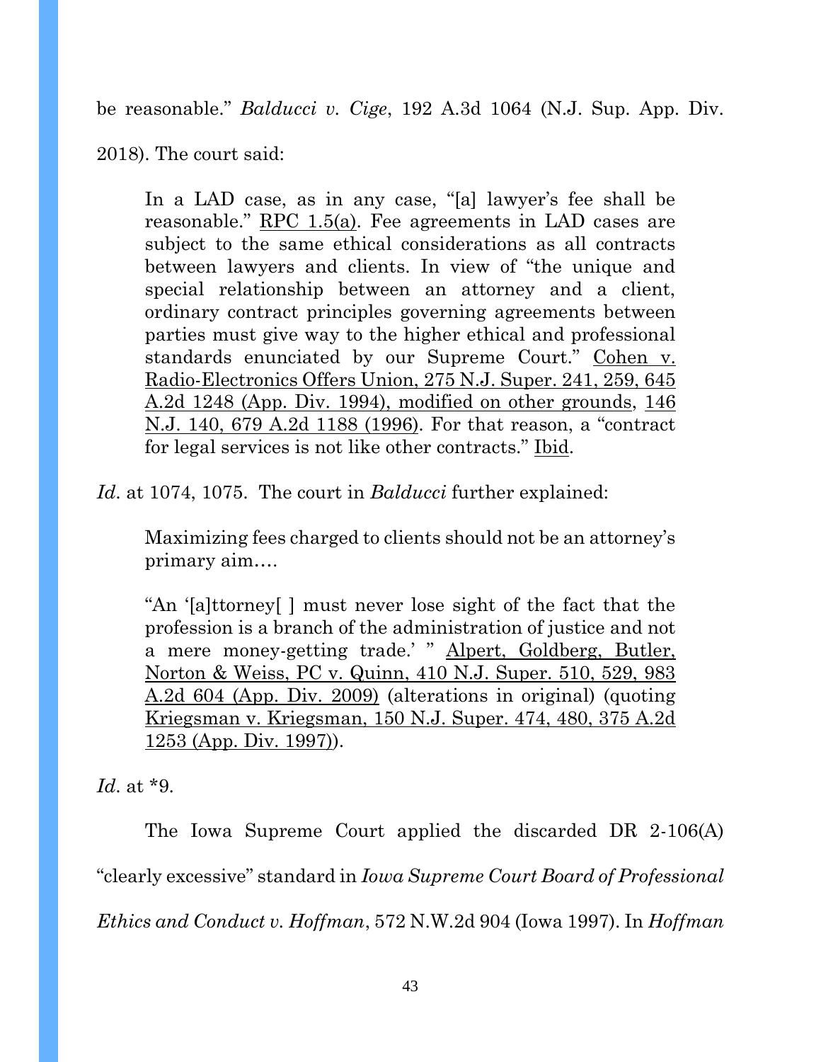be reasonable." *Balducci v. Cige*, 192 A.3d 1064 (N.J. Sup. App. Div. 2018). The court said:

> In a LAD case, as in any case, "[a] lawyer's fee shall be reasonable." RPC 1.5(a). Fee agreements in LAD cases are subject to the same ethical considerations as all contracts between lawyers and clients. In view of "the unique and special relationship between an attorney and a client, ordinary contract principles governing agreements between parties must give way to the higher ethical and professional standards enunciated by our Supreme Court." Cohen v. Radio-Electronics Offers Union, 275 N.J. Super. 241, 259, 645 A.2d 1248 (App. Div. 1994), modified on other grounds, 146 N.J. 140, 679 A.2d 1188 (1996). For that reason, a "contract for legal services is not like other contracts." Ibid.

*Id*. at 1074, 1075. The court in *Balducci* further explained:

> Maximizing fees charged to clients should not be an attorney's primary aim....
>
> "An '[a]ttorney[ ] must never lose sight of the fact that the profession is a branch of the administration of justice and not a mere money-getting trade.' " Alpert, Goldberg, Butler, Norton & Weiss, PC v. Quinn, 410 N.J. Super. 510, 529, 983 A.2d 604 (App. Div. 2009) (alterations in original) (quoting Kriegsman v. Kriegsman, 150 N.J. Super. 474, 480, 375 A.2d 1253 (App. Div. 1997)).

*Id*. at *9.

The Iowa Supreme Court applied the discarded DR 2-106(A) "clearly excessive" standard in *Iowa Supreme Court Board of Professional Ethics and Conduct v. Hoffman*, 572 N.W.2d 904 (Iowa 1997). In *Hoffman*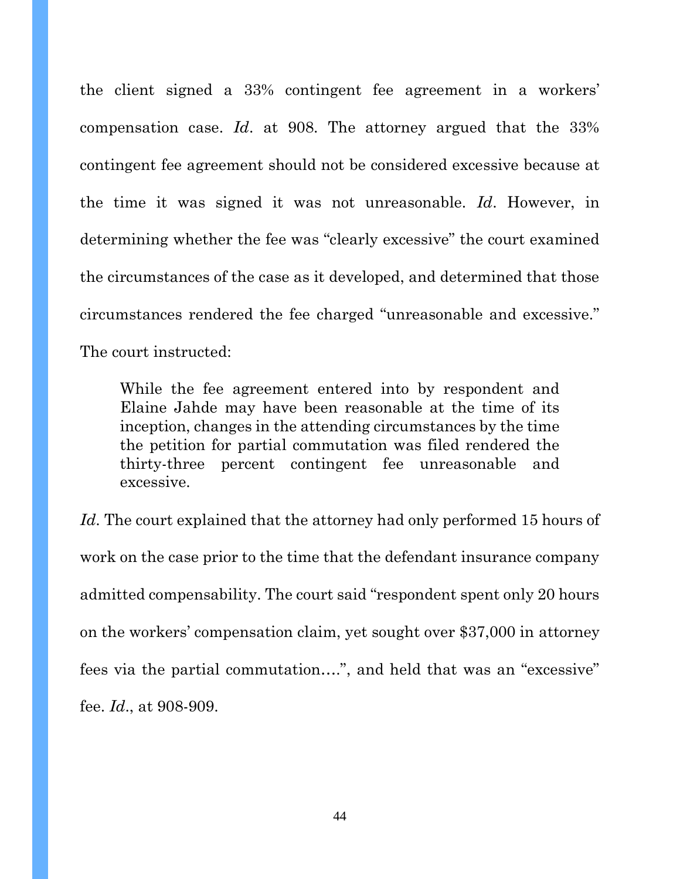the client signed a 33% contingent fee agreement in a workers' compensation case. *Id*. at 908. The attorney argued that the 33% contingent fee agreement should not be considered excessive because at the time it was signed it was not unreasonable. *Id*. However, in determining whether the fee was "clearly excessive" the court examined the circumstances of the case as it developed, and determined that those circumstances rendered the fee charged "unreasonable and excessive." The court instructed:

> While the fee agreement entered into by respondent and Elaine Jahde may have been reasonable at the time of its inception, changes in the attending circumstances by the time the petition for partial commutation was filed rendered the thirty-three percent contingent fee unreasonable and excessive.

*Id*. The court explained that the attorney had only performed 15 hours of work on the case prior to the time that the defendant insurance company admitted compensability. The court said "respondent spent only 20 hours on the workers' compensation claim, yet sought over $37,000 in attorney fees via the partial commutation….", and held that was an "excessive" fee. *Id*., at 908-909.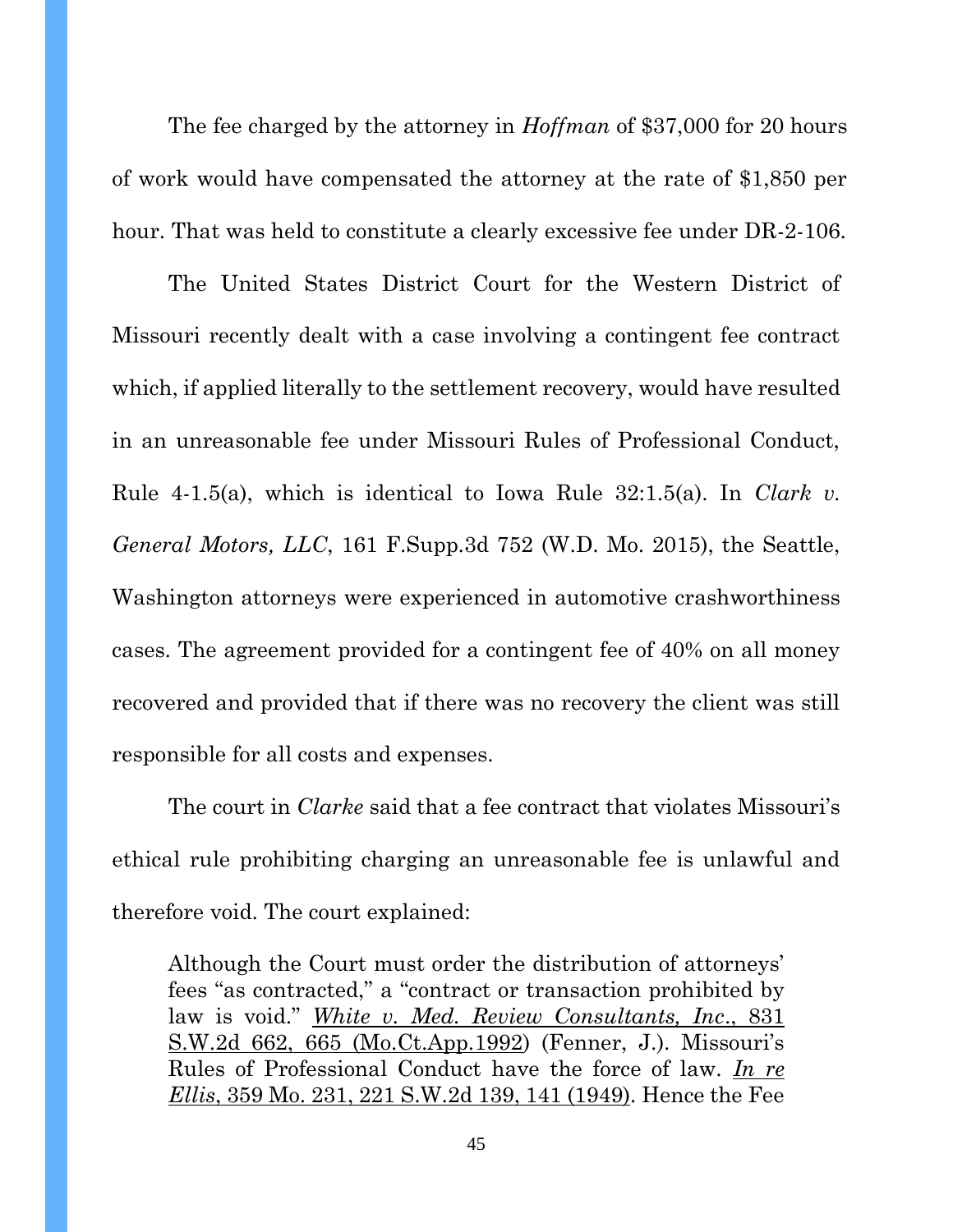The fee charged by the attorney in *Hoffman* of $37,000 for 20 hours of work would have compensated the attorney at the rate of $1,850 per hour. That was held to constitute a clearly excessive fee under DR-2-106.

The United States District Court for the Western District of Missouri recently dealt with a case involving a contingent fee contract which, if applied literally to the settlement recovery, would have resulted in an unreasonable fee under Missouri Rules of Professional Conduct, Rule 4-1.5(a), which is identical to Iowa Rule 32:1.5(a). In *Clark v. General Motors, LLC*, 161 F.Supp.3d 752 (W.D. Mo. 2015), the Seattle, Washington attorneys were experienced in automotive crashworthiness cases. The agreement provided for a contingent fee of 40% on all money recovered and provided that if there was no recovery the client was still responsible for all costs and expenses.

The court in *Clarke* said that a fee contract that violates Missouri's ethical rule prohibiting charging an unreasonable fee is unlawful and therefore void. The court explained:

> Although the Court must order the distribution of attorneys' fees "as contracted," a "contract or transaction prohibited by law is void." *White v. Med. Review Consultants, Inc.*, 831 S.W.2d 662, 665 (Mo.Ct.App.1992) (Fenner, J.). Missouri's Rules of Professional Conduct have the force of law. *In re Ellis*, 359 Mo. 231, 221 S.W.2d 139, 141 (1949). Hence the Fee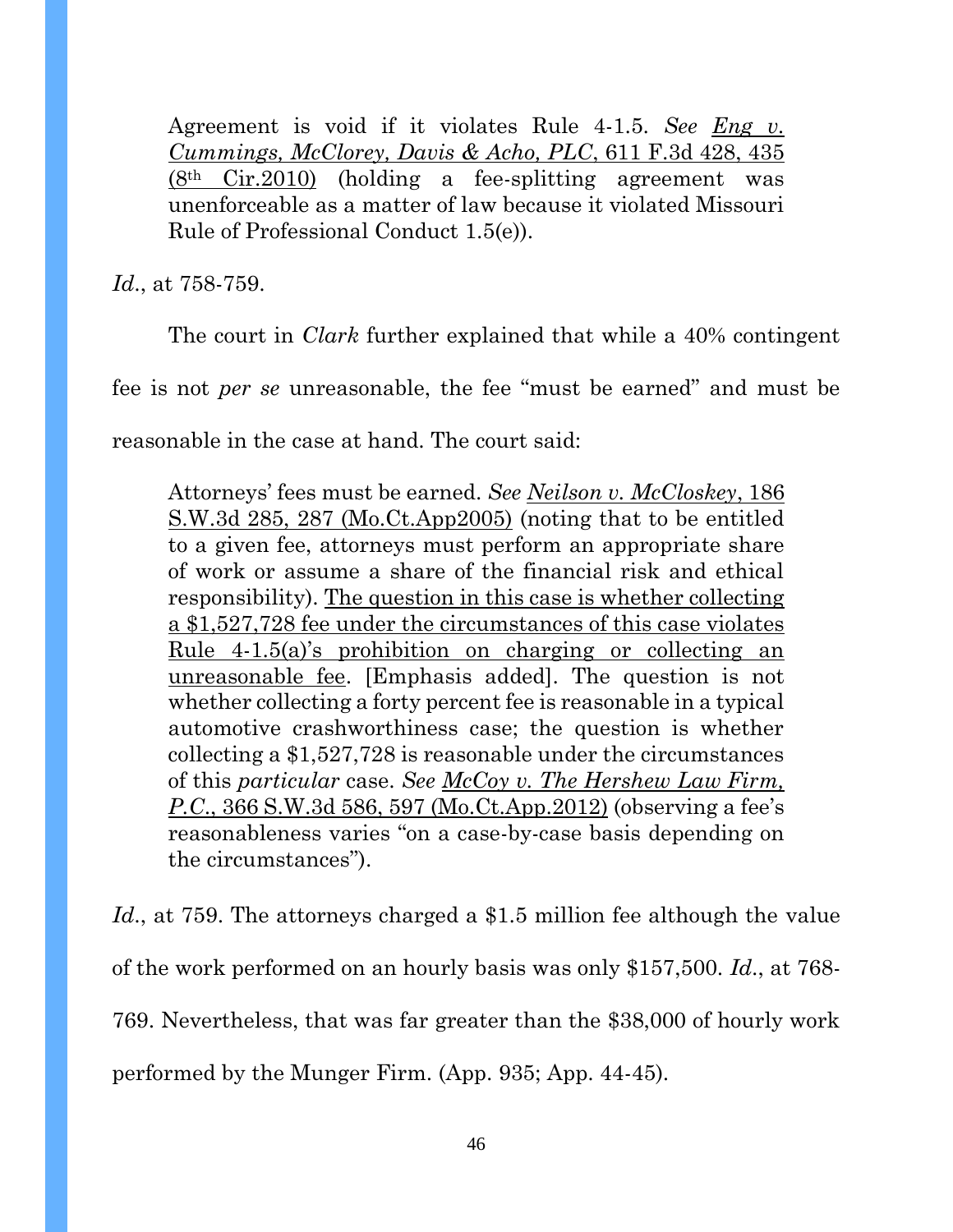> Agreement is void if it violates Rule 4-1.5. *See* Eng v. Cummings, McClorey, Davis & Acho, PLC, 611 F.3d 428, 435 (8th Cir.2010) (holding a fee-splitting agreement was unenforceable as a matter of law because it violated Missouri Rule of Professional Conduct 1.5(e)).

*Id*., at 758-759.

The court in *Clark* further explained that while a 40% contingent fee is not *per se* unreasonable, the fee "must be earned" and must be reasonable in the case at hand. The court said:

> Attorneys' fees must be earned. *See* Neilson v. McCloskey, 186 S.W.3d 285, 287 (Mo.Ct.App2005) (noting that to be entitled to a given fee, attorneys must perform an appropriate share of work or assume a share of the financial risk and ethical responsibility). The question in this case is whether collecting a $1,527,728 fee under the circumstances of this case violates Rule 4-1.5(a)'s prohibition on charging or collecting an unreasonable fee. [Emphasis added]. The question is not whether collecting a forty percent fee is reasonable in a typical automotive crashworthiness case; the question is whether collecting a $1,527,728 is reasonable under the circumstances of this *particular* case. *See* McCoy v. The Hershew Law Firm, P.C., 366 S.W.3d 586, 597 (Mo.Ct.App.2012) (observing a fee's reasonableness varies "on a case-by-case basis depending on the circumstances").

*Id*., at 759. The attorneys charged a $1.5 million fee although the value of the work performed on an hourly basis was only $157,500. *Id*., at 768-769. Nevertheless, that was far greater than the $38,000 of hourly work performed by the Munger Firm. (App. 935; App. 44-45).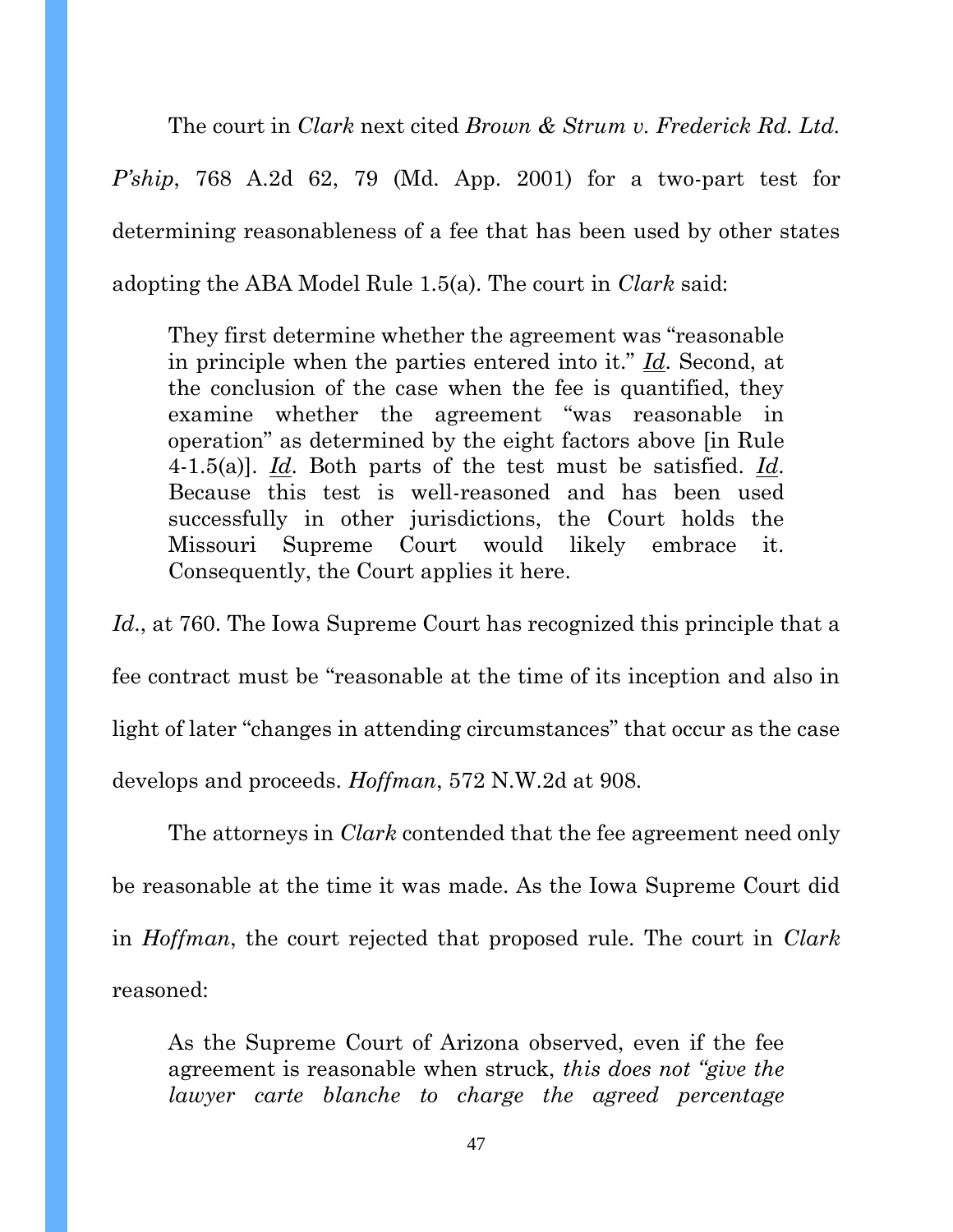The court in *Clark* next cited *Brown & Strum v. Frederick Rd. Ltd. P'ship*, 768 A.2d 62, 79 (Md. App. 2001) for a two-part test for determining reasonableness of a fee that has been used by other states adopting the ABA Model Rule 1.5(a). The court in *Clark* said:

> They first determine whether the agreement was "reasonable in principle when the parties entered into it." ***Id***. Second, at the conclusion of the case when the fee is quantified, they examine whether the agreement "was reasonable in operation" as determined by the eight factors above [in Rule 4-1.5(a)]. ***Id***. Both parts of the test must be satisfied. ***Id***. Because this test is well-reasoned and has been used successfully in other jurisdictions, the Court holds the Missouri Supreme Court would likely embrace it. Consequently, the Court applies it here.

*Id*., at 760. The Iowa Supreme Court has recognized this principle that a fee contract must be "reasonable at the time of its inception and also in light of later "changes in attending circumstances" that occur as the case develops and proceeds. *Hoffman*, 572 N.W.2d at 908.

The attorneys in *Clark* contended that the fee agreement need only be reasonable at the time it was made. As the Iowa Supreme Court did in *Hoffman*, the court rejected that proposed rule. The court in *Clark* reasoned:

> As the Supreme Court of Arizona observed, even if the fee agreement is reasonable when struck, *this does not "give the lawyer carte blanche to charge the agreed percentage*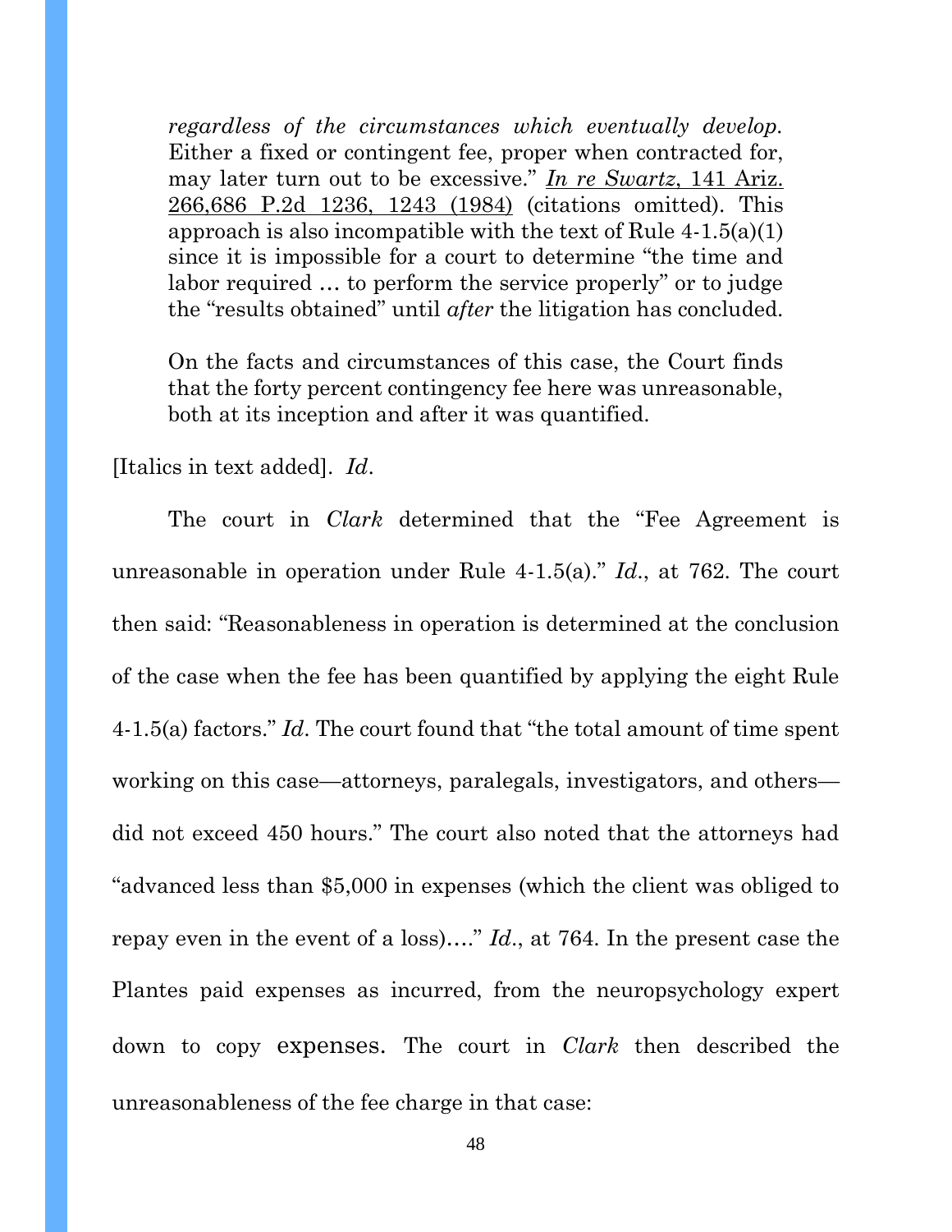> *regardless of the circumstances which eventually develop.* Either a fixed or contingent fee, proper when contracted for, may later turn out to be excessive." In re Swartz, 141 Ariz. 266,686 P.2d 1236, 1243 (1984) (citations omitted). This approach is also incompatible with the text of Rule 4-1.5(a)(1) since it is impossible for a court to determine "the time and labor required … to perform the service properly" or to judge the "results obtained" until *after* the litigation has concluded.
>
> On the facts and circumstances of this case, the Court finds that the forty percent contingency fee here was unreasonable, both at its inception and after it was quantified.

[Italics in text added]. *Id*.

The court in *Clark* determined that the "Fee Agreement is unreasonable in operation under Rule 4-1.5(a)." *Id*., at 762. The court then said: "Reasonableness in operation is determined at the conclusion of the case when the fee has been quantified by applying the eight Rule 4-1.5(a) factors." *Id*. The court found that "the total amount of time spent working on this case—attorneys, paralegals, investigators, and others—did not exceed 450 hours." The court also noted that the attorneys had "advanced less than $5,000 in expenses (which the client was obliged to repay even in the event of a loss)…." *Id*., at 764. In the present case the Plantes paid expenses as incurred, from the neuropsychology expert down to copy expenses. The court in *Clark* then described the unreasonableness of the fee charge in that case: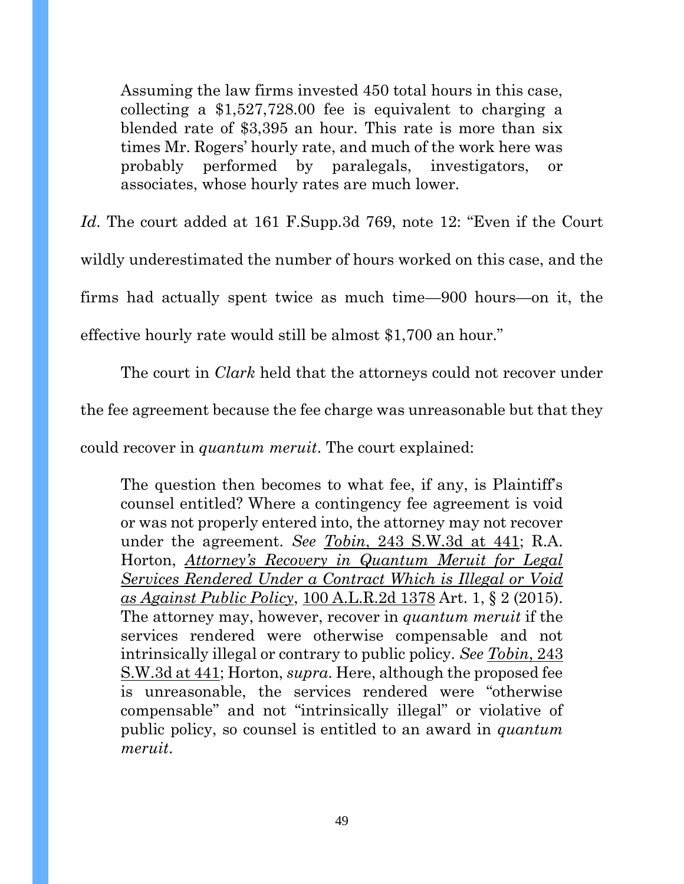> Assuming the law firms invested 450 total hours in this case, collecting a $1,527,728.00 fee is equivalent to charging a blended rate of $3,395 an hour. This rate is more than six times Mr. Rogers' hourly rate, and much of the work here was probably performed by paralegals, investigators, or associates, whose hourly rates are much lower.

*Id*. The court added at 161 F.Supp.3d 769, note 12: "Even if the Court wildly underestimated the number of hours worked on this case, and the firms had actually spent twice as much time—900 hours—on it, the effective hourly rate would still be almost $1,700 an hour."

The court in *Clark* held that the attorneys could not recover under the fee agreement because the fee charge was unreasonable but that they could recover in *quantum meruit*. The court explained:

> The question then becomes to what fee, if any, is Plaintiff's counsel entitled? Where a contingency fee agreement is void or was not properly entered into, the attorney may not recover under the agreement. *See* Tobin, 243 S.W.3d at 441; R.A. Horton, *Attorney's Recovery in Quantum Meruit for Legal Services Rendered Under a Contract Which is Illegal or Void as Against Public Policy*, 100 A.L.R.2d 1378 Art. 1, § 2 (2015). The attorney may, however, recover in *quantum meruit* if the services rendered were otherwise compensable and not intrinsically illegal or contrary to public policy. *See* Tobin, 243 S.W.3d at 441; Horton, *supra*. Here, although the proposed fee is unreasonable, the services rendered were "otherwise compensable" and not "intrinsically illegal" or violative of public policy, so counsel is entitled to an award in *quantum meruit*.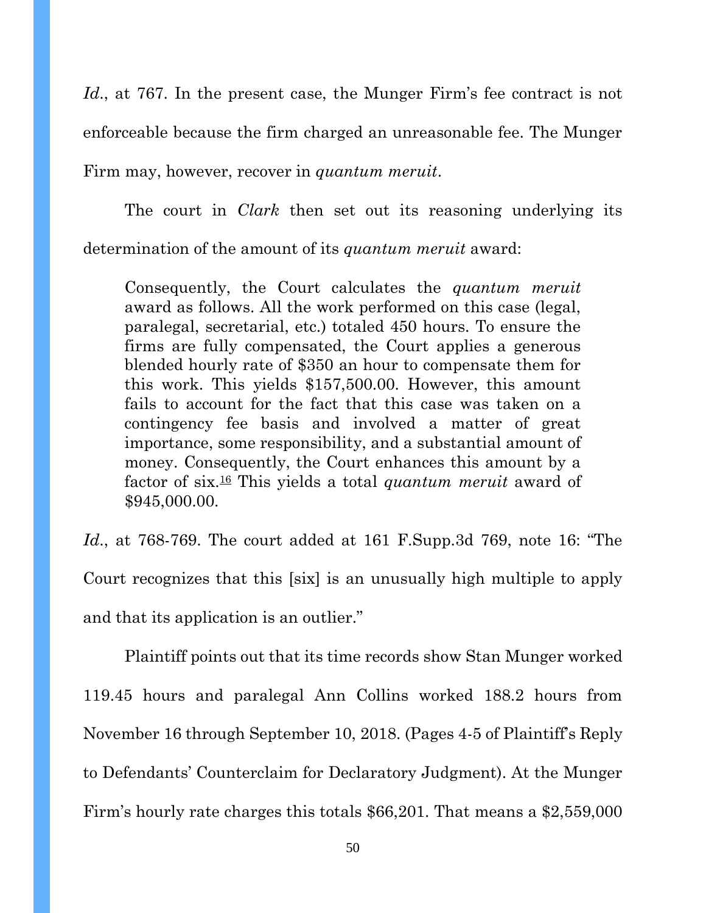*Id*., at 767. In the present case, the Munger Firm's fee contract is not enforceable because the firm charged an unreasonable fee. The Munger Firm may, however, recover in *quantum meruit*.

The court in *Clark* then set out its reasoning underlying its determination of the amount of its *quantum meruit* award:

> Consequently, the Court calculates the *quantum meruit* award as follows. All the work performed on this case (legal, paralegal, secretarial, etc.) totaled 450 hours. To ensure the firms are fully compensated, the Court applies a generous blended hourly rate of $350 an hour to compensate them for this work. This yields $157,500.00. However, this amount fails to account for the fact that this case was taken on a contingency fee basis and involved a matter of great importance, some responsibility, and a substantial amount of money. Consequently, the Court enhances this amount by a factor of six.[16] This yields a total *quantum meruit* award of $945,000.00.

*Id*., at 768-769. The court added at 161 F.Supp.3d 769, note 16: "The Court recognizes that this [six] is an unusually high multiple to apply and that its application is an outlier."

Plaintiff points out that its time records show Stan Munger worked 119.45 hours and paralegal Ann Collins worked 188.2 hours from November 16 through September 10, 2018. (Pages 4-5 of Plaintiff's Reply to Defendants' Counterclaim for Declaratory Judgment). At the Munger Firm's hourly rate charges this totals $66,201. That means a $2,559,000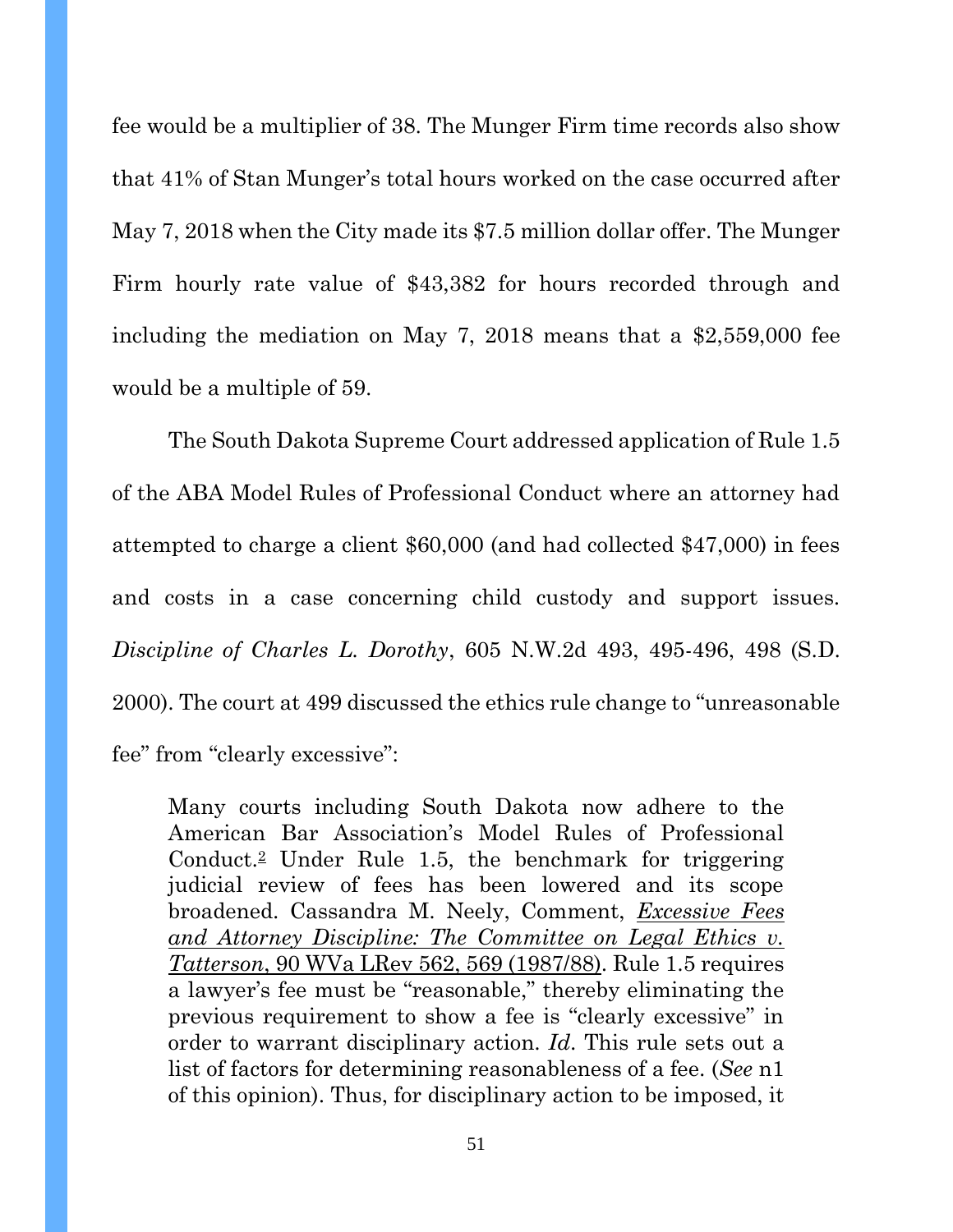fee would be a multiplier of 38. The Munger Firm time records also show that 41% of Stan Munger's total hours worked on the case occurred after May 7, 2018 when the City made its $7.5 million dollar offer. The Munger Firm hourly rate value of $43,382 for hours recorded through and including the mediation on May 7, 2018 means that a $2,559,000 fee would be a multiple of 59.

The South Dakota Supreme Court addressed application of Rule 1.5 of the ABA Model Rules of Professional Conduct where an attorney had attempted to charge a client $60,000 (and had collected $47,000) in fees and costs in a case concerning child custody and support issues. *Discipline of Charles L. Dorothy*, 605 N.W.2d 493, 495-496, 498 (S.D. 2000). The court at 499 discussed the ethics rule change to "unreasonable fee" from "clearly excessive":

> Many courts including South Dakota now adhere to the American Bar Association's Model Rules of Professional Conduct.[2] Under Rule 1.5, the benchmark for triggering judicial review of fees has been lowered and its scope broadened. Cassandra M. Neely, Comment, *Excessive Fees and Attorney Discipline: The Committee on Legal Ethics v. Tatterson*, 90 WVa LRev 562, 569 (1987/88). Rule 1.5 requires a lawyer's fee must be "reasonable," thereby eliminating the previous requirement to show a fee is "clearly excessive" in order to warrant disciplinary action. *Id*. This rule sets out a list of factors for determining reasonableness of a fee. (*See* n1 of this opinion). Thus, for disciplinary action to be imposed, it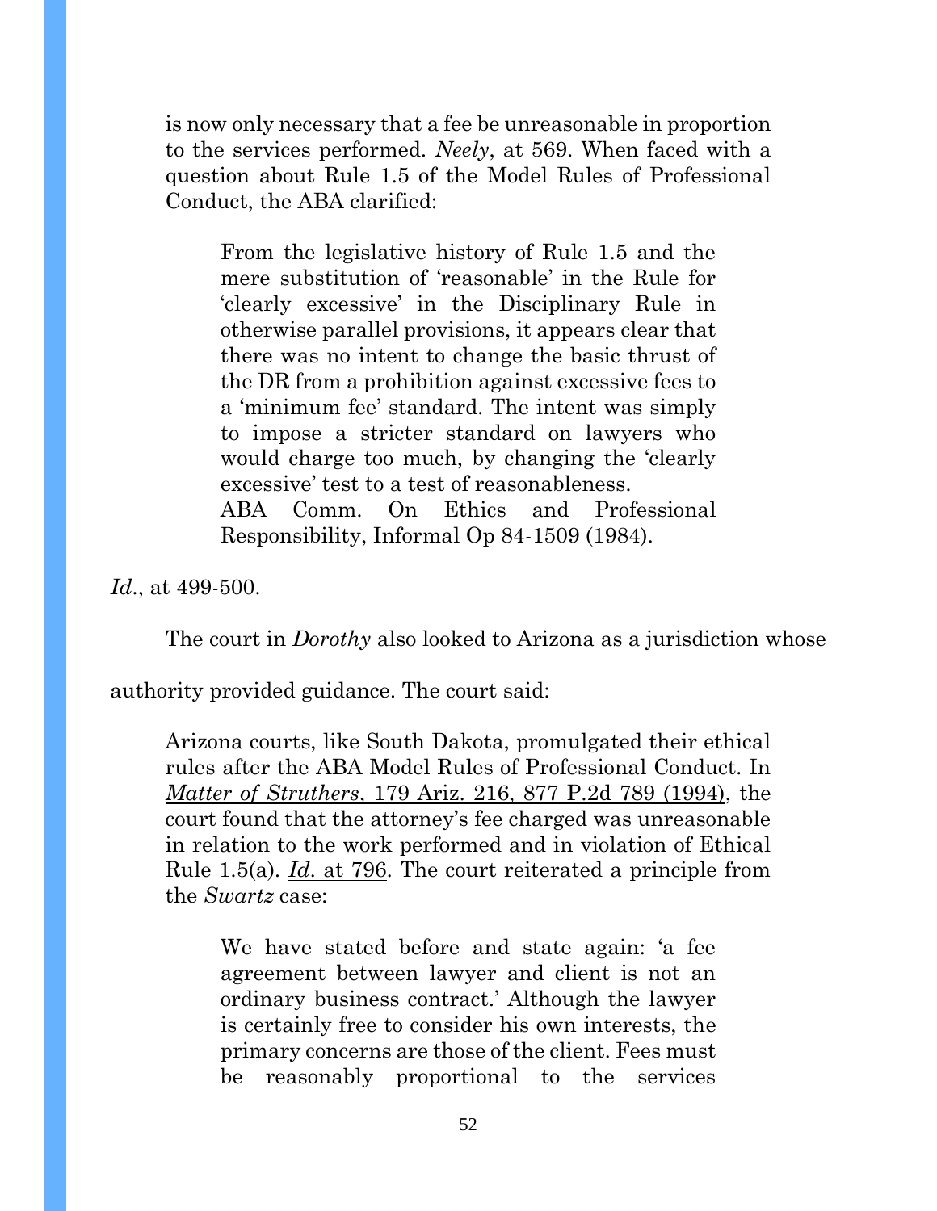is now only necessary that a fee be unreasonable in proportion to the services performed. *Neely*, at 569. When faced with a question about Rule 1.5 of the Model Rules of Professional Conduct, the ABA clarified:

> From the legislative history of Rule 1.5 and the mere substitution of 'reasonable' in the Rule for 'clearly excessive' in the Disciplinary Rule in otherwise parallel provisions, it appears clear that there was no intent to change the basic thrust of the DR from a prohibition against excessive fees to a 'minimum fee' standard. The intent was simply to impose a stricter standard on lawyers who would charge too much, by changing the 'clearly excessive' test to a test of reasonableness.
> ABA Comm. On Ethics and Professional Responsibility, Informal Op 84-1509 (1984).

*Id*., at 499-500.

The court in *Dorothy* also looked to Arizona as a jurisdiction whose authority provided guidance. The court said:

> Arizona courts, like South Dakota, promulgated their ethical rules after the ABA Model Rules of Professional Conduct. In *Matter of Struthers*, 179 Ariz. 216, 877 P.2d 789 (1994), the court found that the attorney's fee charged was unreasonable in relation to the work performed and in violation of Ethical Rule 1.5(a). *Id.* at 796. The court reiterated a principle from the *Swartz* case:
>
> > We have stated before and state again: 'a fee agreement between lawyer and client is not an ordinary business contract.' Although the lawyer is certainly free to consider his own interests, the primary concerns are those of the client. Fees must be reasonably proportional to the services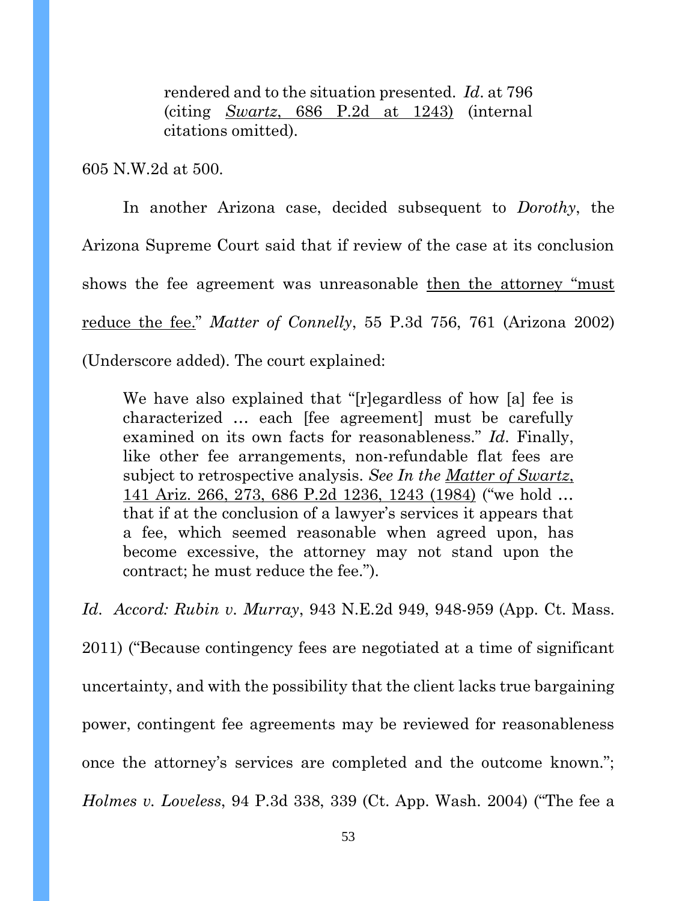> rendered and to the situation presented. *Id*. at 796 (citing Swartz, 686 P.2d at 1243) (internal citations omitted).

605 N.W.2d at 500.

In another Arizona case, decided subsequent to *Dorothy*, the Arizona Supreme Court said that if review of the case at its conclusion shows the fee agreement was unreasonable <u>then the attorney "must reduce the fee."</u> *Matter of Connelly*, 55 P.3d 756, 761 (Arizona 2002) (Underscore added). The court explained:

> We have also explained that "[r]egardless of how [a] fee is characterized … each [fee agreement] must be carefully examined on its own facts for reasonableness." *Id*. Finally, like other fee arrangements, non-refundable flat fees are subject to retrospective analysis. *See In the* Matter of Swartz, 141 Ariz. 266, 273, 686 P.2d 1236, 1243 (1984) ("we hold … that if at the conclusion of a lawyer's services it appears that a fee, which seemed reasonable when agreed upon, has become excessive, the attorney may not stand upon the contract; he must reduce the fee.").

*Id*. *Accord: Rubin v. Murray*, 943 N.E.2d 949, 948-959 (App. Ct. Mass. 2011) ("Because contingency fees are negotiated at a time of significant uncertainty, and with the possibility that the client lacks true bargaining power, contingent fee agreements may be reviewed for reasonableness once the attorney's services are completed and the outcome known."; *Holmes v. Loveless*, 94 P.3d 338, 339 (Ct. App. Wash. 2004) ("The fee a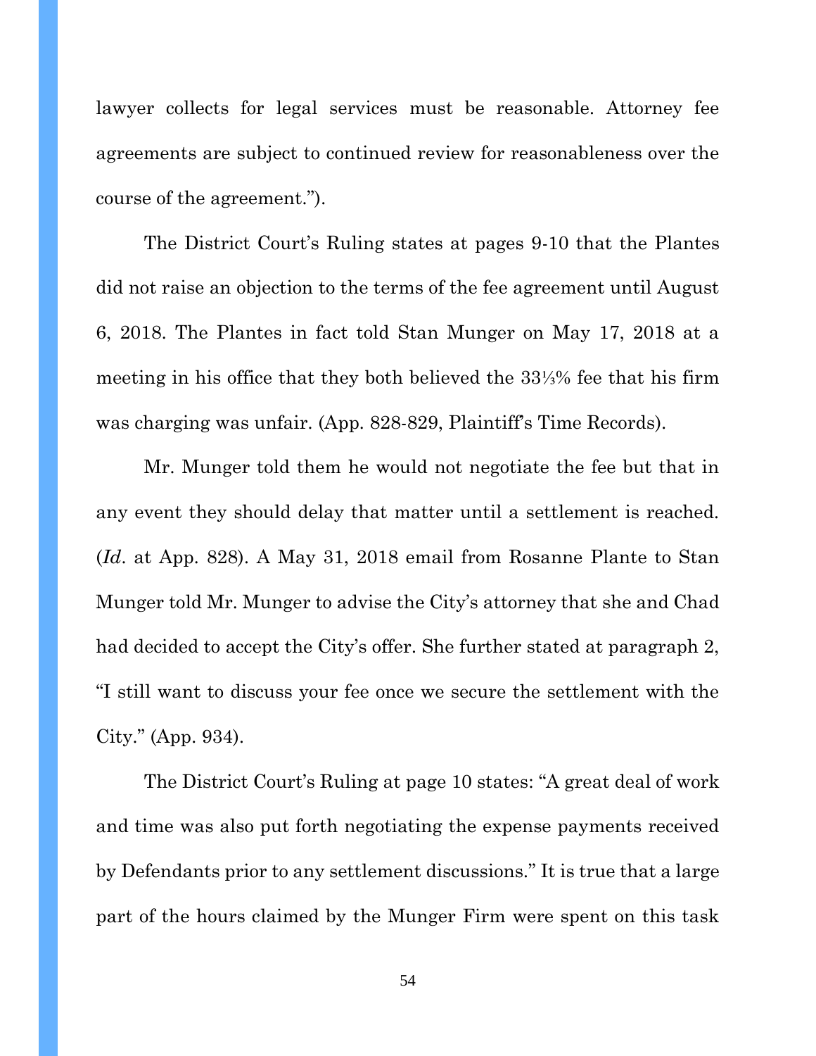lawyer collects for legal services must be reasonable. Attorney fee agreements are subject to continued review for reasonableness over the course of the agreement.").

The District Court's Ruling states at pages 9-10 that the Plantes did not raise an objection to the terms of the fee agreement until August 6, 2018. The Plantes in fact told Stan Munger on May 17, 2018 at a meeting in his office that they both believed the 33⅓% fee that his firm was charging was unfair. (App. 828-829, Plaintiff's Time Records).

Mr. Munger told them he would not negotiate the fee but that in any event they should delay that matter until a settlement is reached. (*Id*. at App. 828). A May 31, 2018 email from Rosanne Plante to Stan Munger told Mr. Munger to advise the City's attorney that she and Chad had decided to accept the City's offer. She further stated at paragraph 2, "I still want to discuss your fee once we secure the settlement with the City." (App. 934).

The District Court's Ruling at page 10 states: "A great deal of work and time was also put forth negotiating the expense payments received by Defendants prior to any settlement discussions." It is true that a large part of the hours claimed by the Munger Firm were spent on this task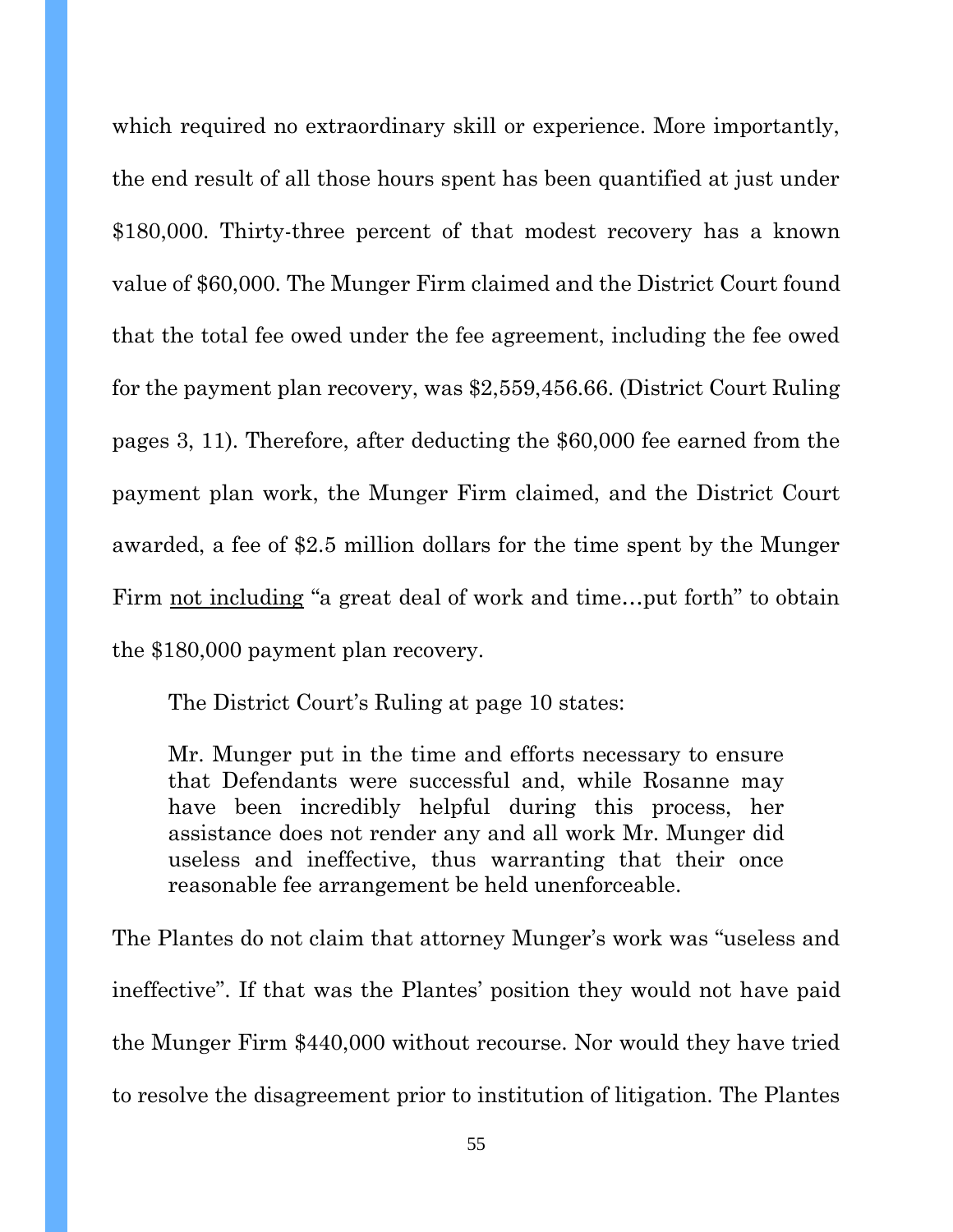which required no extraordinary skill or experience. More importantly, the end result of all those hours spent has been quantified at just under $180,000. Thirty-three percent of that modest recovery has a known value of $60,000. The Munger Firm claimed and the District Court found that the total fee owed under the fee agreement, including the fee owed for the payment plan recovery, was $2,559,456.66. (District Court Ruling pages 3, 11). Therefore, after deducting the $60,000 fee earned from the payment plan work, the Munger Firm claimed, and the District Court awarded, a fee of $2.5 million dollars for the time spent by the Munger Firm <u>not including</u> "a great deal of work and time…put forth" to obtain the $180,000 payment plan recovery.

The District Court's Ruling at page 10 states:

> Mr. Munger put in the time and efforts necessary to ensure that Defendants were successful and, while Rosanne may have been incredibly helpful during this process, her assistance does not render any and all work Mr. Munger did useless and ineffective, thus warranting that their once reasonable fee arrangement be held unenforceable.

The Plantes do not claim that attorney Munger's work was "useless and ineffective". If that was the Plantes' position they would not have paid the Munger Firm $440,000 without recourse. Nor would they have tried to resolve the disagreement prior to institution of litigation. The Plantes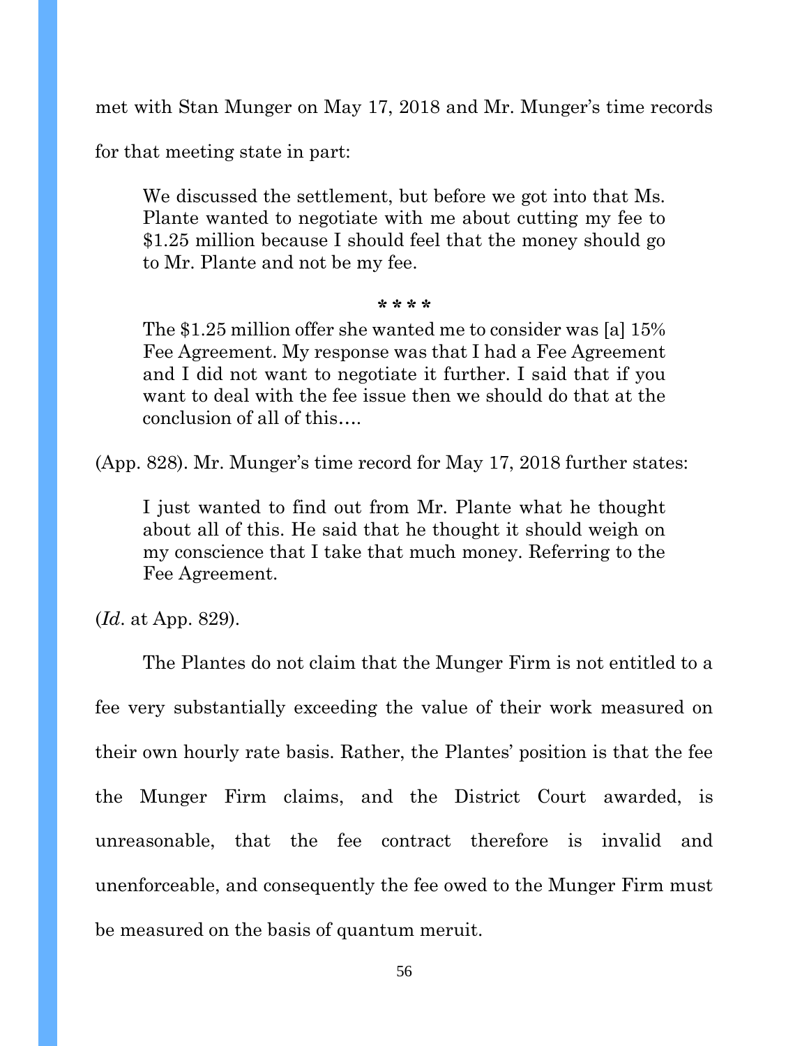met with Stan Munger on May 17, 2018 and Mr. Munger's time records for that meeting state in part:

> We discussed the settlement, but before we got into that Ms. Plante wanted to negotiate with me about cutting my fee to $1.25 million because I should feel that the money should go to Mr. Plante and not be my fee.
>
> **\* \* \* \***
>
> The $1.25 million offer she wanted me to consider was [a] 15% Fee Agreement. My response was that I had a Fee Agreement and I did not want to negotiate it further. I said that if you want to deal with the fee issue then we should do that at the conclusion of all of this….

(App. 828). Mr. Munger's time record for May 17, 2018 further states:

> I just wanted to find out from Mr. Plante what he thought about all of this. He said that he thought it should weigh on my conscience that I take that much money. Referring to the Fee Agreement.

(*Id*. at App. 829).

The Plantes do not claim that the Munger Firm is not entitled to a fee very substantially exceeding the value of their work measured on their own hourly rate basis. Rather, the Plantes' position is that the fee the Munger Firm claims, and the District Court awarded, is unreasonable, that the fee contract therefore is invalid and unenforceable, and consequently the fee owed to the Munger Firm must be measured on the basis of quantum meruit.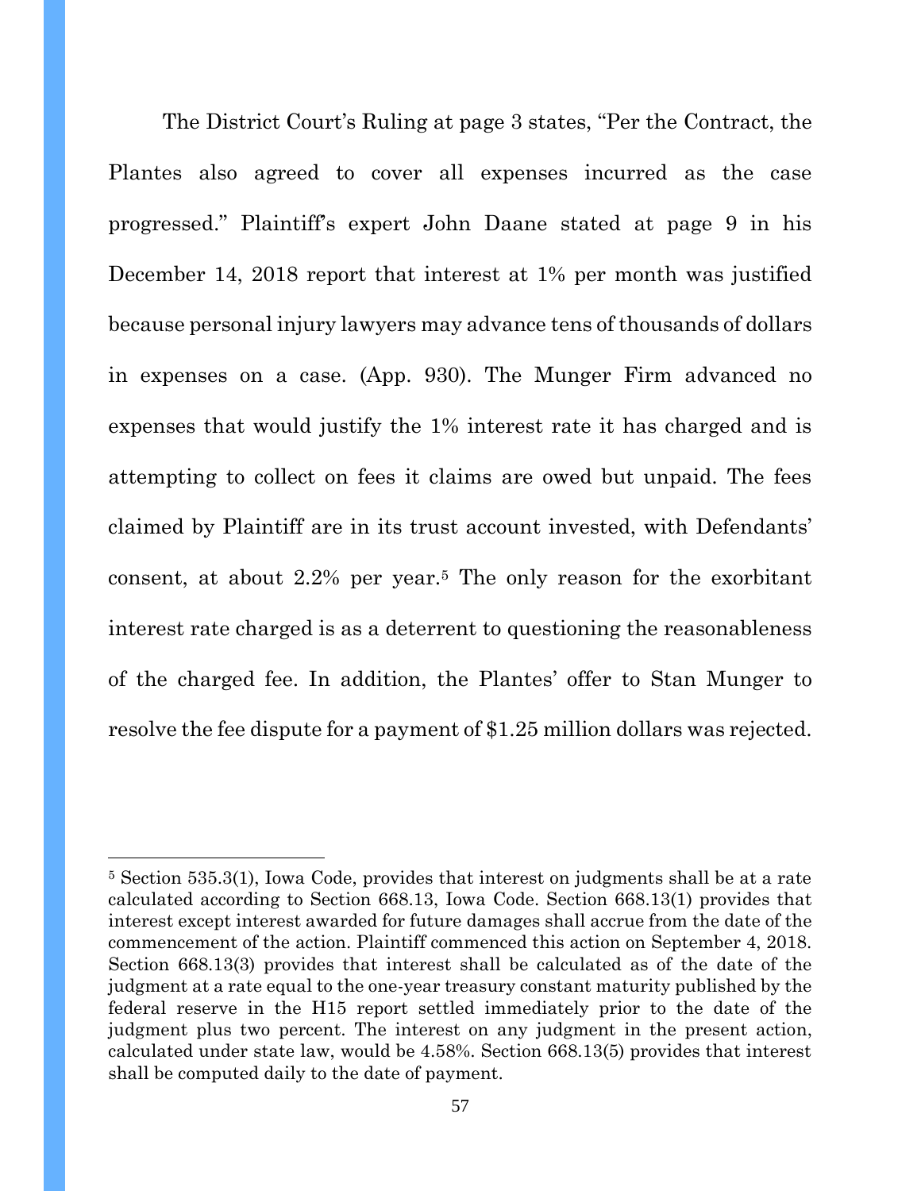The District Court's Ruling at page 3 states, "Per the Contract, the Plantes also agreed to cover all expenses incurred as the case progressed." Plaintiff's expert John Daane stated at page 9 in his December 14, 2018 report that interest at 1% per month was justified because personal injury lawyers may advance tens of thousands of dollars in expenses on a case. (App. 930). The Munger Firm advanced no expenses that would justify the 1% interest rate it has charged and is attempting to collect on fees it claims are owed but unpaid. The fees claimed by Plaintiff are in its trust account invested, with Defendants' consent, at about 2.2% per year.[5] The only reason for the exorbitant interest rate charged is as a deterrent to questioning the reasonableness of the charged fee. In addition, the Plantes' offer to Stan Munger to resolve the fee dispute for a payment of $1.25 million dollars was rejected.

---

[5] Section 535.3(1), Iowa Code, provides that interest on judgments shall be at a rate calculated according to Section 668.13, Iowa Code. Section 668.13(1) provides that interest except interest awarded for future damages shall accrue from the date of the commencement of the action. Plaintiff commenced this action on September 4, 2018. Section 668.13(3) provides that interest shall be calculated as of the date of the judgment at a rate equal to the one-year treasury constant maturity published by the federal reserve in the H15 report settled immediately prior to the date of the judgment plus two percent. The interest on any judgment in the present action, calculated under state law, would be 4.58%. Section 668.13(5) provides that interest shall be computed daily to the date of payment.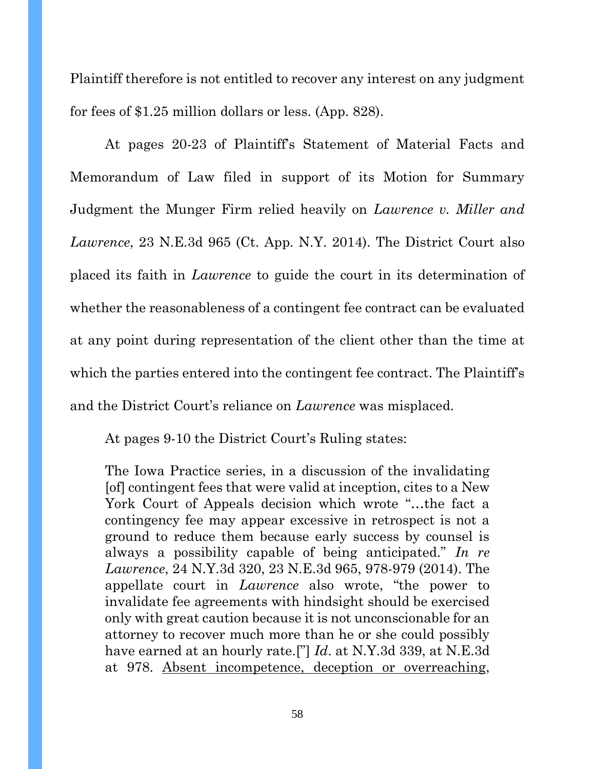Plaintiff therefore is not entitled to recover any interest on any judgment for fees of $1.25 million dollars or less. (App. 828).

At pages 20-23 of Plaintiff's Statement of Material Facts and Memorandum of Law filed in support of its Motion for Summary Judgment the Munger Firm relied heavily on *Lawrence v. Miller and Lawrence*, 23 N.E.3d 965 (Ct. App. N.Y. 2014). The District Court also placed its faith in *Lawrence* to guide the court in its determination of whether the reasonableness of a contingent fee contract can be evaluated at any point during representation of the client other than the time at which the parties entered into the contingent fee contract. The Plaintiff's and the District Court's reliance on *Lawrence* was misplaced.

At pages 9-10 the District Court's Ruling states:

> The Iowa Practice series, in a discussion of the invalidating [of] contingent fees that were valid at inception, cites to a New York Court of Appeals decision which wrote "…the fact a contingency fee may appear excessive in retrospect is not a ground to reduce them because early success by counsel is always a possibility capable of being anticipated." *In re Lawrence*, 24 N.Y.3d 320, 23 N.E.3d 965, 978-979 (2014). The appellate court in *Lawrence* also wrote, "the power to invalidate fee agreements with hindsight should be exercised only with great caution because it is not unconscionable for an attorney to recover much more than he or she could possibly have earned at an hourly rate.["] *Id*. at N.Y.3d 339, at N.E.3d at 978. <u>Absent incompetence, deception or overreaching</u>,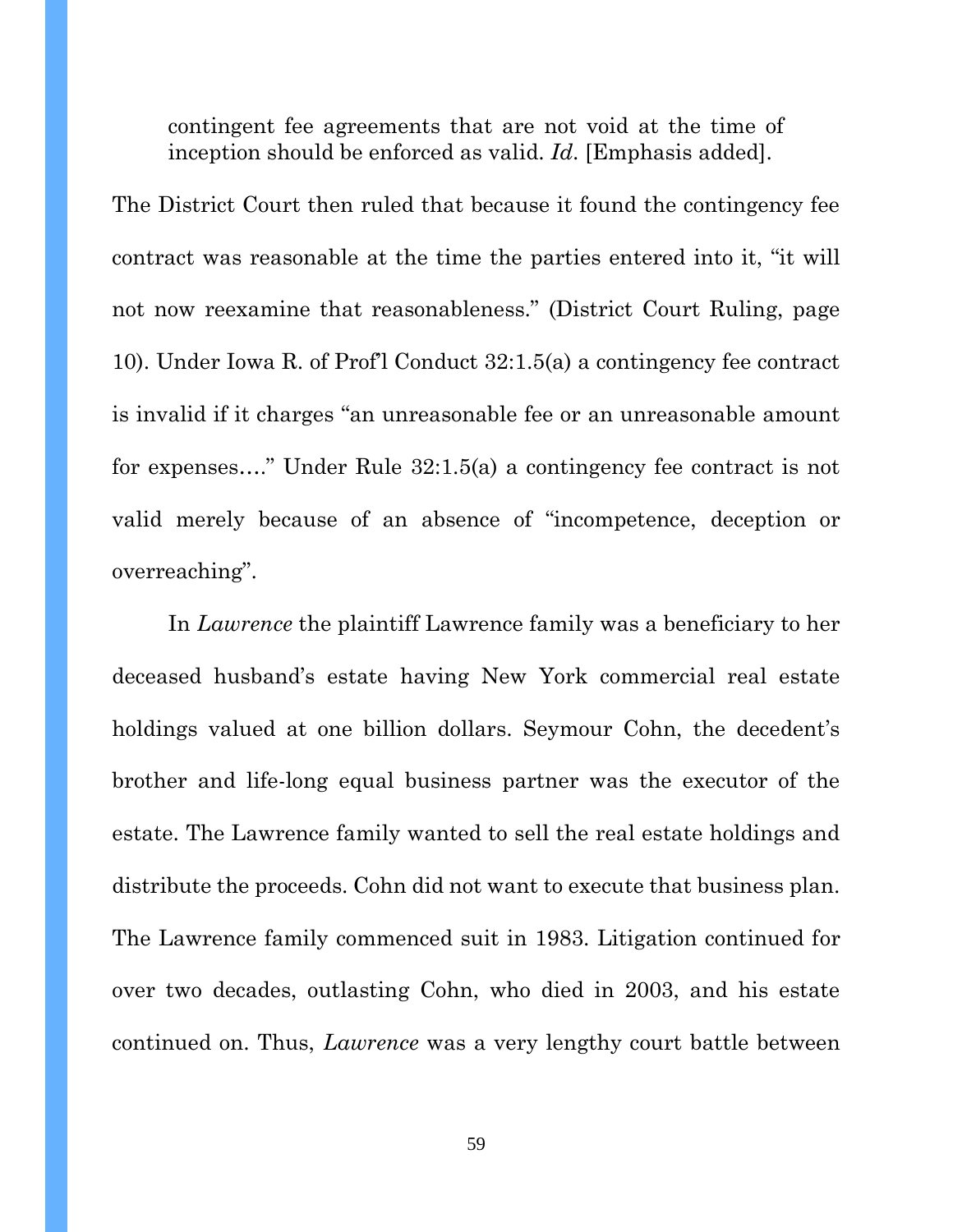> contingent fee agreements that are not void at the time of inception should be enforced as valid. *Id.* [Emphasis added].

The District Court then ruled that because it found the contingency fee contract was reasonable at the time the parties entered into it, "it will not now reexamine that reasonableness." (District Court Ruling, page 10). Under Iowa R. of Prof'l Conduct 32:1.5(a) a contingency fee contract is invalid if it charges "an unreasonable fee or an unreasonable amount for expenses…." Under Rule 32:1.5(a) a contingency fee contract is not valid merely because of an absence of "incompetence, deception or overreaching".

In *Lawrence* the plaintiff Lawrence family was a beneficiary to her deceased husband's estate having New York commercial real estate holdings valued at one billion dollars. Seymour Cohn, the decedent's brother and life-long equal business partner was the executor of the estate. The Lawrence family wanted to sell the real estate holdings and distribute the proceeds. Cohn did not want to execute that business plan. The Lawrence family commenced suit in 1983. Litigation continued for over two decades, outlasting Cohn, who died in 2003, and his estate continued on. Thus, *Lawrence* was a very lengthy court battle between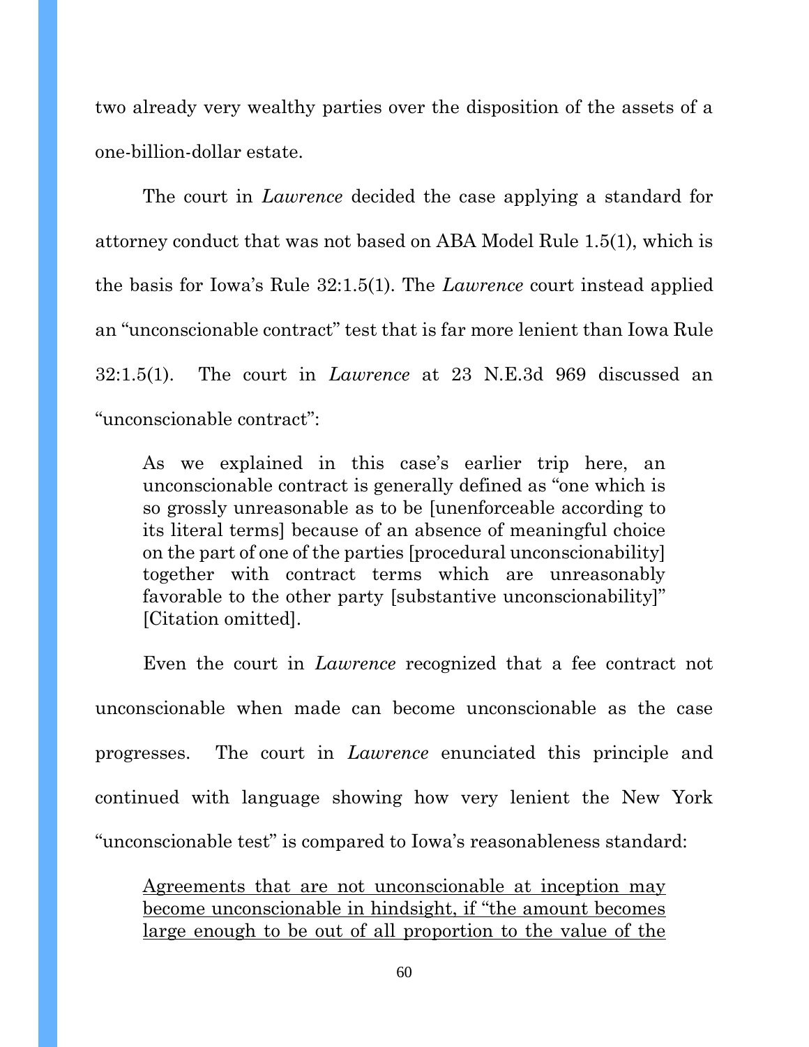two already very wealthy parties over the disposition of the assets of a one-billion-dollar estate.

The court in *Lawrence* decided the case applying a standard for attorney conduct that was not based on ABA Model Rule 1.5(1), which is the basis for Iowa's Rule 32:1.5(1). The *Lawrence* court instead applied an "unconscionable contract" test that is far more lenient than Iowa Rule 32:1.5(1). The court in *Lawrence* at 23 N.E.3d 969 discussed an "unconscionable contract":

> As we explained in this case's earlier trip here, an unconscionable contract is generally defined as "one which is so grossly unreasonable as to be [unenforceable according to its literal terms] because of an absence of meaningful choice on the part of one of the parties [procedural unconscionability] together with contract terms which are unreasonably favorable to the other party [substantive unconscionability]" [Citation omitted].

Even the court in *Lawrence* recognized that a fee contract not unconscionable when made can become unconscionable as the case progresses. The court in *Lawrence* enunciated this principle and continued with language showing how very lenient the New York "unconscionable test" is compared to Iowa's reasonableness standard:

> <u>Agreements that are not unconscionable at inception may become unconscionable in hindsight, if "the amount becomes large enough to be out of all proportion to the value of the</u>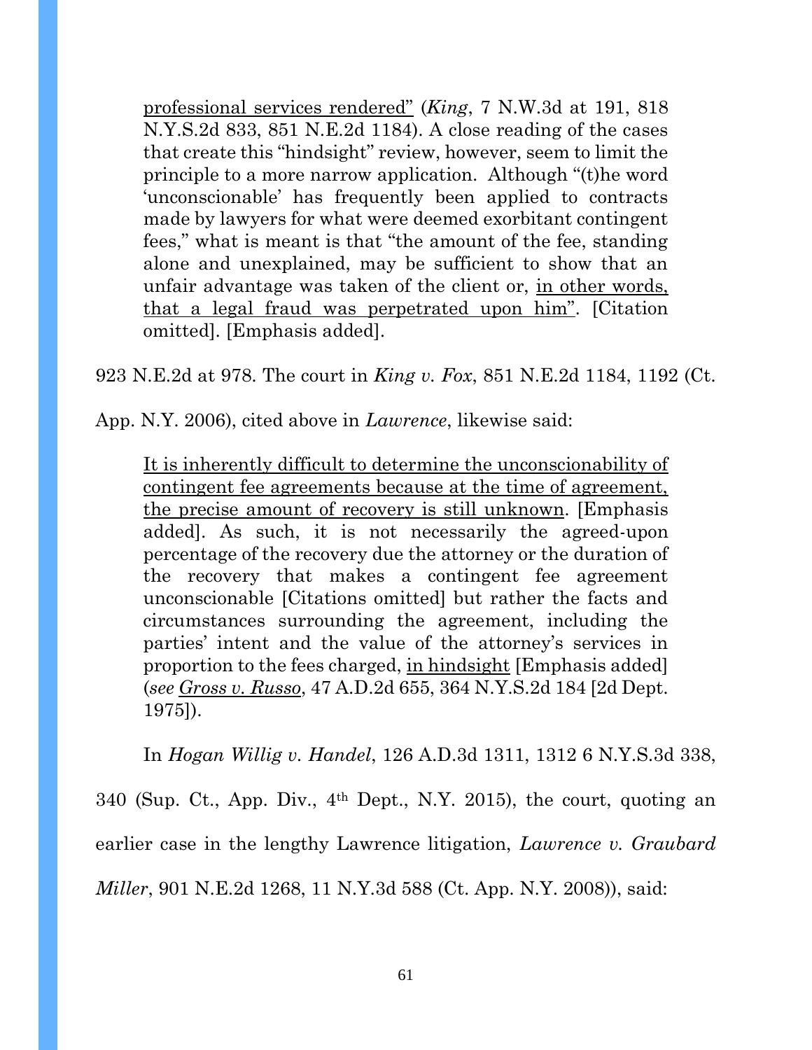> professional services rendered" (*King*, 7 N.W.3d at 191, 818 N.Y.S.2d 833, 851 N.E.2d 1184). A close reading of the cases that create this "hindsight" review, however, seem to limit the principle to a more narrow application. Although "(t)he word 'unconscionable' has frequently been applied to contracts made by lawyers for what were deemed exorbitant contingent fees," what is meant is that "the amount of the fee, standing alone and unexplained, may be sufficient to show that an unfair advantage was taken of the client or, in other words, that a legal fraud was perpetrated upon him". [Citation omitted]. [Emphasis added].

923 N.E.2d at 978. The court in *King v. Fox*, 851 N.E.2d 1184, 1192 (Ct. App. N.Y. 2006), cited above in *Lawrence*, likewise said:

> It is inherently difficult to determine the unconscionability of contingent fee agreements because at the time of agreement, the precise amount of recovery is still unknown. [Emphasis added]. As such, it is not necessarily the agreed-upon percentage of the recovery due the attorney or the duration of the recovery that makes a contingent fee agreement unconscionable [Citations omitted] but rather the facts and circumstances surrounding the agreement, including the parties' intent and the value of the attorney's services in proportion to the fees charged, in hindsight [Emphasis added] (*see Gross v. Russo*, 47 A.D.2d 655, 364 N.Y.S.2d 184 [2d Dept. 1975]).

In *Hogan Willig v. Handel*, 126 A.D.3d 1311, 1312 6 N.Y.S.3d 338, 340 (Sup. Ct., App. Div., 4th Dept., N.Y. 2015), the court, quoting an earlier case in the lengthy Lawrence litigation, *Lawrence v. Graubard Miller*, 901 N.E.2d 1268, 11 N.Y.3d 588 (Ct. App. N.Y. 2008)), said: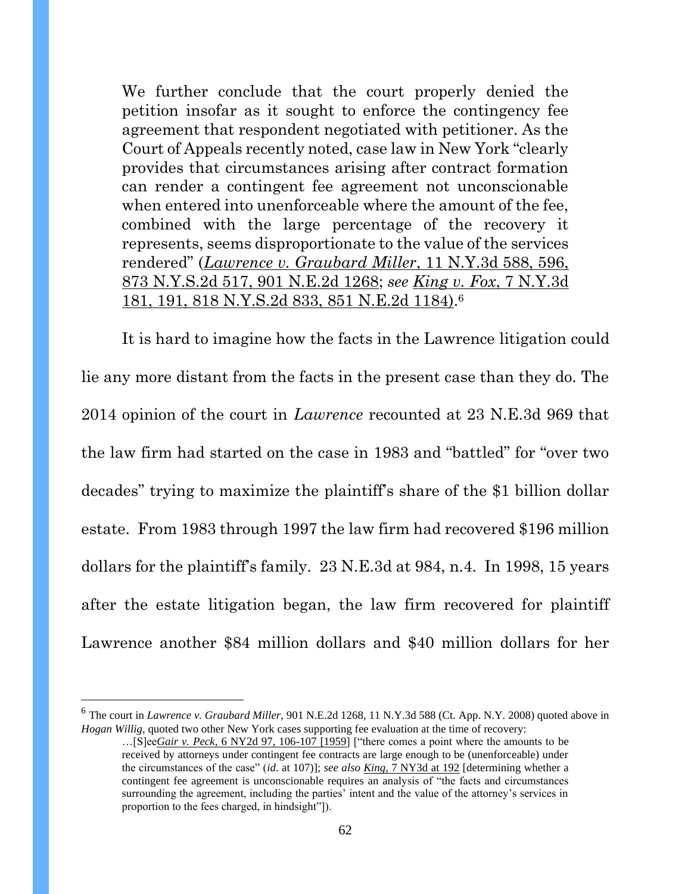> We further conclude that the court properly denied the petition insofar as it sought to enforce the contingency fee agreement that respondent negotiated with petitioner. As the Court of Appeals recently noted, case law in New York "clearly provides that circumstances arising after contract formation can render a contingent fee agreement not unconscionable when entered into unenforceable where the amount of the fee, combined with the large percentage of the recovery it represents, seems disproportionate to the value of the services rendered" (*Lawrence v. Graubard Miller*, 11 N.Y.3d 588, 596, 873 N.Y.S.2d 517, 901 N.E.2d 1268; *see* *King v. Fox*, 7 N.Y.3d 181, 191, 818 N.Y.S.2d 833, 851 N.E.2d 1184).[6]

It is hard to imagine how the facts in the Lawrence litigation could lie any more distant from the facts in the present case than they do. The 2014 opinion of the court in *Lawrence* recounted at 23 N.E.3d 969 that the law firm had started on the case in 1983 and "battled" for "over two decades" trying to maximize the plaintiff's share of the $1 billion dollar estate. From 1983 through 1997 the law firm had recovered $196 million dollars for the plaintiff's family. 23 N.E.3d at 984, n.4. In 1998, 15 years after the estate litigation began, the law firm recovered for plaintiff Lawrence another $84 million dollars and $40 million dollars for her

---

[6] The court in *Lawrence v. Graubard Miller*, 901 N.E.2d 1268, 11 N.Y.3d 588 (Ct. App. N.Y. 2008) quoted above in *Hogan Willig*, quoted two other New York cases supporting fee evaluation at the time of recovery:

> …[S]ee*Gair v. Peck,* 6 NY2d 97, 106-107 [1959] ["there comes a point where the amounts to be received by attorneys under contingent fee contracts are large enough to be (unenforceable) under the circumstances of the case" (*id*. at 107)]; *see also* *King,* 7 NY3d at 192 [determining whether a contingent fee agreement is unconscionable requires an analysis of "the facts and circumstances surrounding the agreement, including the parties' intent and the value of the attorney's services in proportion to the fees charged, in hindsight"]).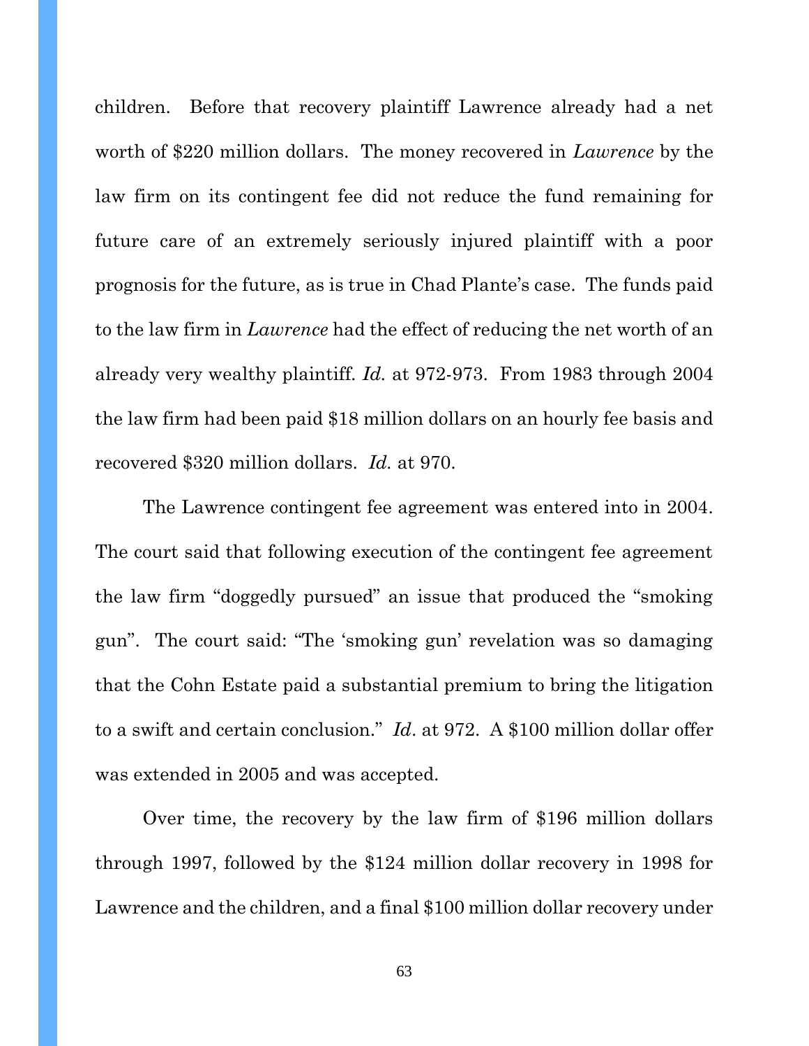children. Before that recovery plaintiff Lawrence already had a net worth of $220 million dollars. The money recovered in *Lawrence* by the law firm on its contingent fee did not reduce the fund remaining for future care of an extremely seriously injured plaintiff with a poor prognosis for the future, as is true in Chad Plante's case. The funds paid to the law firm in *Lawrence* had the effect of reducing the net worth of an already very wealthy plaintiff. *Id.* at 972-973. From 1983 through 2004 the law firm had been paid $18 million dollars on an hourly fee basis and recovered $320 million dollars. *Id.* at 970.

The Lawrence contingent fee agreement was entered into in 2004. The court said that following execution of the contingent fee agreement the law firm "doggedly pursued" an issue that produced the "smoking gun". The court said: "The 'smoking gun' revelation was so damaging that the Cohn Estate paid a substantial premium to bring the litigation to a swift and certain conclusion." *Id*. at 972. A $100 million dollar offer was extended in 2005 and was accepted.

Over time, the recovery by the law firm of $196 million dollars through 1997, followed by the $124 million dollar recovery in 1998 for Lawrence and the children, and a final $100 million dollar recovery under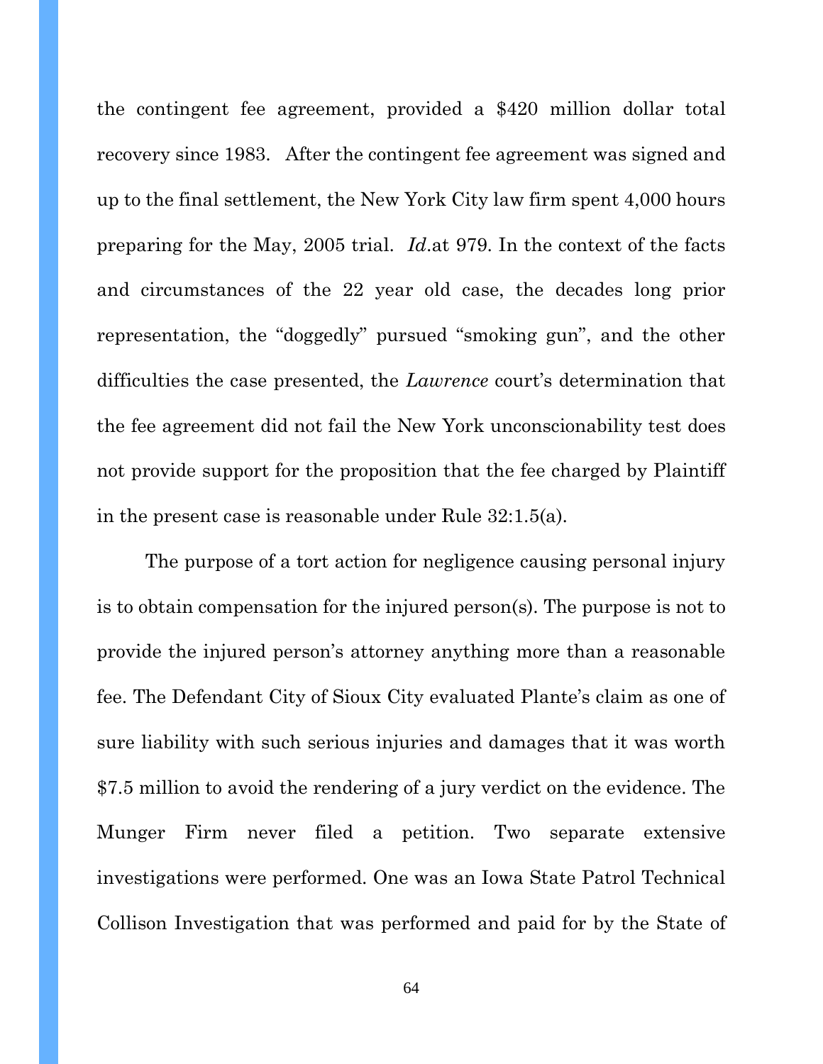the contingent fee agreement, provided a $420 million dollar total recovery since 1983. After the contingent fee agreement was signed and up to the final settlement, the New York City law firm spent 4,000 hours preparing for the May, 2005 trial. *Id*.at 979. In the context of the facts and circumstances of the 22 year old case, the decades long prior representation, the "doggedly" pursued "smoking gun", and the other difficulties the case presented, the *Lawrence* court's determination that the fee agreement did not fail the New York unconscionability test does not provide support for the proposition that the fee charged by Plaintiff in the present case is reasonable under Rule 32:1.5(a).

The purpose of a tort action for negligence causing personal injury is to obtain compensation for the injured person(s). The purpose is not to provide the injured person's attorney anything more than a reasonable fee. The Defendant City of Sioux City evaluated Plante's claim as one of sure liability with such serious injuries and damages that it was worth $7.5 million to avoid the rendering of a jury verdict on the evidence. The Munger Firm never filed a petition. Two separate extensive investigations were performed. One was an Iowa State Patrol Technical Collison Investigation that was performed and paid for by the State of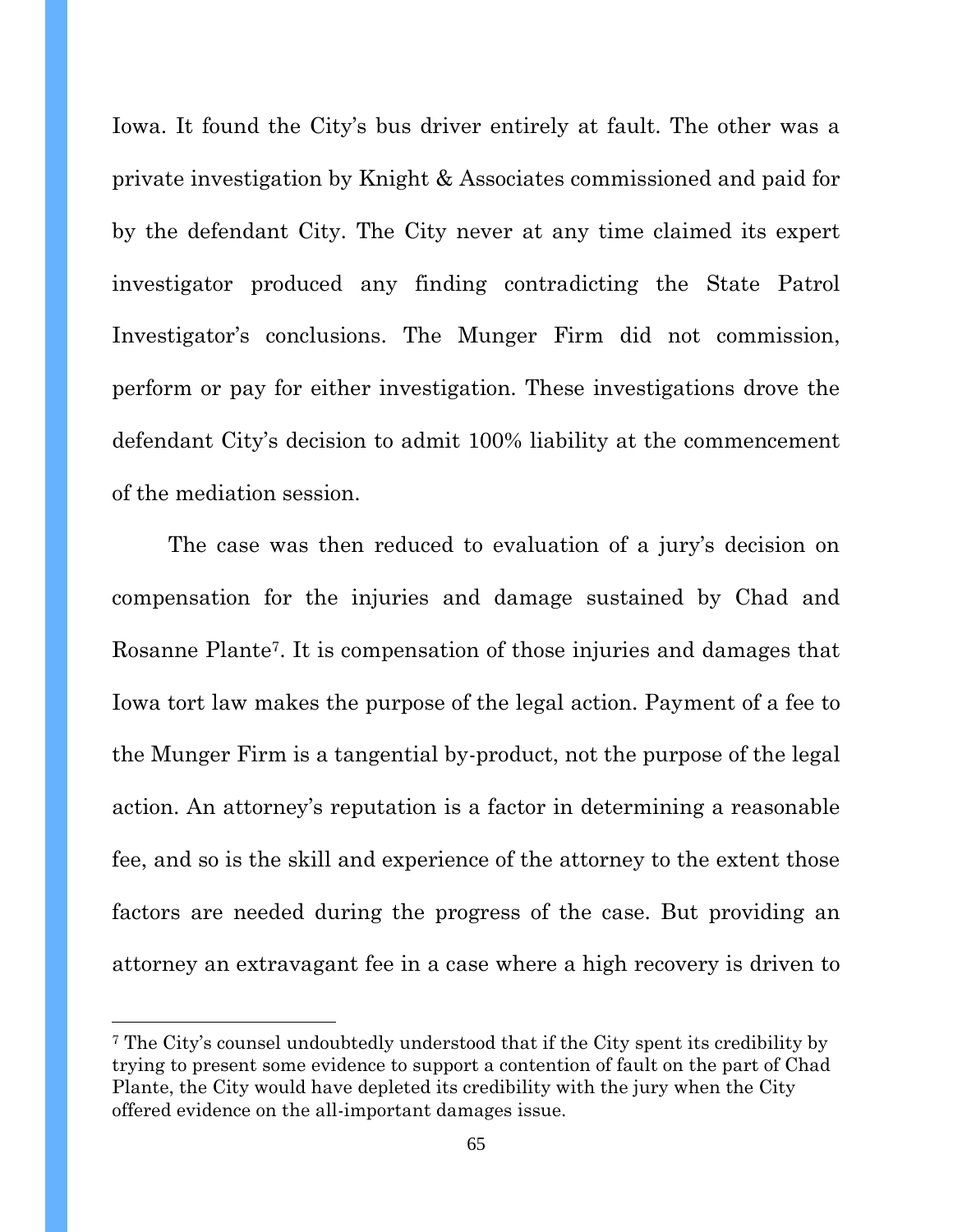Iowa. It found the City's bus driver entirely at fault. The other was a private investigation by Knight & Associates commissioned and paid for by the defendant City. The City never at any time claimed its expert investigator produced any finding contradicting the State Patrol Investigator's conclusions. The Munger Firm did not commission, perform or pay for either investigation. These investigations drove the defendant City's decision to admit 100% liability at the commencement of the mediation session.

The case was then reduced to evaluation of a jury's decision on compensation for the injuries and damage sustained by Chad and Rosanne Plante[7]. It is compensation of those injuries and damages that Iowa tort law makes the purpose of the legal action. Payment of a fee to the Munger Firm is a tangential by-product, not the purpose of the legal action. An attorney's reputation is a factor in determining a reasonable fee, and so is the skill and experience of the attorney to the extent those factors are needed during the progress of the case. But providing an attorney an extravagant fee in a case where a high recovery is driven to

---

[7] The City's counsel undoubtedly understood that if the City spent its credibility by trying to present some evidence to support a contention of fault on the part of Chad Plante, the City would have depleted its credibility with the jury when the City offered evidence on the all-important damages issue.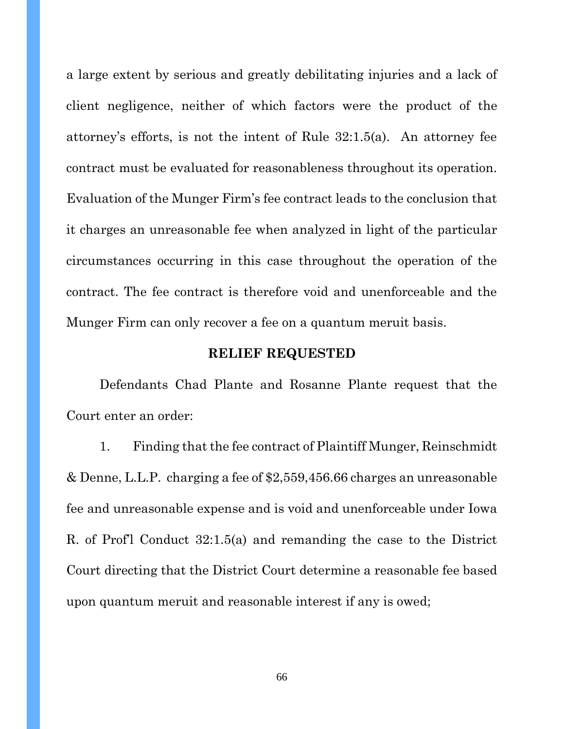a large extent by serious and greatly debilitating injuries and a lack of client negligence, neither of which factors were the product of the attorney's efforts, is not the intent of Rule 32:1.5(a). An attorney fee contract must be evaluated for reasonableness throughout its operation. Evaluation of the Munger Firm's fee contract leads to the conclusion that it charges an unreasonable fee when analyzed in light of the particular circumstances occurring in this case throughout the operation of the contract. The fee contract is therefore void and unenforceable and the Munger Firm can only recover a fee on a quantum meruit basis.

## RELIEF REQUESTED

Defendants Chad Plante and Rosanne Plante request that the Court enter an order:

1. Finding that the fee contract of Plaintiff Munger, Reinschmidt & Denne, L.L.P. charging a fee of $2,559,456.66 charges an unreasonable fee and unreasonable expense and is void and unenforceable under Iowa R. of Prof'l Conduct 32:1.5(a) and remanding the case to the District Court directing that the District Court determine a reasonable fee based upon quantum meruit and reasonable interest if any is owed;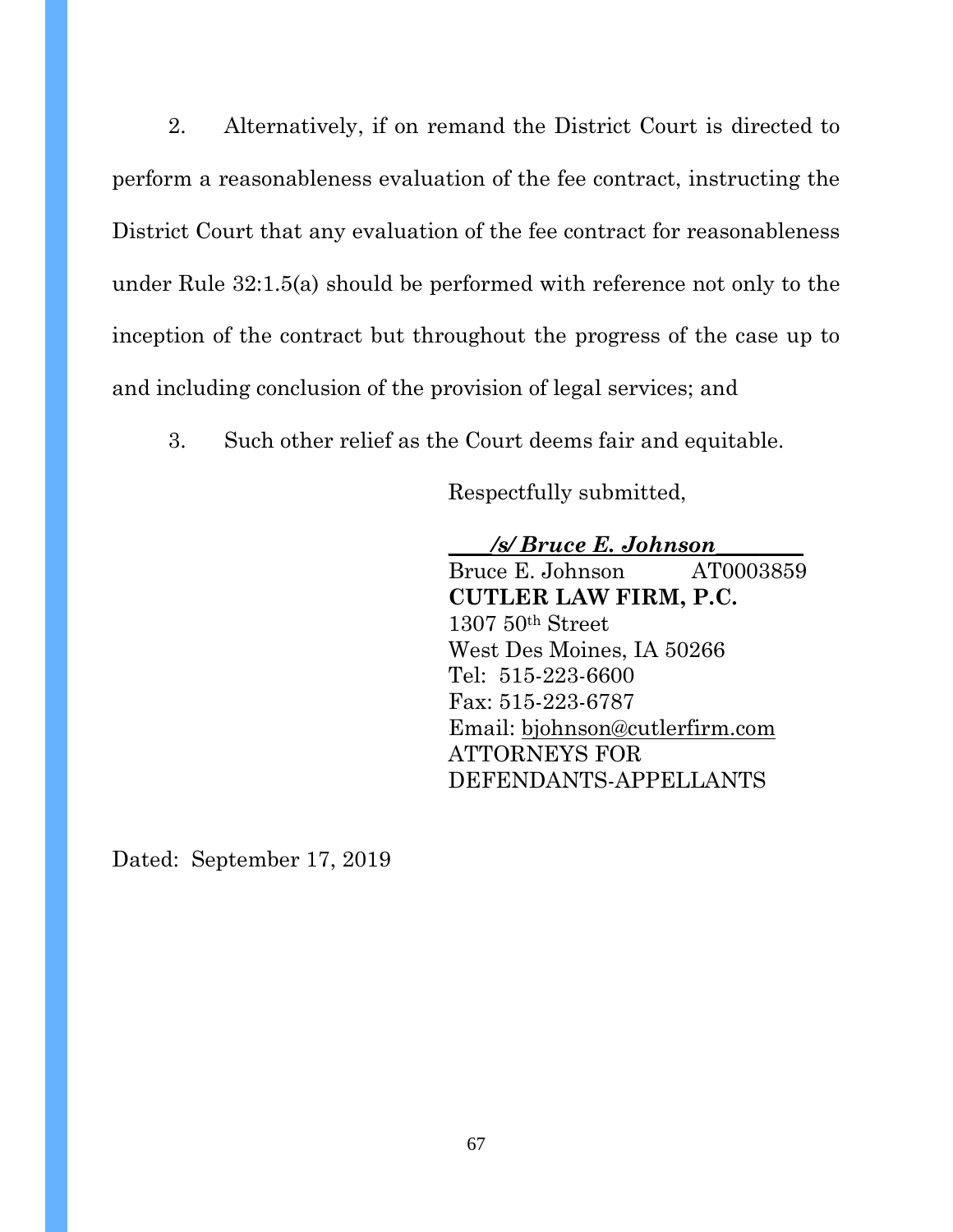2. Alternatively, if on remand the District Court is directed to perform a reasonableness evaluation of the fee contract, instructing the District Court that any evaluation of the fee contract for reasonableness under Rule 32:1.5(a) should be performed with reference not only to the inception of the contract but throughout the progress of the case up to and including conclusion of the provision of legal services; and

3. Such other relief as the Court deems fair and equitable.

Respectfully submitted,

***/s/ Bruce E. Johnson***
Bruce E. Johnson AT0003859
**CUTLER LAW FIRM, P.C.**
1307 50th Street
West Des Moines, IA 50266
Tel: 515-223-6600
Fax: 515-223-6787
Email: bjohnson@cutlerfirm.com
ATTORNEYS FOR DEFENDANTS-APPELLANTS

Dated: September 17, 2019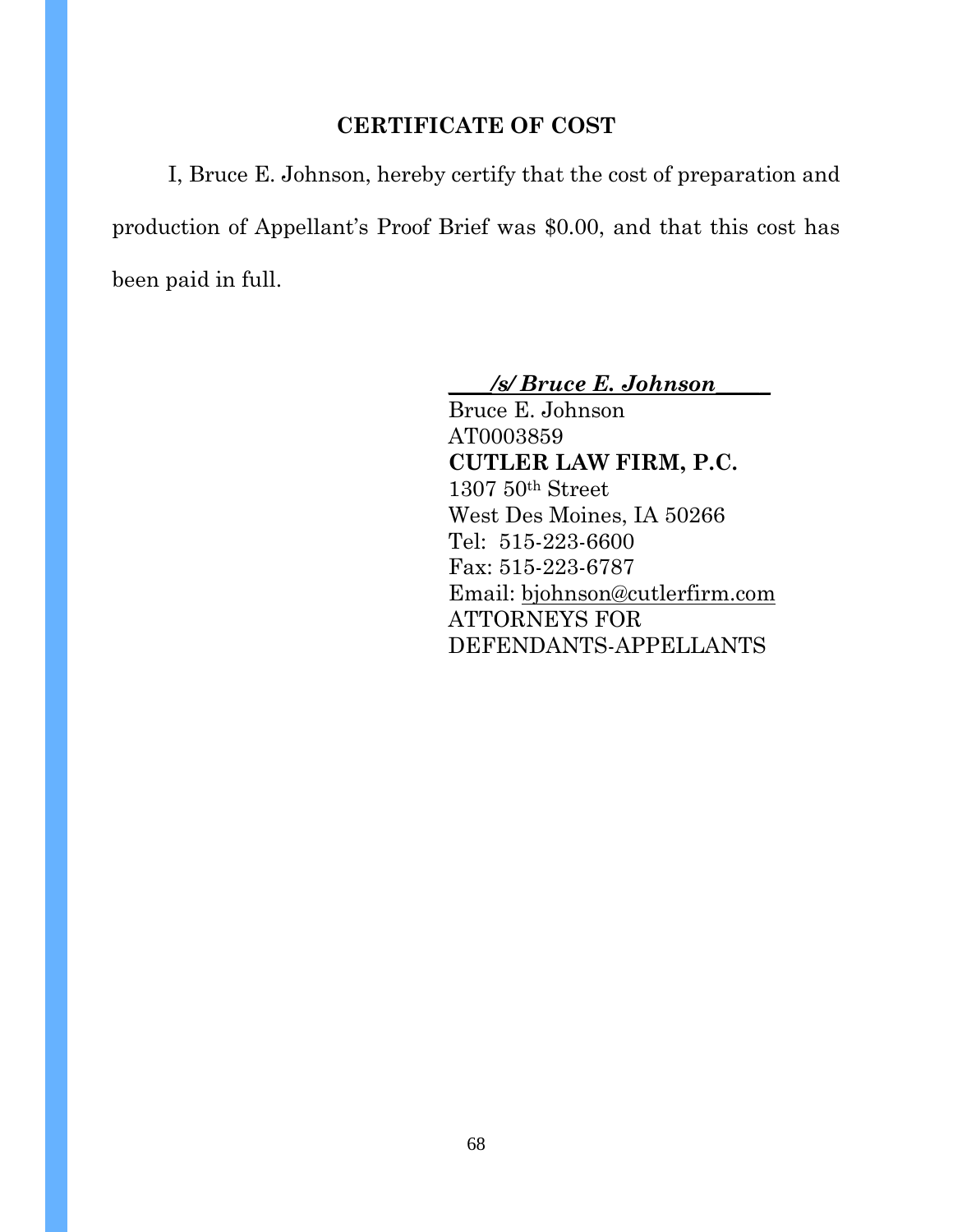## CERTIFICATE OF COST

I, Bruce E. Johnson, hereby certify that the cost of preparation and production of Appellant's Proof Brief was $0.00, and that this cost has been paid in full.

***/s/ Bruce E. Johnson***
Bruce E. Johnson
AT0003859
**CUTLER LAW FIRM, P.C.**
1307 50th Street
West Des Moines, IA 50266
Tel: 515-223-6600
Fax: 515-223-6787
Email: bjohnson@cutlerfirm.com
ATTORNEYS FOR
DEFENDANTS-APPELLANTS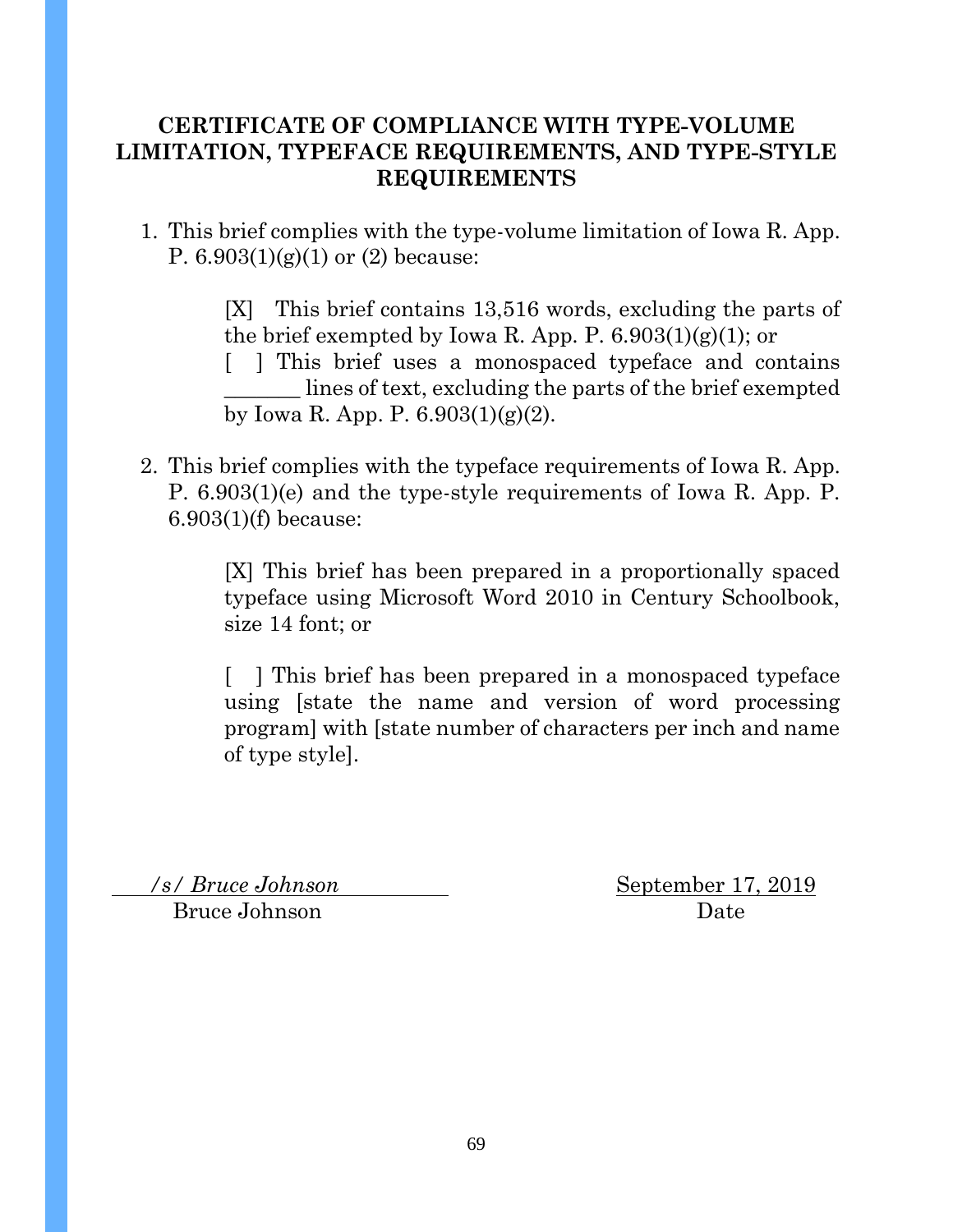# CERTIFICATE OF COMPLIANCE WITH TYPE-VOLUME LIMITATION, TYPEFACE REQUIREMENTS, AND TYPE-STYLE REQUIREMENTS

1. This brief complies with the type-volume limitation of Iowa R. App. P. 6.903(1)(g)(1) or (2) because:

   [X] This brief contains 13,516 words, excluding the parts of the brief exempted by Iowa R. App. P. 6.903(1)(g)(1); or

   [ ] This brief uses a monospaced typeface and contains _______ lines of text, excluding the parts of the brief exempted by Iowa R. App. P. 6.903(1)(g)(2).

2. This brief complies with the typeface requirements of Iowa R. App. P. 6.903(1)(e) and the type-style requirements of Iowa R. App. P. 6.903(1)(f) because:

   [X] This brief has been prepared in a proportionally spaced typeface using Microsoft Word 2010 in Century Schoolbook, size 14 font; or

   [ ] This brief has been prepared in a monospaced typeface using [state the name and version of word processing program] with [state number of characters per inch and name of type style].

*/s/ Bruce Johnson*
Bruce Johnson

September 17, 2019
Date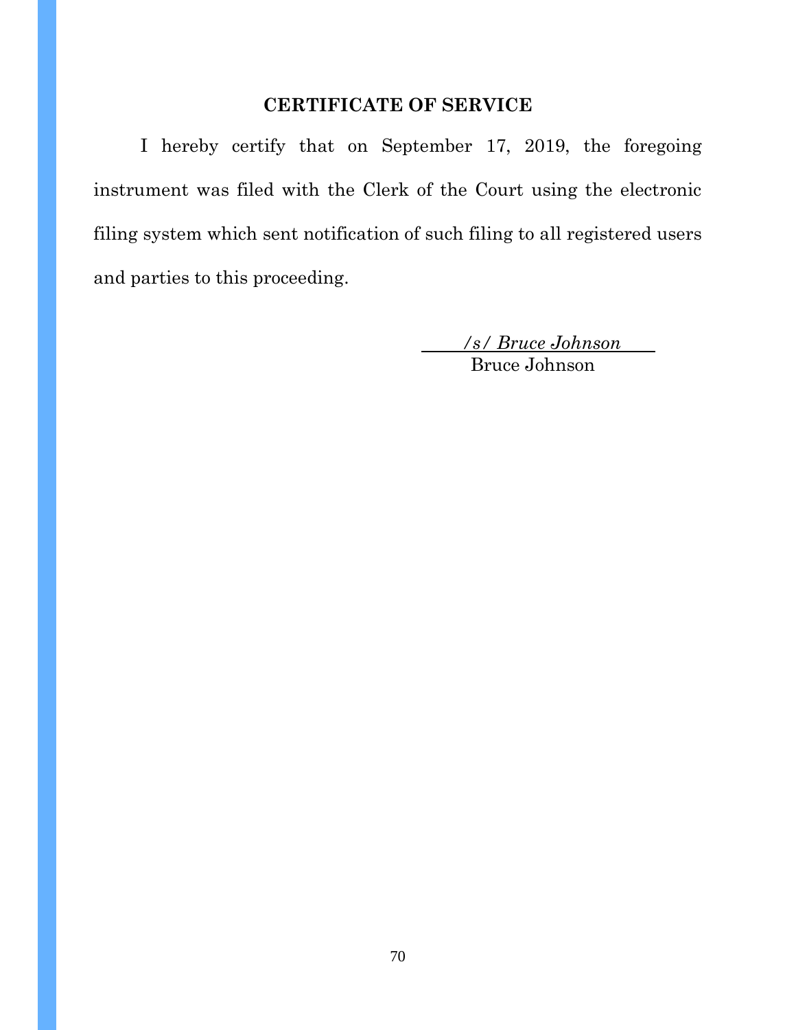## CERTIFICATE OF SERVICE

I hereby certify that on September 17, 2019, the foregoing instrument was filed with the Clerk of the Court using the electronic filing system which sent notification of such filing to all registered users and parties to this proceeding.

*/s/ Bruce Johnson*
Bruce Johnson